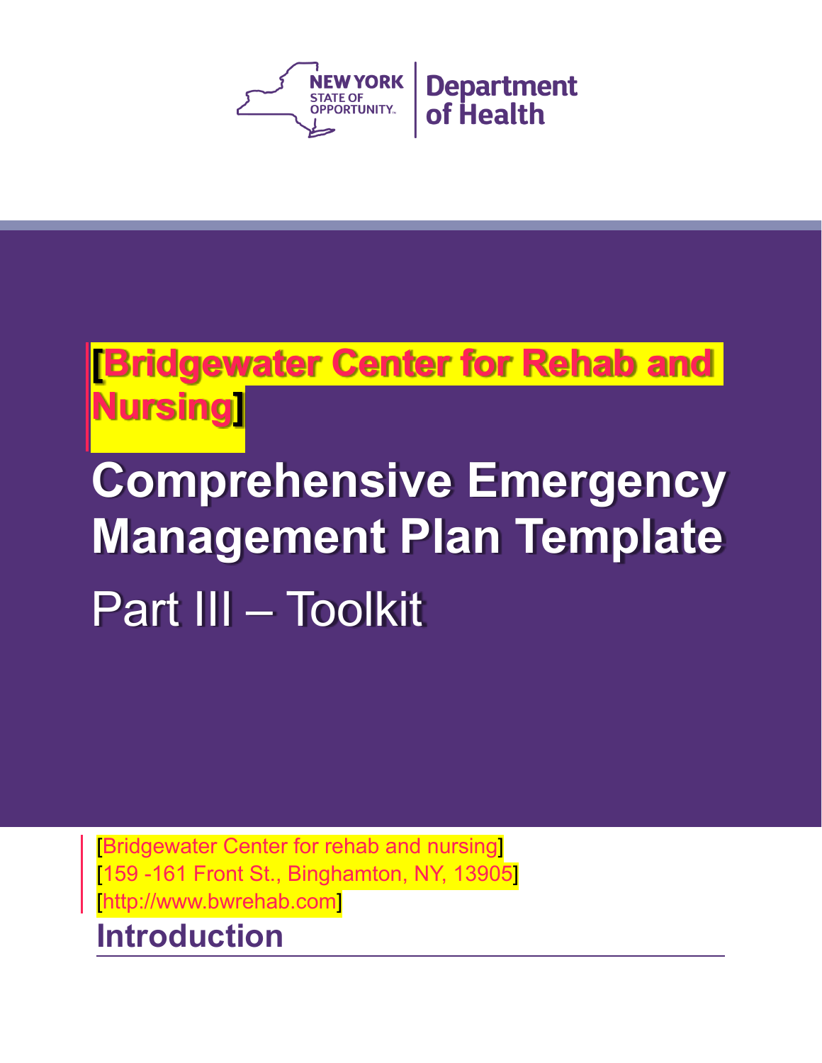New York State of Opportunity | Department of Health

# [Bridgewater Center for Rehab and Nursing]

# Comprehensive Emergency Management Plan Template

## Part III – Toolkit

[Bridgewater Center for rehab and nursing]
[159 -161 Front St., Binghamton, NY, 13905]
[http://www.bwrehab.com]

## Introduction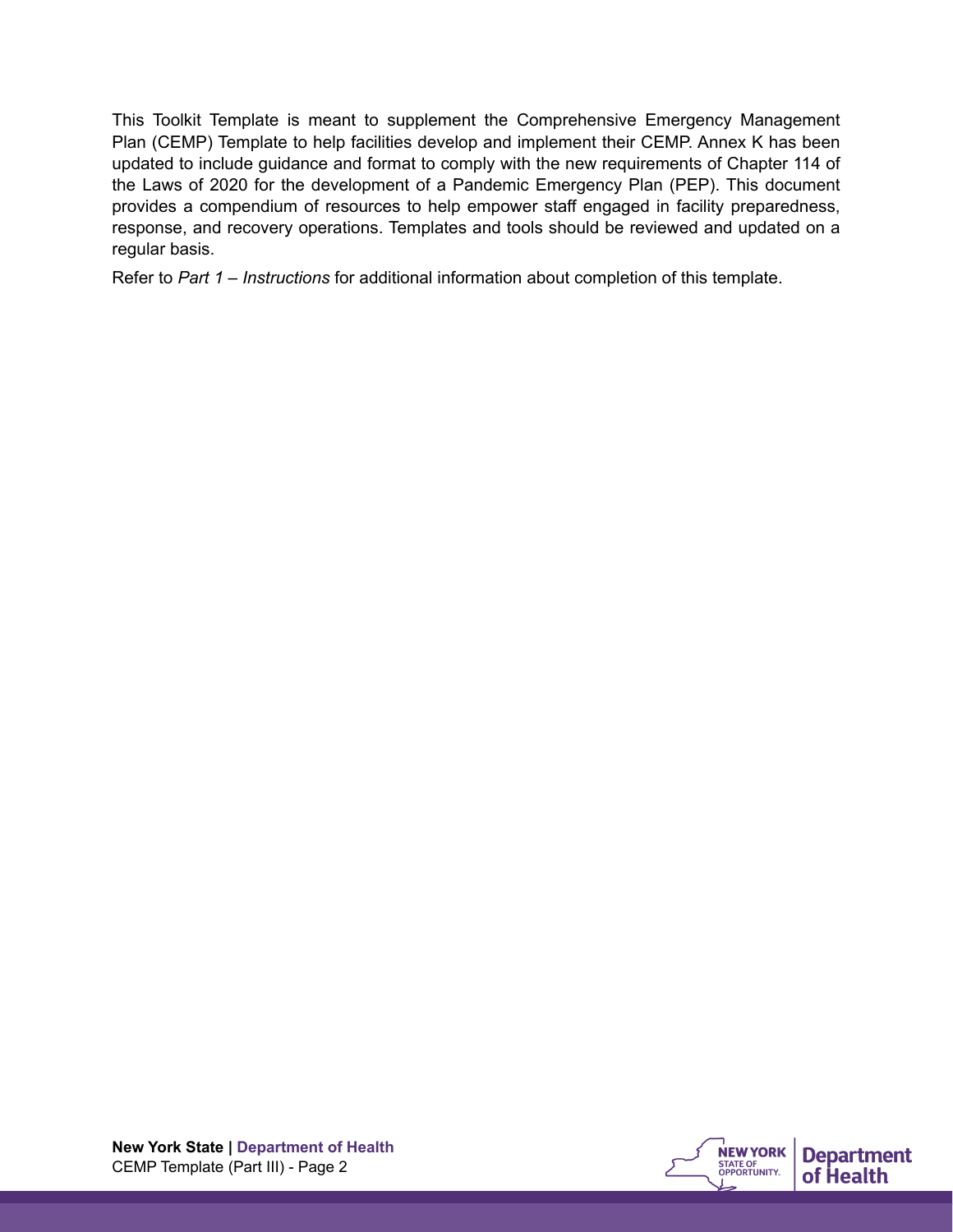This Toolkit Template is meant to supplement the Comprehensive Emergency Management Plan (CEMP) Template to help facilities develop and implement their CEMP. Annex K has been updated to include guidance and format to comply with the new requirements of Chapter 114 of the Laws of 2020 for the development of a Pandemic Emergency Plan (PEP). This document provides a compendium of resources to help empower staff engaged in facility preparedness, response, and recovery operations. Templates and tools should be reviewed and updated on a regular basis.

Refer to *Part 1 – Instructions* for additional information about completion of this template.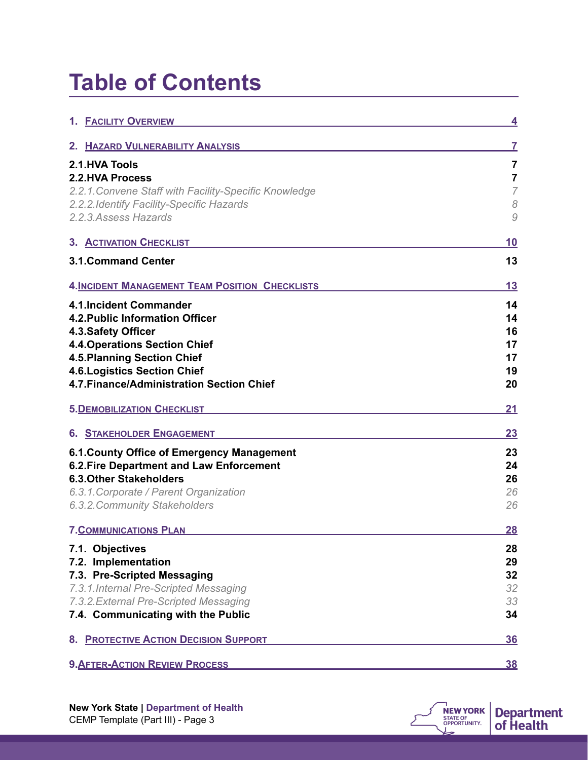# Table of Contents

| | |
|---|---|
| **1. FACILITY OVERVIEW** | **4** |
| **2. HAZARD VULNERABILITY ANALYSIS** | **7** |
| **2.1.HVA Tools** | **7** |
| **2.2.HVA Process** | **7** |
| *2.2.1.Convene Staff with Facility-Specific Knowledge* | *7* |
| *2.2.2.Identify Facility-Specific Hazards* | *8* |
| *2.2.3.Assess Hazards* | *9* |
| **3. ACTIVATION CHECKLIST** | **10** |
| **3.1.Command Center** | **13** |
| **4.INCIDENT MANAGEMENT TEAM POSITION CHECKLISTS** | **13** |
| **4.1.Incident Commander** | **14** |
| **4.2.Public Information Officer** | **14** |
| **4.3.Safety Officer** | **16** |
| **4.4.Operations Section Chief** | **17** |
| **4.5.Planning Section Chief** | **17** |
| **4.6.Logistics Section Chief** | **19** |
| **4.7.Finance/Administration Section Chief** | **20** |
| **5.DEMOBILIZATION CHECKLIST** | **21** |
| **6. STAKEHOLDER ENGAGEMENT** | **23** |
| **6.1.County Office of Emergency Management** | **23** |
| **6.2.Fire Department and Law Enforcement** | **24** |
| **6.3.Other Stakeholders** | **26** |
| *6.3.1.Corporate / Parent Organization* | *26* |
| *6.3.2.Community Stakeholders* | *26* |
| **7.COMMUNICATIONS PLAN** | **28** |
| **7.1. Objectives** | **28** |
| **7.2. Implementation** | **29** |
| **7.3. Pre-Scripted Messaging** | **32** |
| *7.3.1.Internal Pre-Scripted Messaging* | *32* |
| *7.3.2.External Pre-Scripted Messaging* | *33* |
| **7.4. Communicating with the Public** | **34** |
| **8. PROTECTIVE ACTION DECISION SUPPORT** | **36** |
| **9.AFTER-ACTION REVIEW PROCESS** | **38** |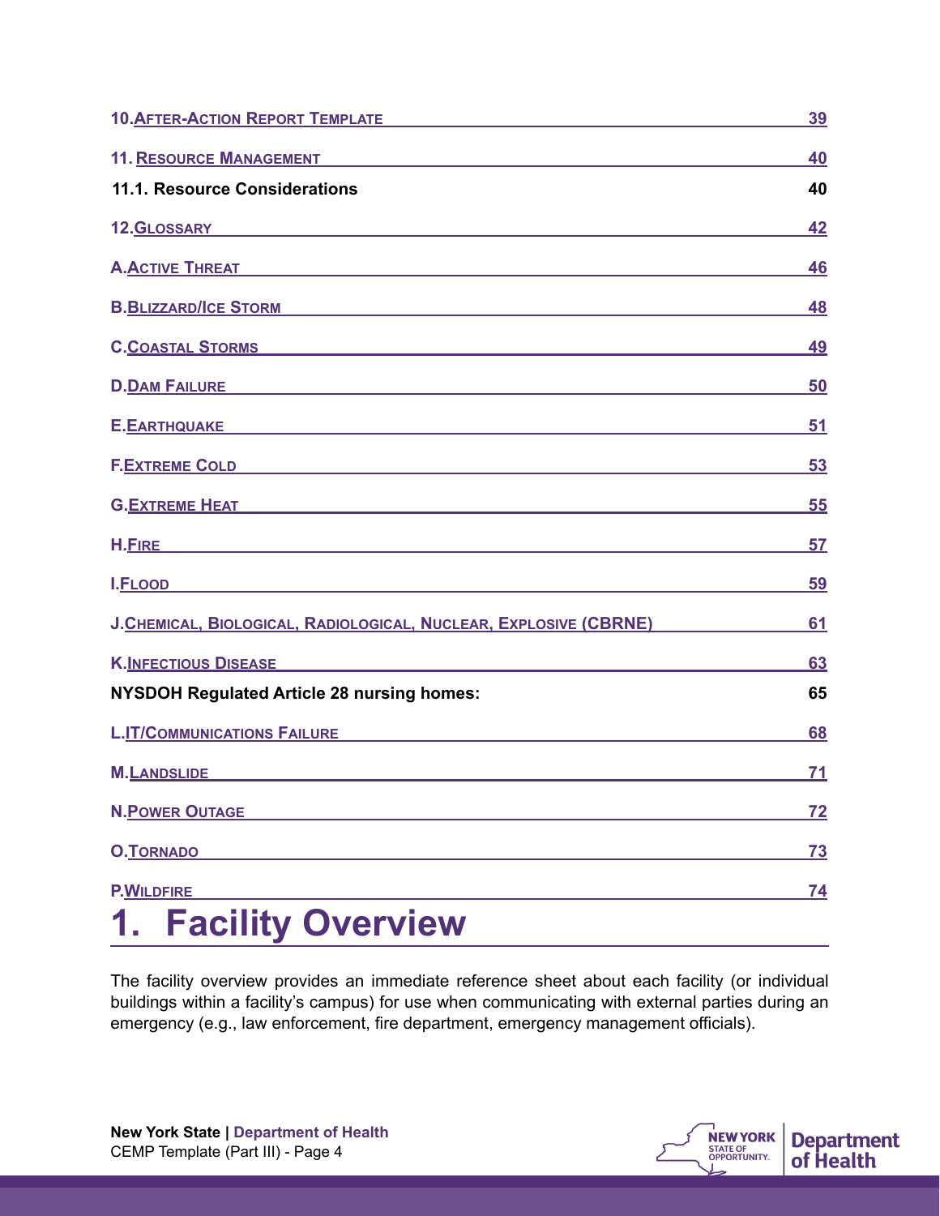10. After-Action Report Template 39

11. Resource Management 40

11.1. Resource Considerations 40

12. Glossary 42

A. Active Threat 46

B. Blizzard/Ice Storm 48

C. Coastal Storms 49

D. Dam Failure 50

E. Earthquake 51

F. Extreme Cold 53

G. Extreme Heat 55

H. Fire 57

I. Flood 59

J. Chemical, Biological, Radiological, Nuclear, Explosive (CBRNE) 61

K. Infectious Disease 63

NYSDOH Regulated Article 28 nursing homes: 65

L. IT/Communications Failure 68

M. Landslide 71

N. Power Outage 72

O. Tornado 73

P. Wildfire 74

# 1. Facility Overview

The facility overview provides an immediate reference sheet about each facility (or individual buildings within a facility's campus) for use when communicating with external parties during an emergency (e.g., law enforcement, fire department, emergency management officials).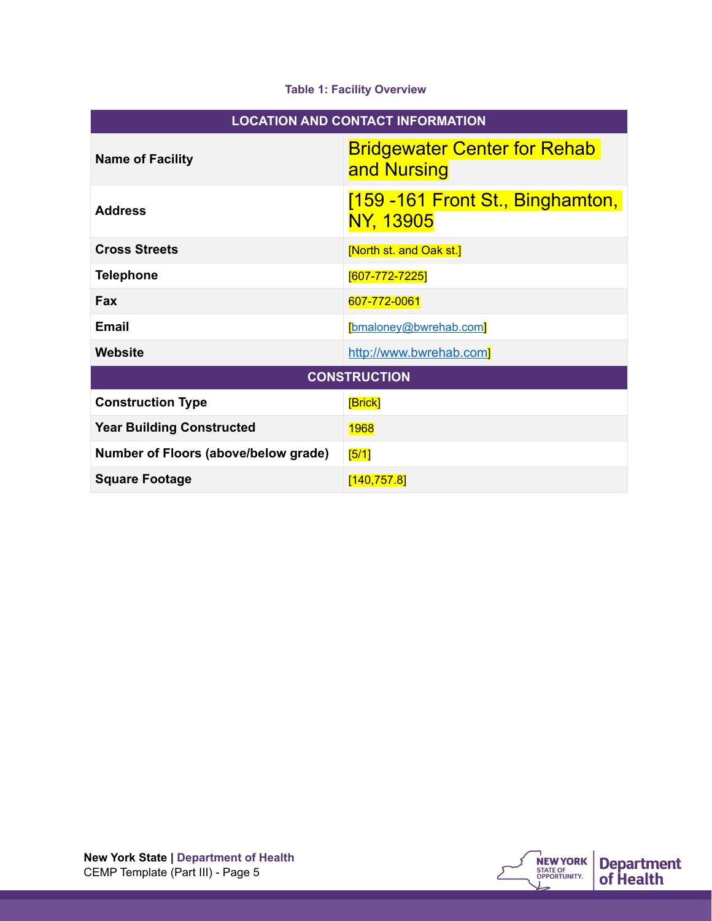**Table 1: Facility Overview**

| LOCATION AND CONTACT INFORMATION | |
|---|---|
| **Name of Facility** | Bridgewater Center for Rehab and Nursing |
| **Address** | [159 -161 Front St., Binghamton, NY, 13905 |
| **Cross Streets** | [North st. and Oak st.] |
| **Telephone** | [607-772-7225] |
| **Fax** | 607-772-0061 |
| **Email** | [bmaloney@bwrehab.com] |
| **Website** | http://www.bwrehab.com] |
| **CONSTRUCTION** | |
| **Construction Type** | [Brick] |
| **Year Building Constructed** | 1968 |
| **Number of Floors (above/below grade)** | [5/1] |
| **Square Footage** | [140,757.8] |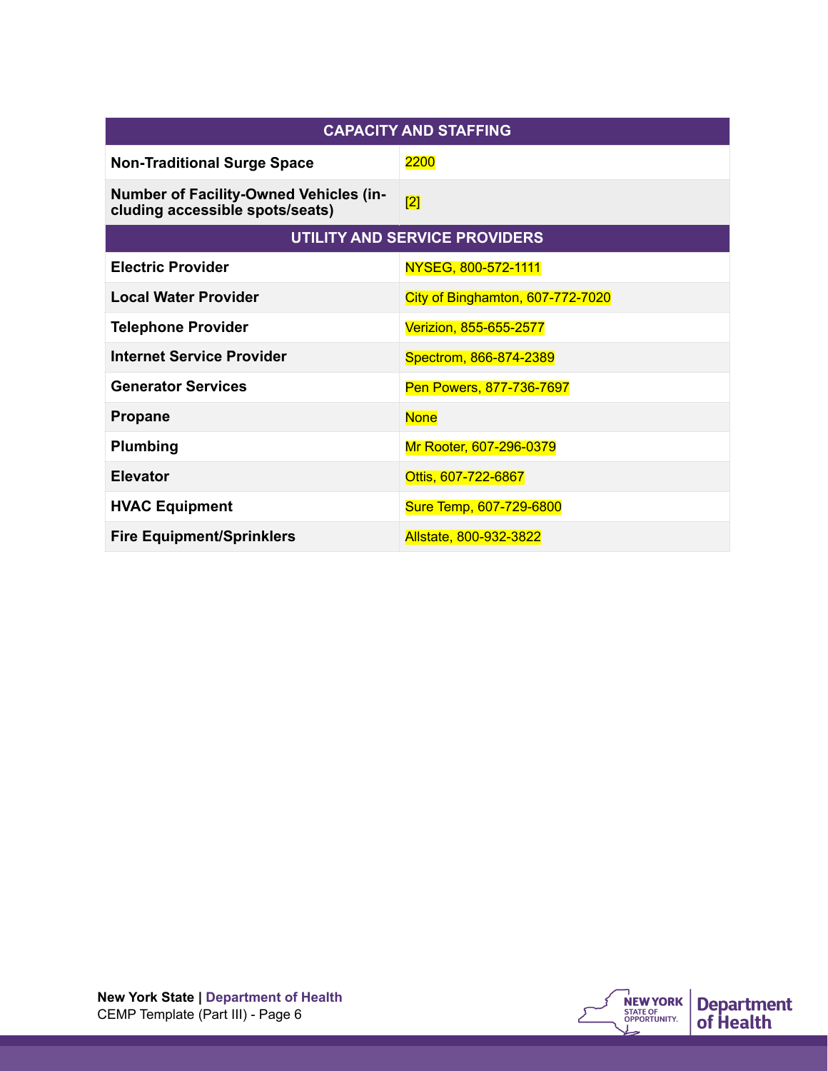| CAPACITY AND STAFFING | |
|---|---|
| **Non-Traditional Surge Space** | 2200 |
| **Number of Facility-Owned Vehicles (including accessible spots/seats)** | [2] |
| **UTILITY AND SERVICE PROVIDERS** | |
| **Electric Provider** | NYSEG, 800-572-1111 |
| **Local Water Provider** | City of Binghamton, 607-772-7020 |
| **Telephone Provider** | Verizion, 855-655-2577 |
| **Internet Service Provider** | Spectrom, 866-874-2389 |
| **Generator Services** | Pen Powers, 877-736-7697 |
| **Propane** | None |
| **Plumbing** | Mr Rooter, 607-296-0379 |
| **Elevator** | Ottis, 607-722-6867 |
| **HVAC Equipment** | Sure Temp, 607-729-6800 |
| **Fire Equipment/Sprinklers** | Allstate, 800-932-3822 |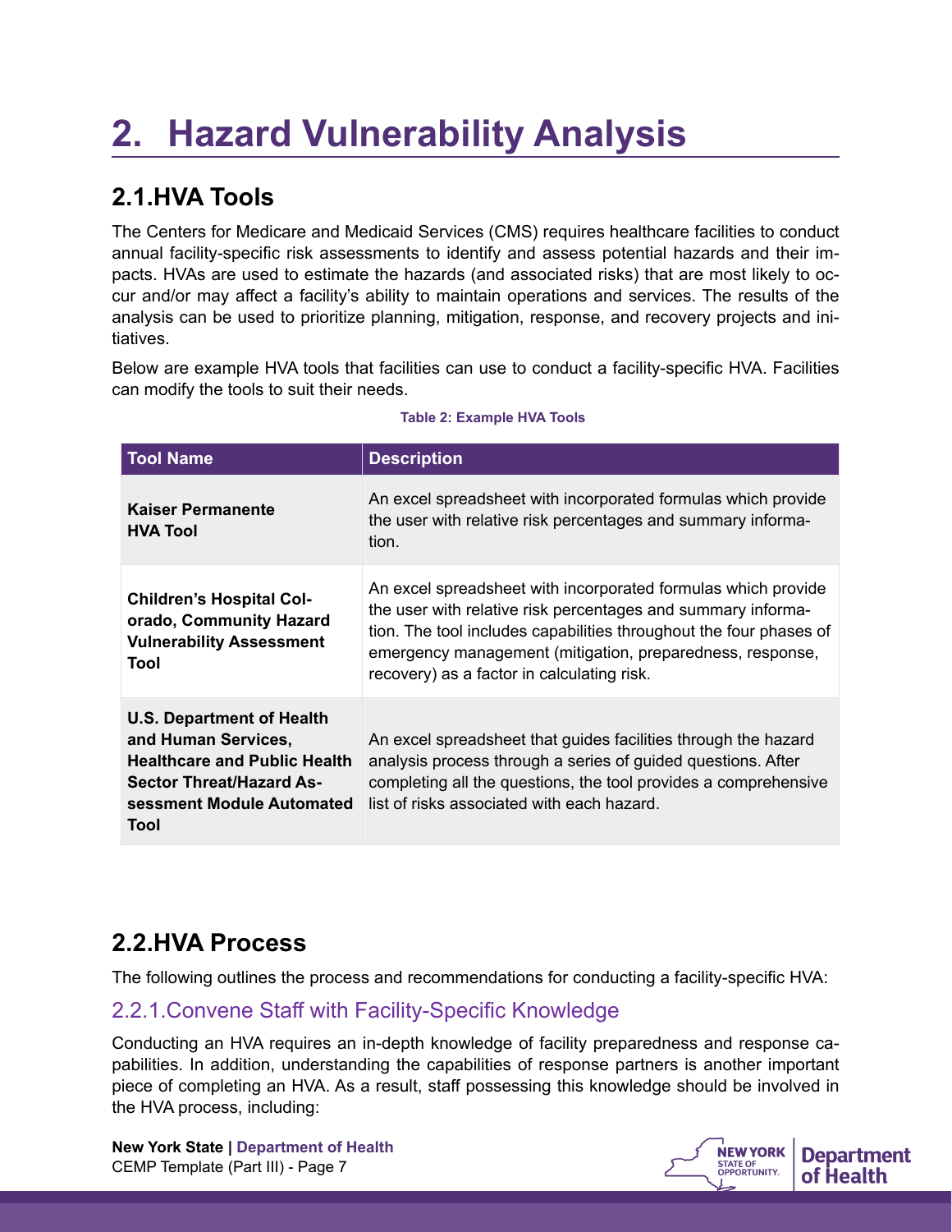# 2. Hazard Vulnerability Analysis

## 2.1.HVA Tools

The Centers for Medicare and Medicaid Services (CMS) requires healthcare facilities to conduct annual facility-specific risk assessments to identify and assess potential hazards and their impacts. HVAs are used to estimate the hazards (and associated risks) that are most likely to occur and/or may affect a facility's ability to maintain operations and services. The results of the analysis can be used to prioritize planning, mitigation, response, and recovery projects and initiatives.

Below are example HVA tools that facilities can use to conduct a facility-specific HVA. Facilities can modify the tools to suit their needs.

**Table 2: Example HVA Tools**

| Tool Name | Description |
|---|---|
| **Kaiser Permanente HVA Tool** | An excel spreadsheet with incorporated formulas which provide the user with relative risk percentages and summary information. |
| **Children's Hospital Colorado, Community Hazard Vulnerability Assessment Tool** | An excel spreadsheet with incorporated formulas which provide the user with relative risk percentages and summary information. The tool includes capabilities throughout the four phases of emergency management (mitigation, preparedness, response, recovery) as a factor in calculating risk. |
| **U.S. Department of Health and Human Services, Healthcare and Public Health Sector Threat/Hazard Assessment Module Automated Tool** | An excel spreadsheet that guides facilities through the hazard analysis process through a series of guided questions. After completing all the questions, the tool provides a comprehensive list of risks associated with each hazard. |

## 2.2.HVA Process

The following outlines the process and recommendations for conducting a facility-specific HVA:

### 2.2.1.Convene Staff with Facility-Specific Knowledge

Conducting an HVA requires an in-depth knowledge of facility preparedness and response capabilities. In addition, understanding the capabilities of response partners is another important piece of completing an HVA. As a result, staff possessing this knowledge should be involved in the HVA process, including: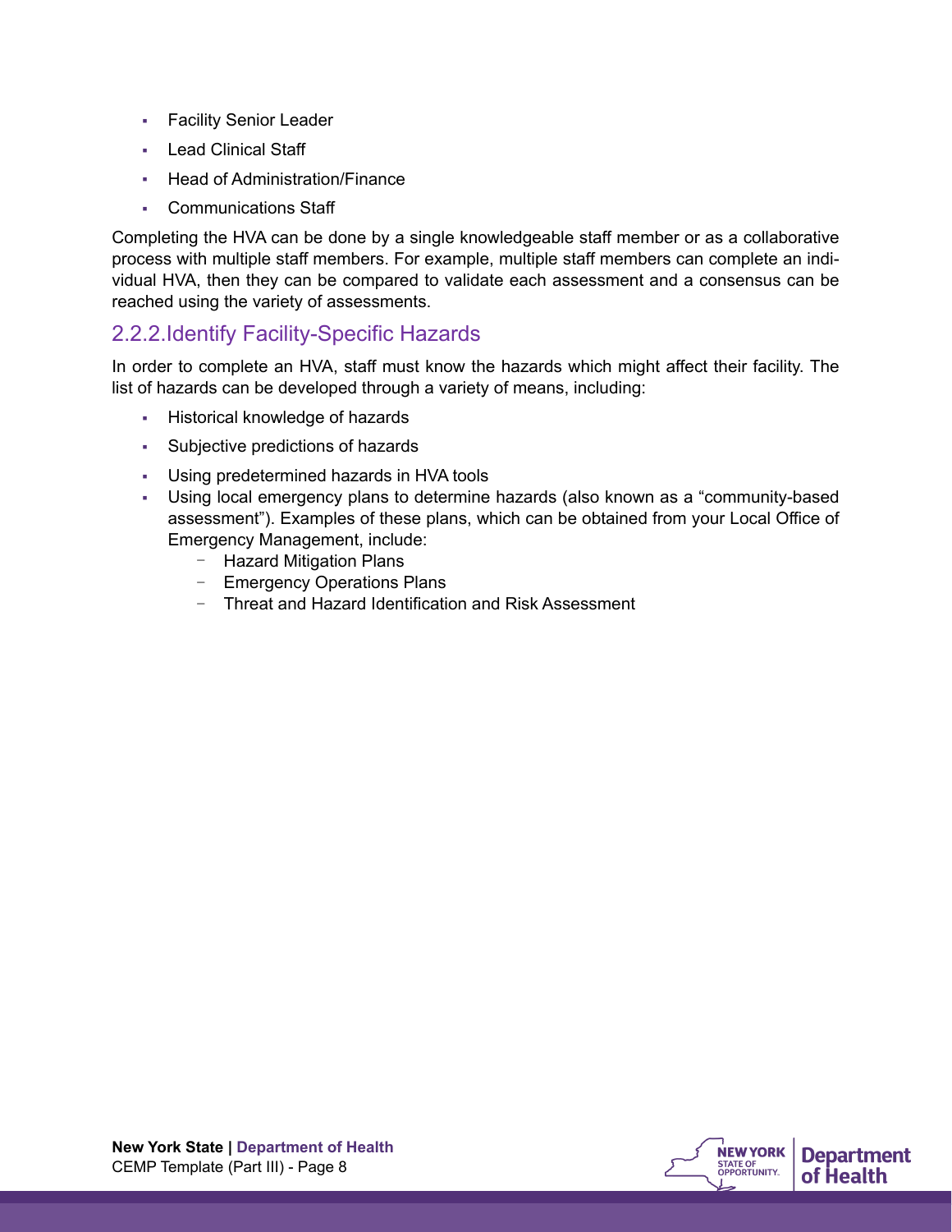- Facility Senior Leader
- Lead Clinical Staff
- Head of Administration/Finance
- Communications Staff

Completing the HVA can be done by a single knowledgeable staff member or as a collaborative process with multiple staff members. For example, multiple staff members can complete an individual HVA, then they can be compared to validate each assessment and a consensus can be reached using the variety of assessments.

### 2.2.2.Identify Facility-Specific Hazards

In order to complete an HVA, staff must know the hazards which might affect their facility. The list of hazards can be developed through a variety of means, including:

- Historical knowledge of hazards
- Subjective predictions of hazards
- Using predetermined hazards in HVA tools
- Using local emergency plans to determine hazards (also known as a "community-based assessment"). Examples of these plans, which can be obtained from your Local Office of Emergency Management, include:
  - Hazard Mitigation Plans
  - Emergency Operations Plans
  - Threat and Hazard Identification and Risk Assessment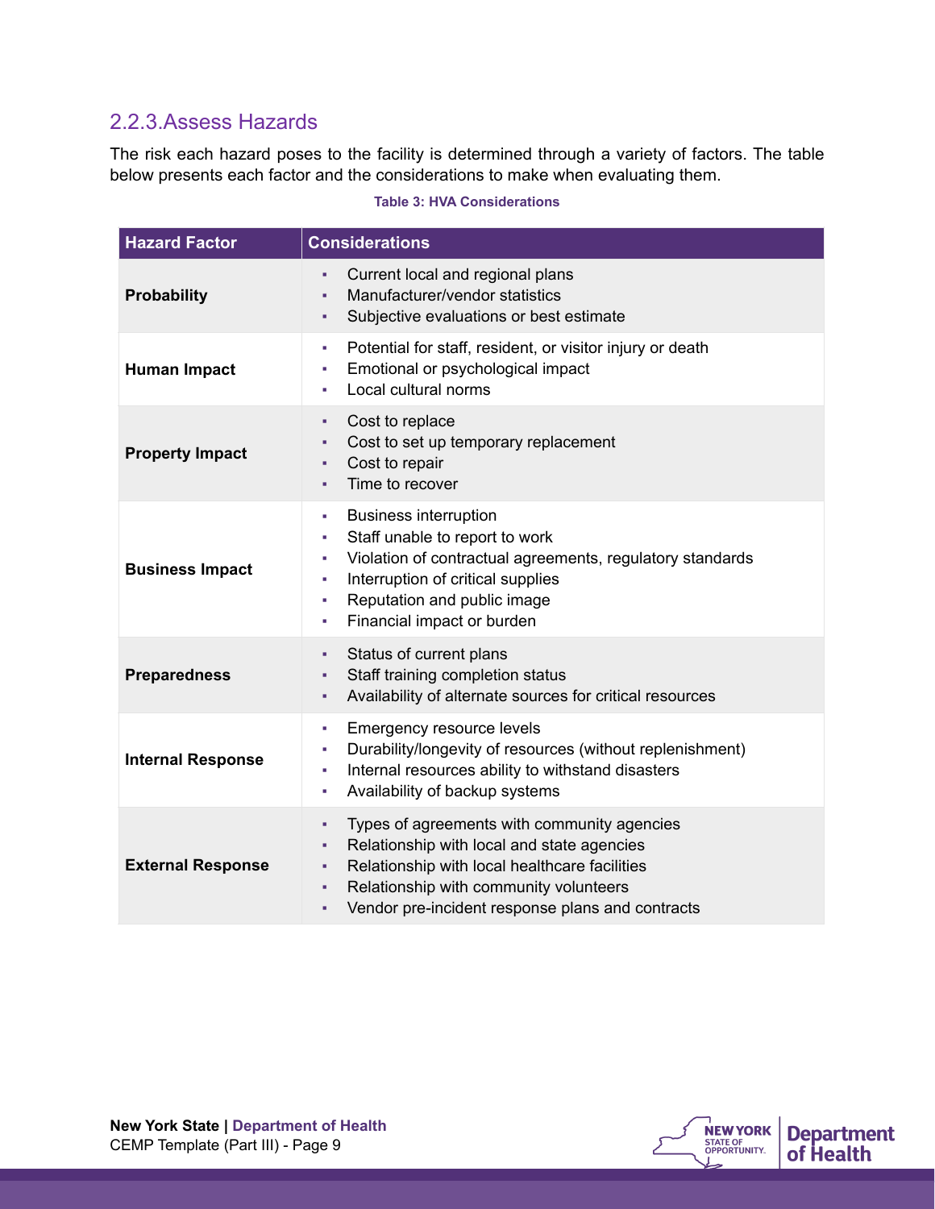### 2.2.3. Assess Hazards

The risk each hazard poses to the facility is determined through a variety of factors. The table below presents each factor and the considerations to make when evaluating them.

**Table 3: HVA Considerations**

| Hazard Factor | Considerations |
|---|---|
| **Probability** | ▪ Current local and regional plans<br>▪ Manufacturer/vendor statistics<br>▪ Subjective evaluations or best estimate |
| **Human Impact** | ▪ Potential for staff, resident, or visitor injury or death<br>▪ Emotional or psychological impact<br>▪ Local cultural norms |
| **Property Impact** | ▪ Cost to replace<br>▪ Cost to set up temporary replacement<br>▪ Cost to repair<br>▪ Time to recover |
| **Business Impact** | ▪ Business interruption<br>▪ Staff unable to report to work<br>▪ Violation of contractual agreements, regulatory standards<br>▪ Interruption of critical supplies<br>▪ Reputation and public image<br>▪ Financial impact or burden |
| **Preparedness** | ▪ Status of current plans<br>▪ Staff training completion status<br>▪ Availability of alternate sources for critical resources |
| **Internal Response** | ▪ Emergency resource levels<br>▪ Durability/longevity of resources (without replenishment)<br>▪ Internal resources ability to withstand disasters<br>▪ Availability of backup systems |
| **External Response** | ▪ Types of agreements with community agencies<br>▪ Relationship with local and state agencies<br>▪ Relationship with local healthcare facilities<br>▪ Relationship with community volunteers<br>▪ Vendor pre-incident response plans and contracts |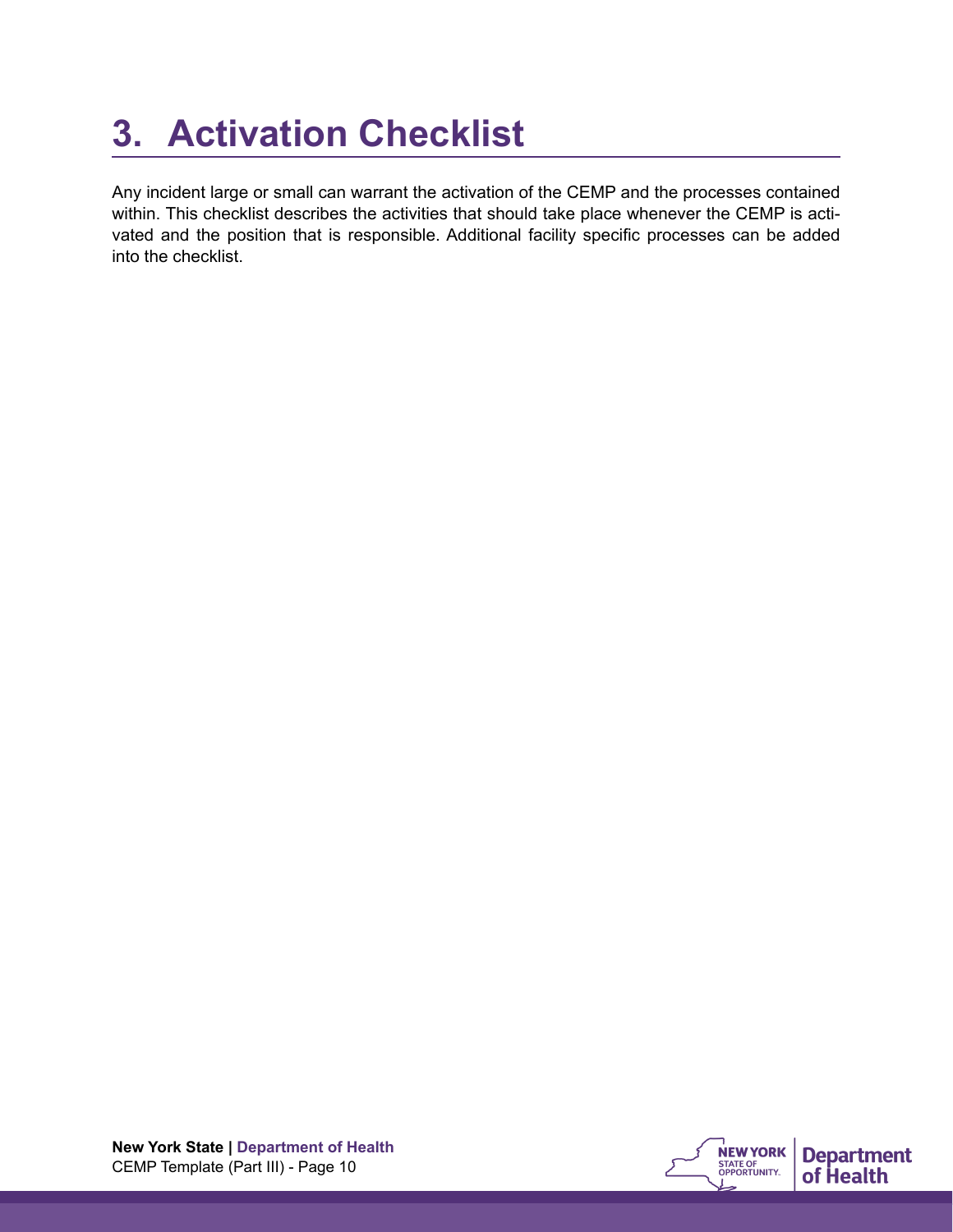# 3. Activation Checklist

Any incident large or small can warrant the activation of the CEMP and the processes contained within. This checklist describes the activities that should take place whenever the CEMP is activated and the position that is responsible. Additional facility specific processes can be added into the checklist.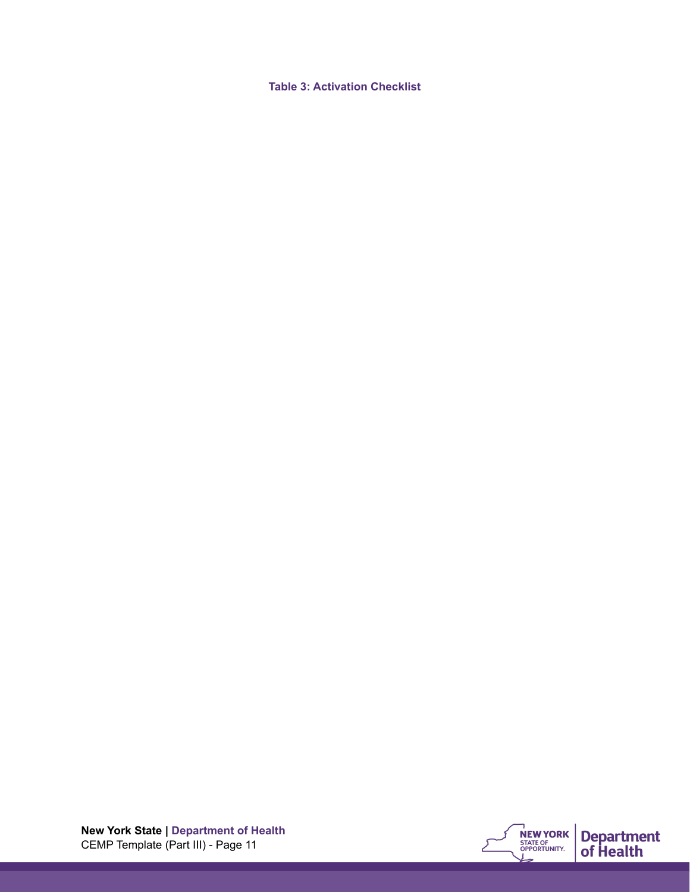**Table 3: Activation Checklist**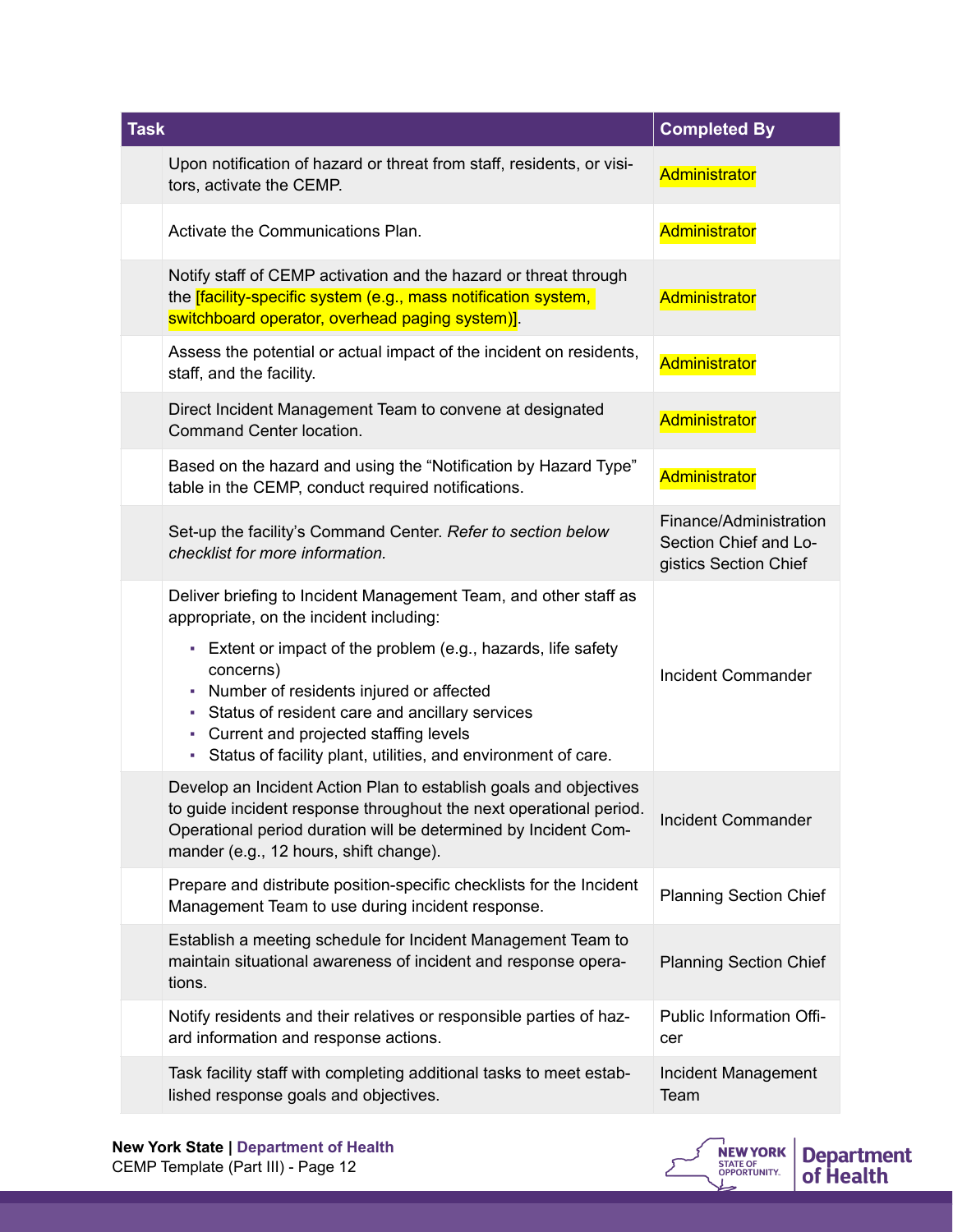| | Task | Completed By |
|---|---|---|
| | Upon notification of hazard or threat from staff, residents, or visitors, activate the CEMP. | Administrator |
| | Activate the Communications Plan. | Administrator |
| | Notify staff of CEMP activation and the hazard or threat through the [facility-specific system (e.g., mass notification system, switchboard operator, overhead paging system)]. | Administrator |
| | Assess the potential or actual impact of the incident on residents, staff, and the facility. | Administrator |
| | Direct Incident Management Team to convene at designated Command Center location. | Administrator |
| | Based on the hazard and using the "Notification by Hazard Type" table in the CEMP, conduct required notifications. | Administrator |
| | Set-up the facility's Command Center. *Refer to section below checklist for more information.* | Finance/Administration Section Chief and Logistics Section Chief |
| | Deliver briefing to Incident Management Team, and other staff as appropriate, on the incident including:<br>▪ Extent or impact of the problem (e.g., hazards, life safety concerns)<br>▪ Number of residents injured or affected<br>▪ Status of resident care and ancillary services<br>▪ Current and projected staffing levels<br>▪ Status of facility plant, utilities, and environment of care. | Incident Commander |
| | Develop an Incident Action Plan to establish goals and objectives to guide incident response throughout the next operational period. Operational period duration will be determined by Incident Commander (e.g., 12 hours, shift change). | Incident Commander |
| | Prepare and distribute position-specific checklists for the Incident Management Team to use during incident response. | Planning Section Chief |
| | Establish a meeting schedule for Incident Management Team to maintain situational awareness of incident and response operations. | Planning Section Chief |
| | Notify residents and their relatives or responsible parties of hazard information and response actions. | Public Information Officer |
| | Task facility staff with completing additional tasks to meet established response goals and objectives. | Incident Management Team |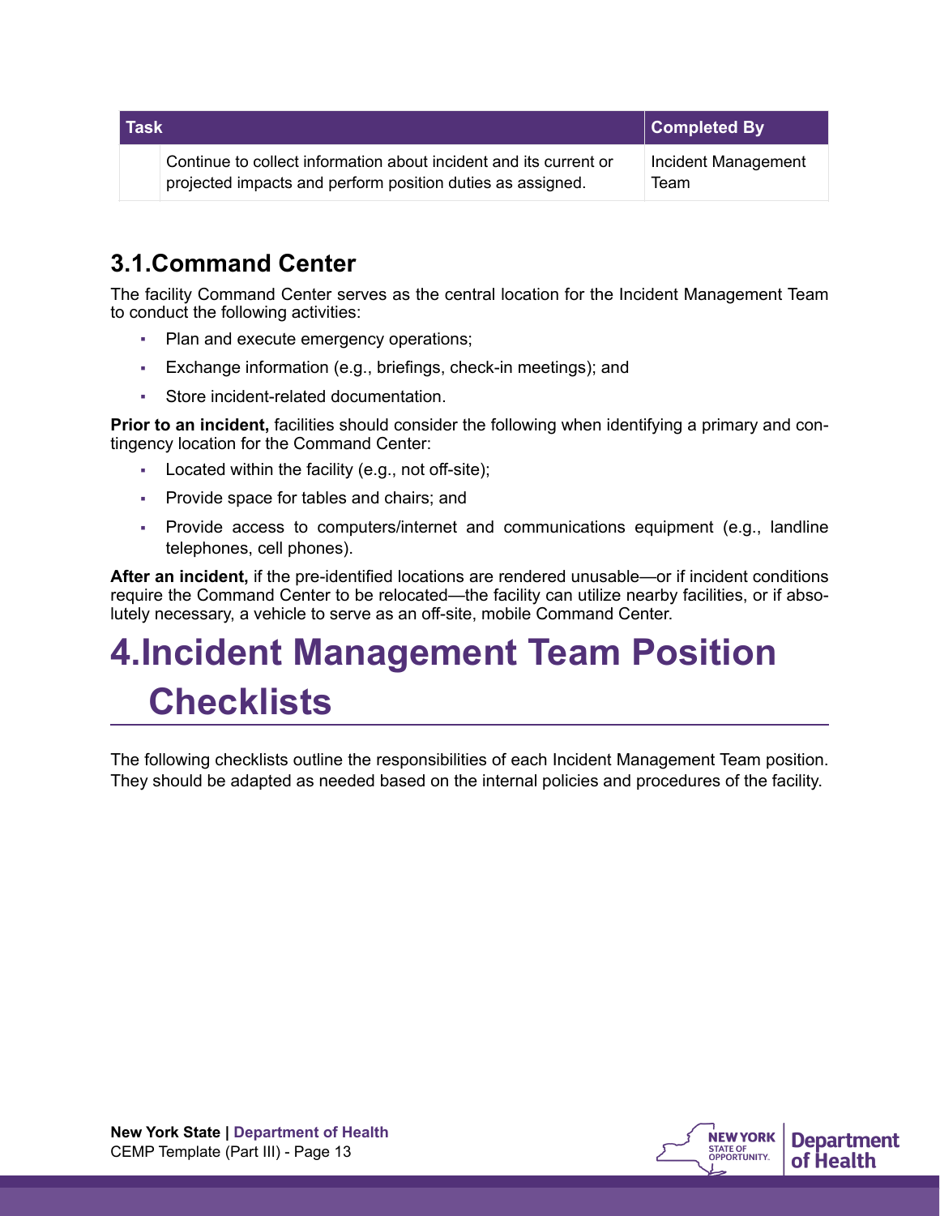| Task | | Completed By |
|---|---|---|
| | Continue to collect information about incident and its current or projected impacts and perform position duties as assigned. | Incident Management Team |

## 3.1. Command Center

The facility Command Center serves as the central location for the Incident Management Team to conduct the following activities:

- Plan and execute emergency operations;
- Exchange information (e.g., briefings, check-in meetings); and
- Store incident-related documentation.

**Prior to an incident,** facilities should consider the following when identifying a primary and contingency location for the Command Center:

- Located within the facility (e.g., not off-site);
- Provide space for tables and chairs; and
- Provide access to computers/internet and communications equipment (e.g., landline telephones, cell phones).

**After an incident,** if the pre-identified locations are rendered unusable—or if incident conditions require the Command Center to be relocated—the facility can utilize nearby facilities, or if absolutely necessary, a vehicle to serve as an off-site, mobile Command Center.

# 4. Incident Management Team Position Checklists

The following checklists outline the responsibilities of each Incident Management Team position. They should be adapted as needed based on the internal policies and procedures of the facility.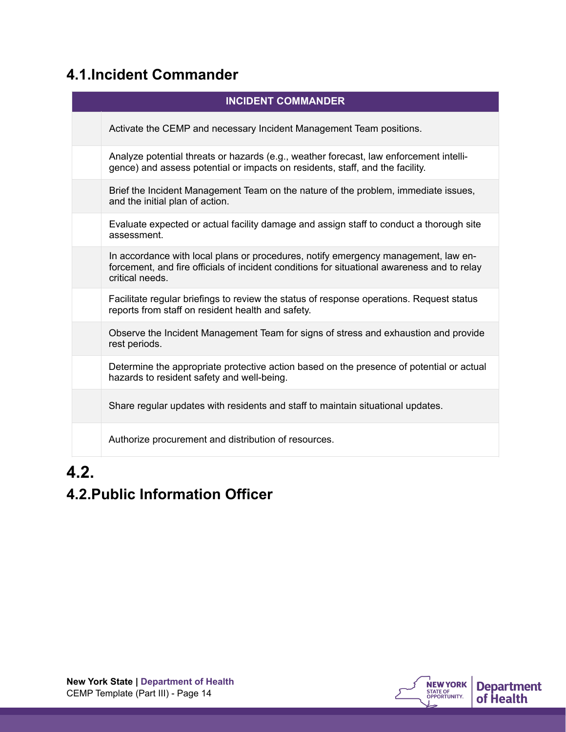## 4.1. Incident Commander

| | INCIDENT COMMANDER |
|---|---|
| | Activate the CEMP and necessary Incident Management Team positions. |
| | Analyze potential threats or hazards (e.g., weather forecast, law enforcement intelligence) and assess potential or impacts on residents, staff, and the facility. |
| | Brief the Incident Management Team on the nature of the problem, immediate issues, and the initial plan of action. |
| | Evaluate expected or actual facility damage and assign staff to conduct a thorough site assessment. |
| | In accordance with local plans or procedures, notify emergency management, law enforcement, and fire officials of incident conditions for situational awareness and to relay critical needs. |
| | Facilitate regular briefings to review the status of response operations. Request status reports from staff on resident health and safety. |
| | Observe the Incident Management Team for signs of stress and exhaustion and provide rest periods. |
| | Determine the appropriate protective action based on the presence of potential or actual hazards to resident safety and well-being. |
| | Share regular updates with residents and staff to maintain situational updates. |
| | Authorize procurement and distribution of resources. |

## 4.2.

## 4.2. Public Information Officer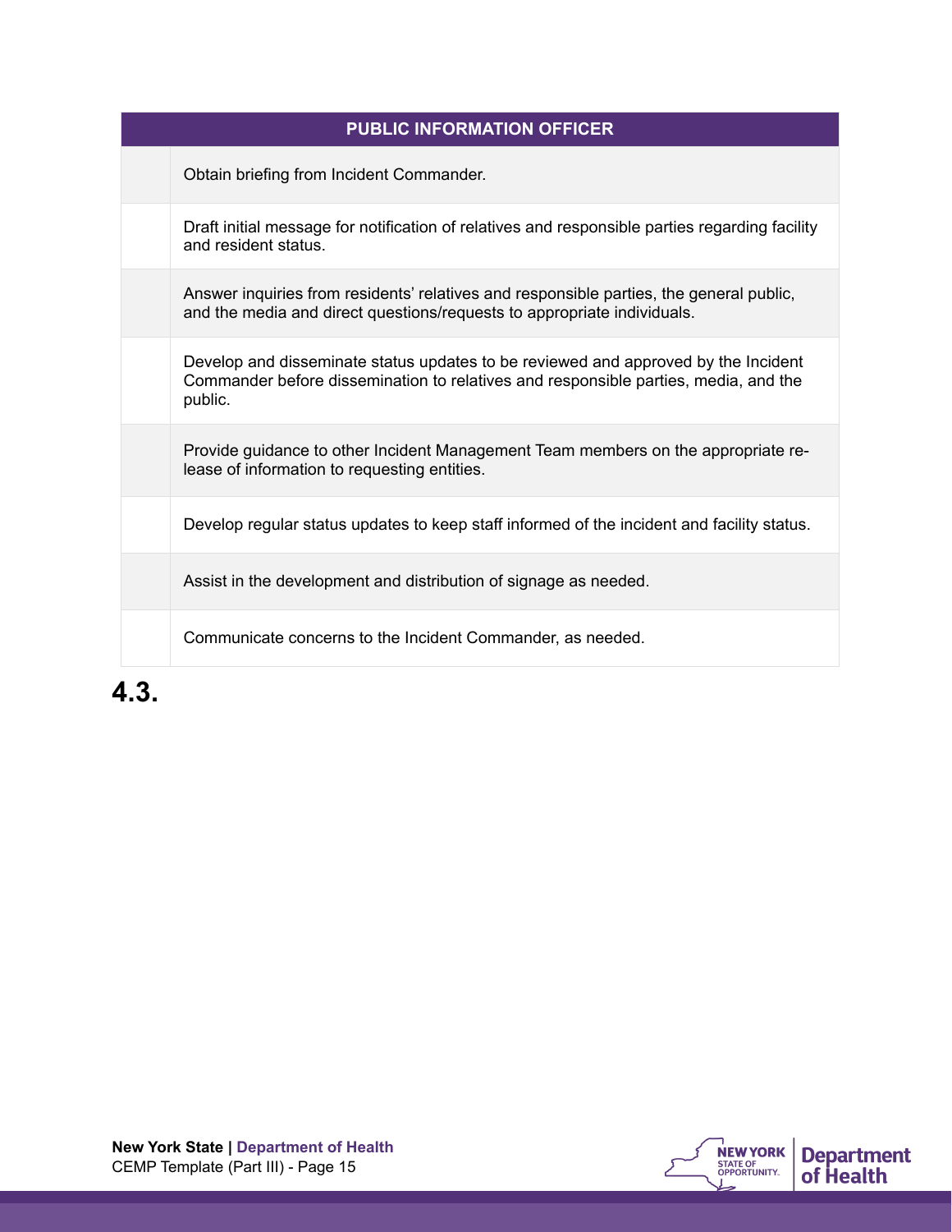| | PUBLIC INFORMATION OFFICER |
|---|---|
| | Obtain briefing from Incident Commander. |
| | Draft initial message for notification of relatives and responsible parties regarding facility and resident status. |
| | Answer inquiries from residents' relatives and responsible parties, the general public, and the media and direct questions/requests to appropriate individuals. |
| | Develop and disseminate status updates to be reviewed and approved by the Incident Commander before dissemination to relatives and responsible parties, media, and the public. |
| | Provide guidance to other Incident Management Team members on the appropriate release of information to requesting entities. |
| | Develop regular status updates to keep staff informed of the incident and facility status. |
| | Assist in the development and distribution of signage as needed. |
| | Communicate concerns to the Incident Commander, as needed. |

## 4.3.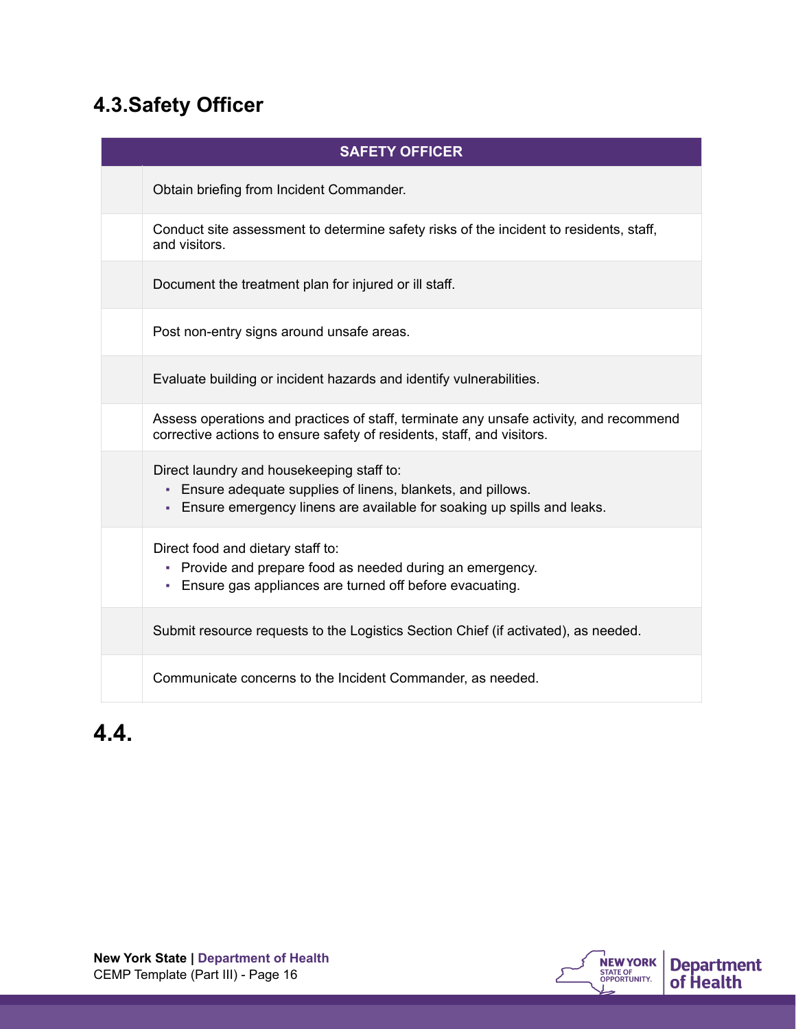## 4.3. Safety Officer

| | SAFETY OFFICER |
|---|---|
| | Obtain briefing from Incident Commander. |
| | Conduct site assessment to determine safety risks of the incident to residents, staff, and visitors. |
| | Document the treatment plan for injured or ill staff. |
| | Post non-entry signs around unsafe areas. |
| | Evaluate building or incident hazards and identify vulnerabilities. |
| | Assess operations and practices of staff, terminate any unsafe activity, and recommend corrective actions to ensure safety of residents, staff, and visitors. |
| | Direct laundry and housekeeping staff to:<br>▪ Ensure adequate supplies of linens, blankets, and pillows.<br>▪ Ensure emergency linens are available for soaking up spills and leaks. |
| | Direct food and dietary staff to:<br>▪ Provide and prepare food as needed during an emergency.<br>▪ Ensure gas appliances are turned off before evacuating. |
| | Submit resource requests to the Logistics Section Chief (if activated), as needed. |
| | Communicate concerns to the Incident Commander, as needed. |

## 4.4.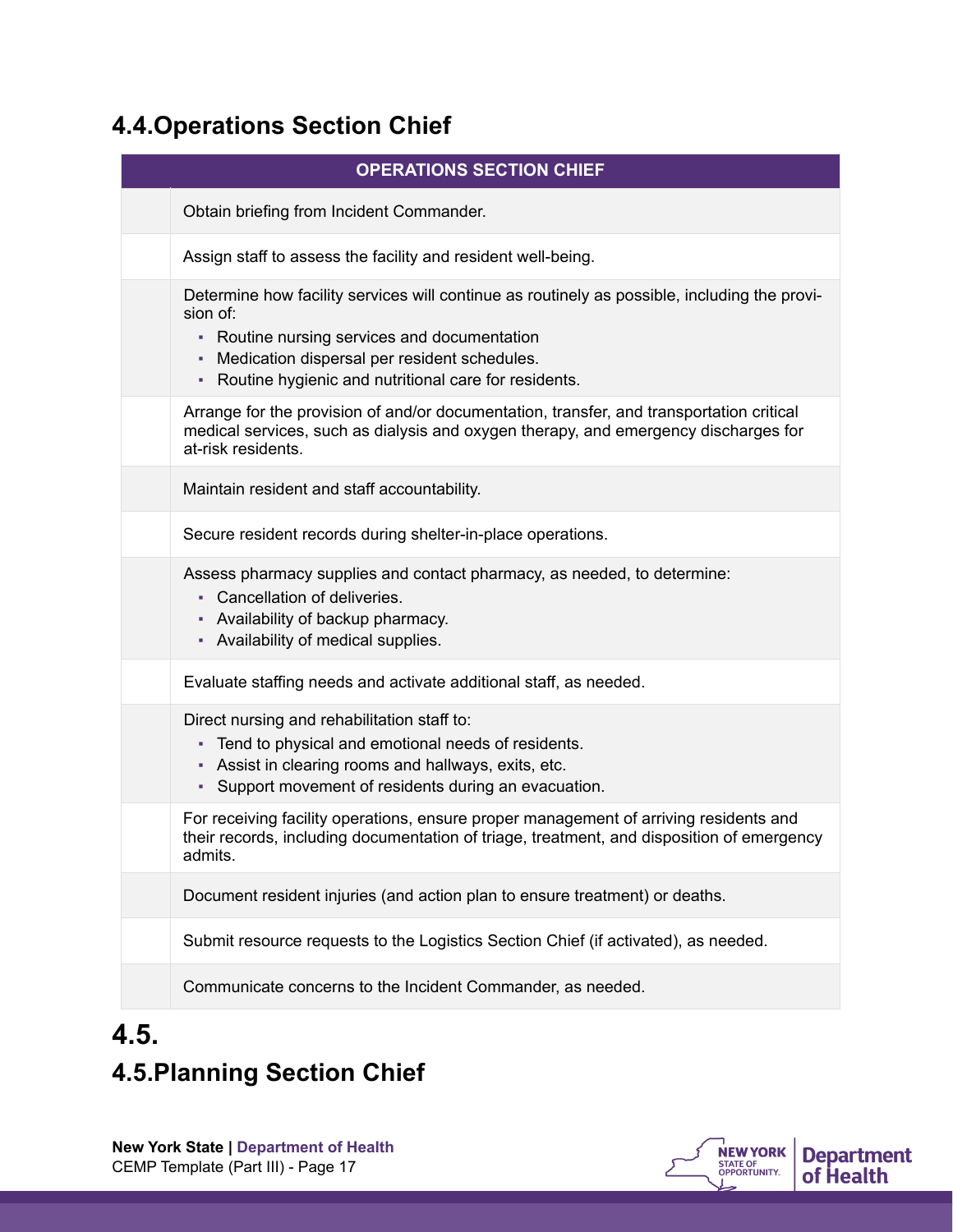## 4.4.Operations Section Chief

| | OPERATIONS SECTION CHIEF |
|---|---|
| | Obtain briefing from Incident Commander. |
| | Assign staff to assess the facility and resident well-being. |
| | Determine how facility services will continue as routinely as possible, including the provision of: <br>▪ Routine nursing services and documentation <br>▪ Medication dispersal per resident schedules. <br>▪ Routine hygienic and nutritional care for residents. |
| | Arrange for the provision of and/or documentation, transfer, and transportation critical medical services, such as dialysis and oxygen therapy, and emergency discharges for at-risk residents. |
| | Maintain resident and staff accountability. |
| | Secure resident records during shelter-in-place operations. |
| | Assess pharmacy supplies and contact pharmacy, as needed, to determine: <br>▪ Cancellation of deliveries. <br>▪ Availability of backup pharmacy. <br>▪ Availability of medical supplies. |
| | Evaluate staffing needs and activate additional staff, as needed. |
| | Direct nursing and rehabilitation staff to: <br>▪ Tend to physical and emotional needs of residents. <br>▪ Assist in clearing rooms and hallways, exits, etc. <br>▪ Support movement of residents during an evacuation. |
| | For receiving facility operations, ensure proper management of arriving residents and their records, including documentation of triage, treatment, and disposition of emergency admits. |
| | Document resident injuries (and action plan to ensure treatment) or deaths. |
| | Submit resource requests to the Logistics Section Chief (if activated), as needed. |
| | Communicate concerns to the Incident Commander, as needed. |

## 4.5.

## 4.5.Planning Section Chief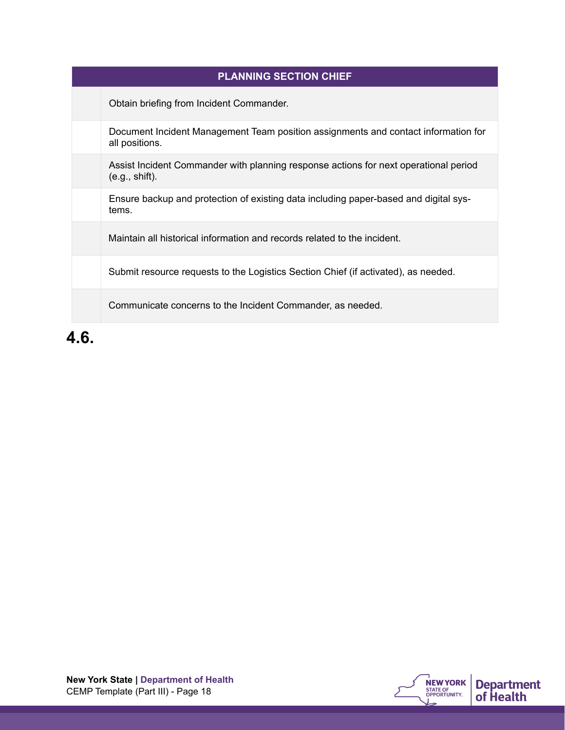| | PLANNING SECTION CHIEF |
|---|---|
| | Obtain briefing from Incident Commander. |
| | Document Incident Management Team position assignments and contact information for all positions. |
| | Assist Incident Commander with planning response actions for next operational period (e.g., shift). |
| | Ensure backup and protection of existing data including paper-based and digital systems. |
| | Maintain all historical information and records related to the incident. |
| | Submit resource requests to the Logistics Section Chief (if activated), as needed. |
| | Communicate concerns to the Incident Commander, as needed. |

## 4.6.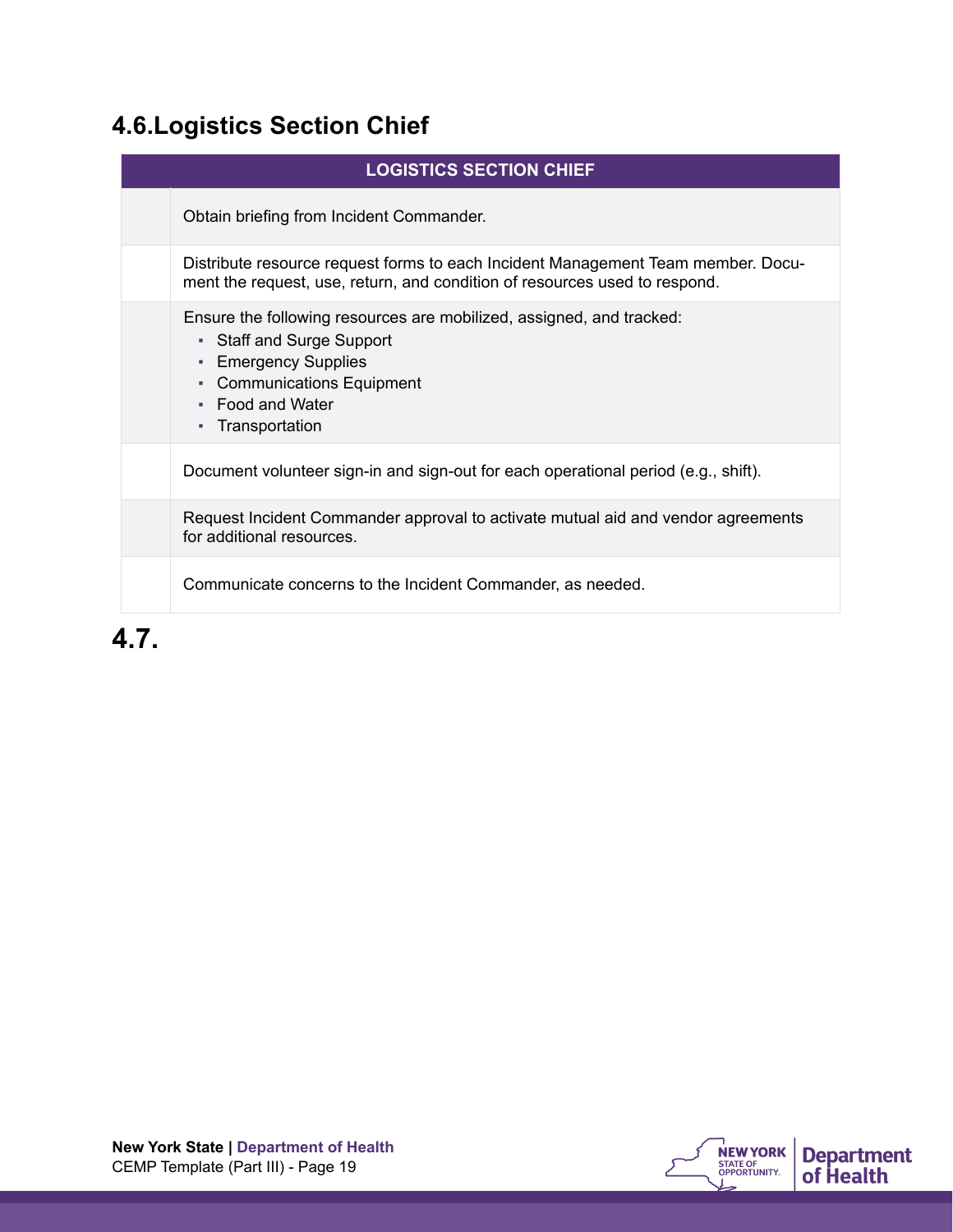## 4.6. Logistics Section Chief

| | LOGISTICS SECTION CHIEF |
|---|---|
| | Obtain briefing from Incident Commander. |
| | Distribute resource request forms to each Incident Management Team member. Document the request, use, return, and condition of resources used to respond. |
| | Ensure the following resources are mobilized, assigned, and tracked:<br>▪ Staff and Surge Support<br>▪ Emergency Supplies<br>▪ Communications Equipment<br>▪ Food and Water<br>▪ Transportation |
| | Document volunteer sign-in and sign-out for each operational period (e.g., shift). |
| | Request Incident Commander approval to activate mutual aid and vendor agreements for additional resources. |
| | Communicate concerns to the Incident Commander, as needed. |

## 4.7.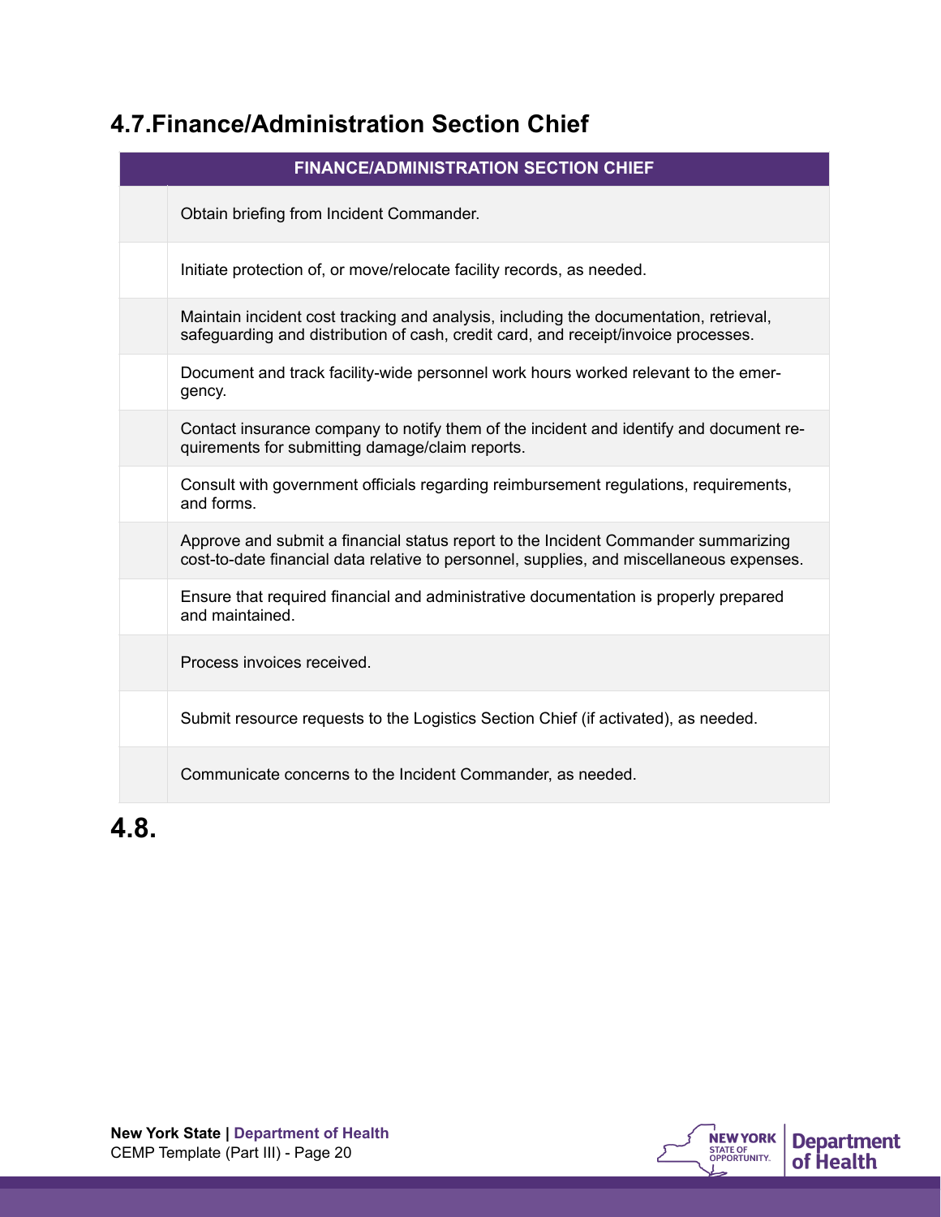## 4.7. Finance/Administration Section Chief

| | FINANCE/ADMINISTRATION SECTION CHIEF |
|---|---|
| | Obtain briefing from Incident Commander. |
| | Initiate protection of, or move/relocate facility records, as needed. |
| | Maintain incident cost tracking and analysis, including the documentation, retrieval, safeguarding and distribution of cash, credit card, and receipt/invoice processes. |
| | Document and track facility-wide personnel work hours worked relevant to the emergency. |
| | Contact insurance company to notify them of the incident and identify and document requirements for submitting damage/claim reports. |
| | Consult with government officials regarding reimbursement regulations, requirements, and forms. |
| | Approve and submit a financial status report to the Incident Commander summarizing cost-to-date financial data relative to personnel, supplies, and miscellaneous expenses. |
| | Ensure that required financial and administrative documentation is properly prepared and maintained. |
| | Process invoices received. |
| | Submit resource requests to the Logistics Section Chief (if activated), as needed. |
| | Communicate concerns to the Incident Commander, as needed. |

## 4.8.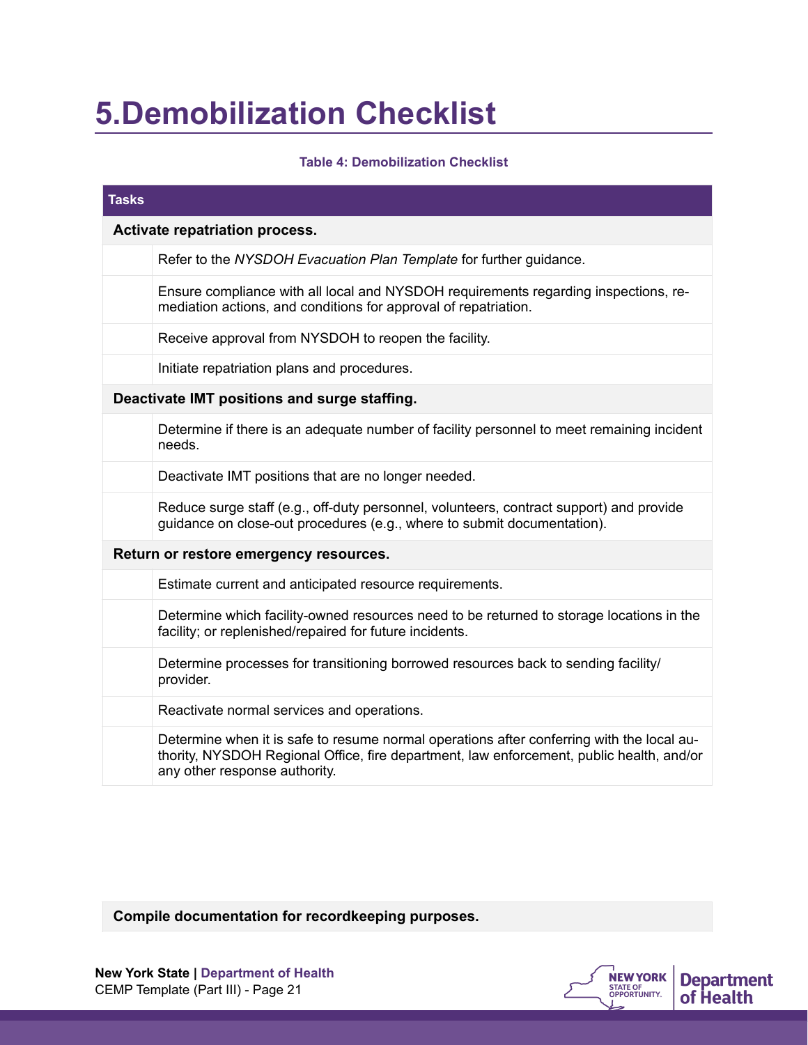# 5.Demobilization Checklist

**Table 4: Demobilization Checklist**

| | Tasks |
|---|---|
| **Activate repatriation process.** | |
| | Refer to the *NYSDOH Evacuation Plan Template* for further guidance. |
| | Ensure compliance with all local and NYSDOH requirements regarding inspections, remediation actions, and conditions for approval of repatriation. |
| | Receive approval from NYSDOH to reopen the facility. |
| | Initiate repatriation plans and procedures. |
| **Deactivate IMT positions and surge staffing.** | |
| | Determine if there is an adequate number of facility personnel to meet remaining incident needs. |
| | Deactivate IMT positions that are no longer needed. |
| | Reduce surge staff (e.g., off-duty personnel, volunteers, contract support) and provide guidance on close-out procedures (e.g., where to submit documentation). |
| **Return or restore emergency resources.** | |
| | Estimate current and anticipated resource requirements. |
| | Determine which facility-owned resources need to be returned to storage locations in the facility; or replenished/repaired for future incidents. |
| | Determine processes for transitioning borrowed resources back to sending facility/provider. |
| | Reactivate normal services and operations. |
| | Determine when it is safe to resume normal operations after conferring with the local authority, NYSDOH Regional Office, fire department, law enforcement, public health, and/or any other response authority. |
| **Compile documentation for recordkeeping purposes.** | |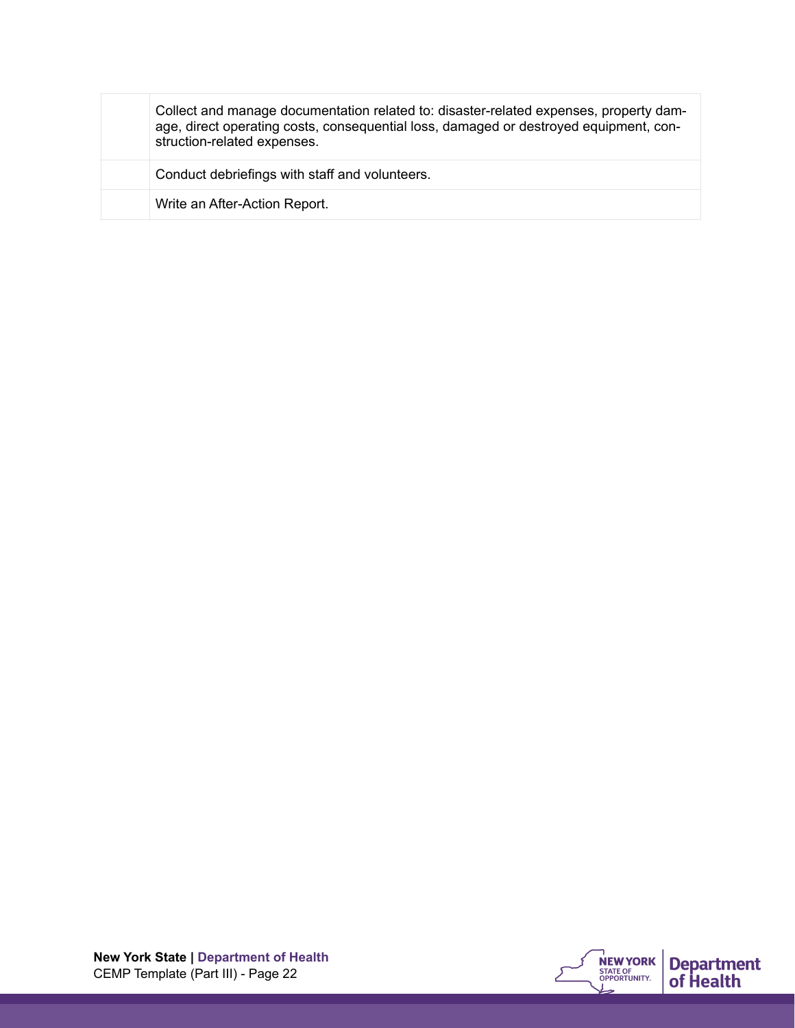| | |
|---|---|
| | Collect and manage documentation related to: disaster-related expenses, property damage, direct operating costs, consequential loss, damaged or destroyed equipment, construction-related expenses. |
| | Conduct debriefings with staff and volunteers. |
| | Write an After-Action Report. |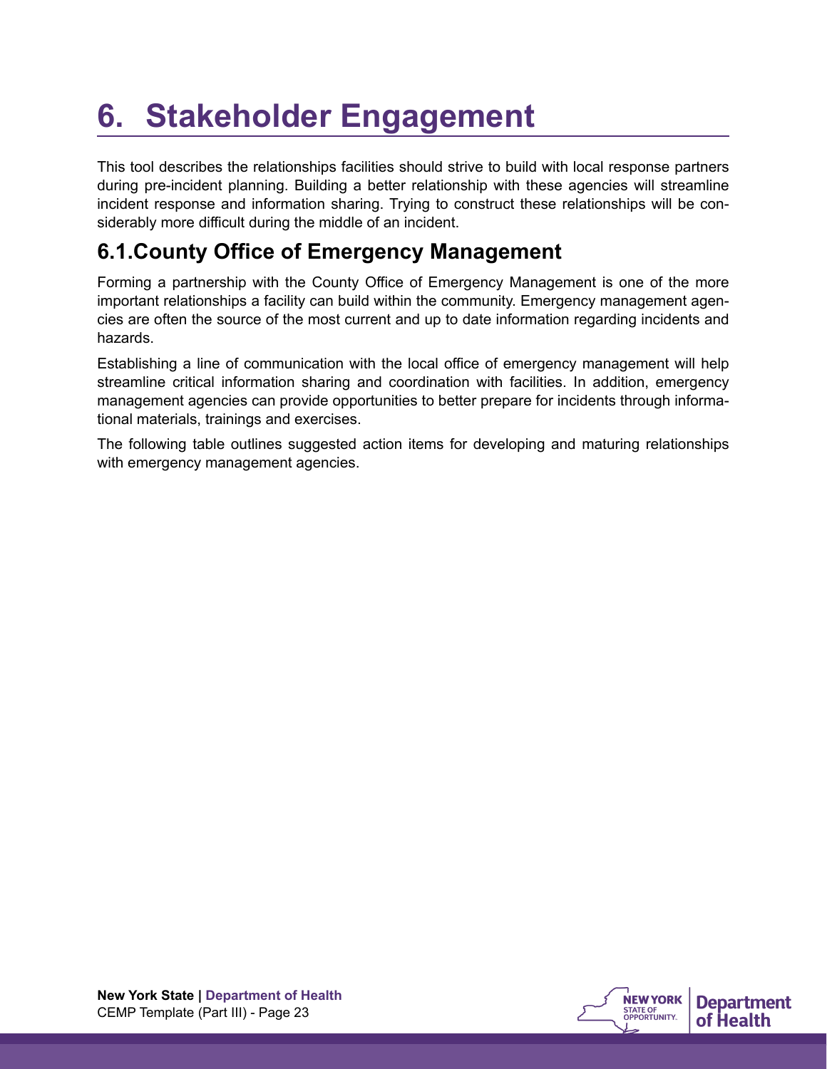# 6. Stakeholder Engagement

This tool describes the relationships facilities should strive to build with local response partners during pre-incident planning. Building a better relationship with these agencies will streamline incident response and information sharing. Trying to construct these relationships will be considerably more difficult during the middle of an incident.

## 6.1. County Office of Emergency Management

Forming a partnership with the County Office of Emergency Management is one of the more important relationships a facility can build within the community. Emergency management agencies are often the source of the most current and up to date information regarding incidents and hazards.

Establishing a line of communication with the local office of emergency management will help streamline critical information sharing and coordination with facilities. In addition, emergency management agencies can provide opportunities to better prepare for incidents through informational materials, trainings and exercises.

The following table outlines suggested action items for developing and maturing relationships with emergency management agencies.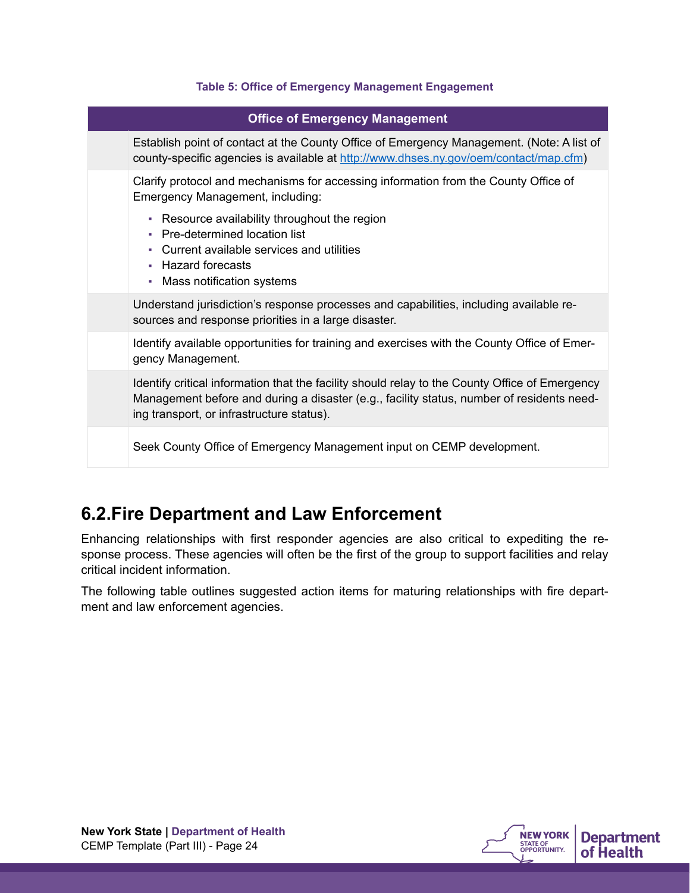**Table 5: Office of Emergency Management Engagement**

| | Office of Emergency Management |
|---|---|
| | Establish point of contact at the County Office of Emergency Management. (Note: A list of county-specific agencies is available at [http://www.dhses.ny.gov/oem/contact/map.cfm](http://www.dhses.ny.gov/oem/contact/map.cfm)) |
| | Clarify protocol and mechanisms for accessing information from the County Office of Emergency Management, including:<br>▪ Resource availability throughout the region<br>▪ Pre-determined location list<br>▪ Current available services and utilities<br>▪ Hazard forecasts<br>▪ Mass notification systems |
| | Understand jurisdiction's response processes and capabilities, including available resources and response priorities in a large disaster. |
| | Identify available opportunities for training and exercises with the County Office of Emergency Management. |
| | Identify critical information that the facility should relay to the County Office of Emergency Management before and during a disaster (e.g., facility status, number of residents needing transport, or infrastructure status). |
| | Seek County Office of Emergency Management input on CEMP development. |

## 6.2.Fire Department and Law Enforcement

Enhancing relationships with first responder agencies are also critical to expediting the response process. These agencies will often be the first of the group to support facilities and relay critical incident information.

The following table outlines suggested action items for maturing relationships with fire department and law enforcement agencies.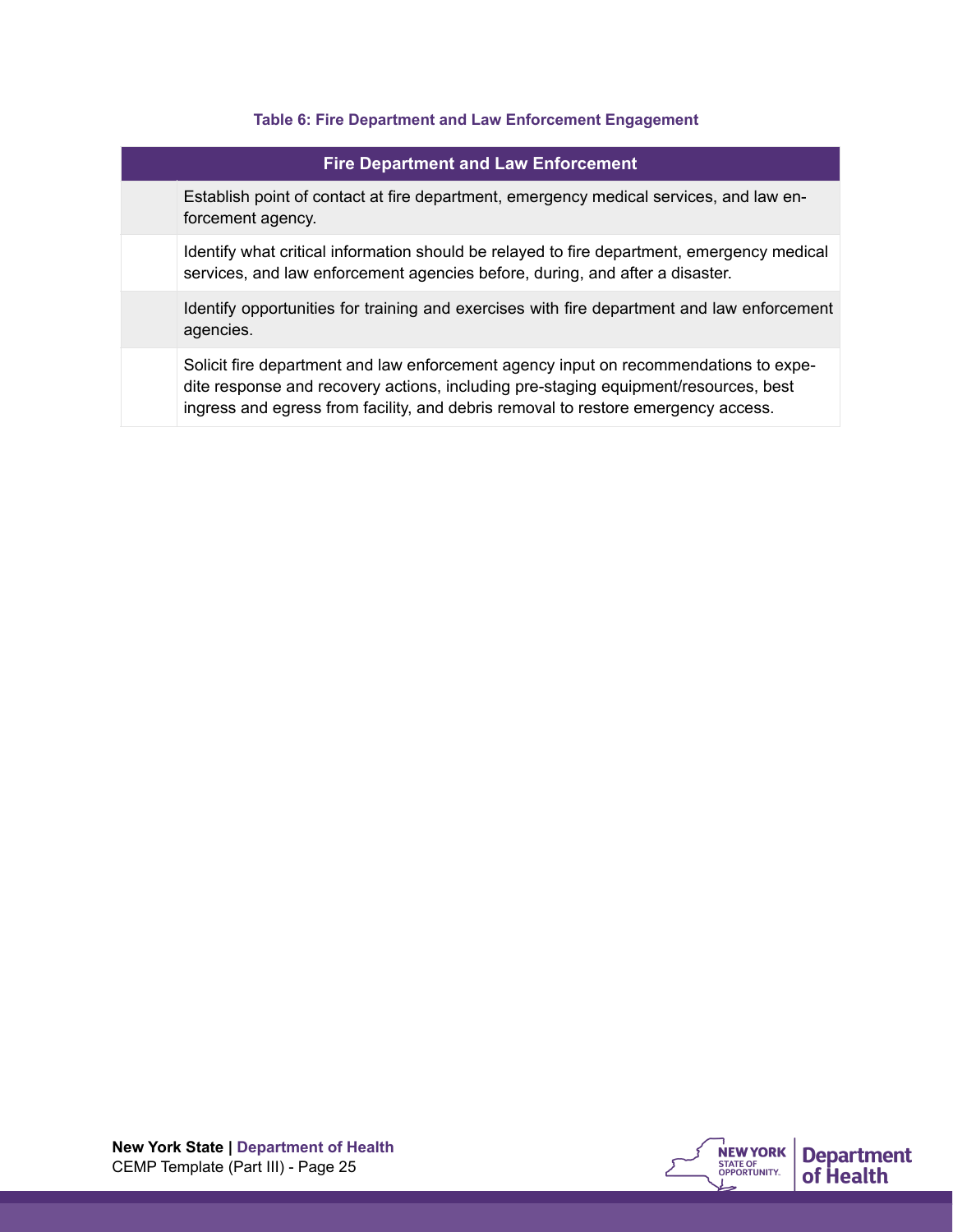**Table 6: Fire Department and Law Enforcement Engagement**

| | Fire Department and Law Enforcement |
|---|---|
| | Establish point of contact at fire department, emergency medical services, and law enforcement agency. |
| | Identify what critical information should be relayed to fire department, emergency medical services, and law enforcement agencies before, during, and after a disaster. |
| | Identify opportunities for training and exercises with fire department and law enforcement agencies. |
| | Solicit fire department and law enforcement agency input on recommendations to expedite response and recovery actions, including pre-staging equipment/resources, best ingress and egress from facility, and debris removal to restore emergency access. |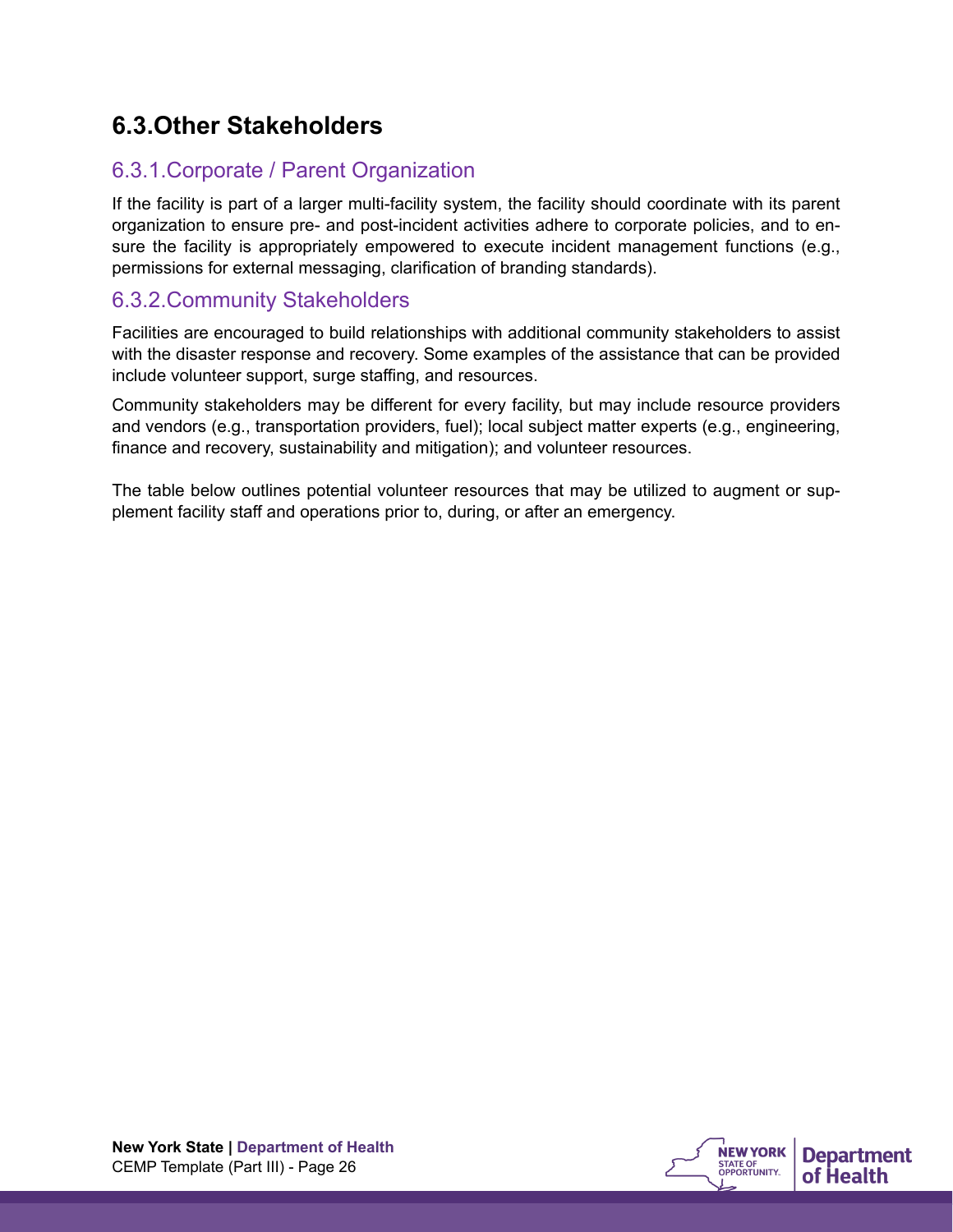## 6.3.Other Stakeholders

### 6.3.1.Corporate / Parent Organization

If the facility is part of a larger multi-facility system, the facility should coordinate with its parent organization to ensure pre- and post-incident activities adhere to corporate policies, and to ensure the facility is appropriately empowered to execute incident management functions (e.g., permissions for external messaging, clarification of branding standards).

### 6.3.2.Community Stakeholders

Facilities are encouraged to build relationships with additional community stakeholders to assist with the disaster response and recovery. Some examples of the assistance that can be provided include volunteer support, surge staffing, and resources.

Community stakeholders may be different for every facility, but may include resource providers and vendors (e.g., transportation providers, fuel); local subject matter experts (e.g., engineering, finance and recovery, sustainability and mitigation); and volunteer resources.

The table below outlines potential volunteer resources that may be utilized to augment or supplement facility staff and operations prior to, during, or after an emergency.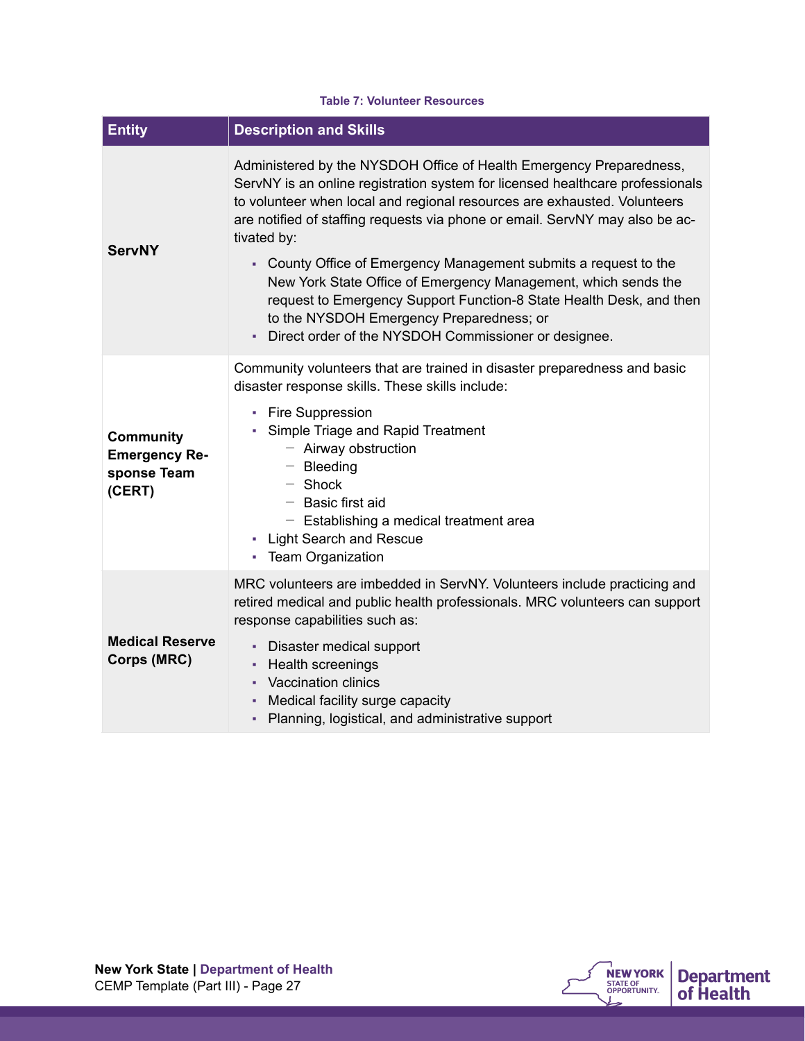**Table 7: Volunteer Resources**

| Entity | Description and Skills |
|---|---|
| **ServNY** | Administered by the NYSDOH Office of Health Emergency Preparedness, ServNY is an online registration system for licensed healthcare professionals to volunteer when local and regional resources are exhausted. Volunteers are notified of staffing requests via phone or email. ServNY may also be activated by: <br>▪ County Office of Emergency Management submits a request to the New York State Office of Emergency Management, which sends the request to Emergency Support Function-8 State Health Desk, and then to the NYSDOH Emergency Preparedness; or <br>▪ Direct order of the NYSDOH Commissioner or designee. |
| **Community Emergency Response Team (CERT)** | Community volunteers that are trained in disaster preparedness and basic disaster response skills. These skills include: <br>▪ Fire Suppression <br>▪ Simple Triage and Rapid Treatment <br>&nbsp;&nbsp;&nbsp;&nbsp;– Airway obstruction <br>&nbsp;&nbsp;&nbsp;&nbsp;– Bleeding <br>&nbsp;&nbsp;&nbsp;&nbsp;– Shock <br>&nbsp;&nbsp;&nbsp;&nbsp;– Basic first aid <br>&nbsp;&nbsp;&nbsp;&nbsp;– Establishing a medical treatment area <br>▪ Light Search and Rescue <br>▪ Team Organization |
| **Medical Reserve Corps (MRC)** | MRC volunteers are imbedded in ServNY. Volunteers include practicing and retired medical and public health professionals. MRC volunteers can support response capabilities such as: <br>▪ Disaster medical support <br>▪ Health screenings <br>▪ Vaccination clinics <br>▪ Medical facility surge capacity <br>▪ Planning, logistical, and administrative support |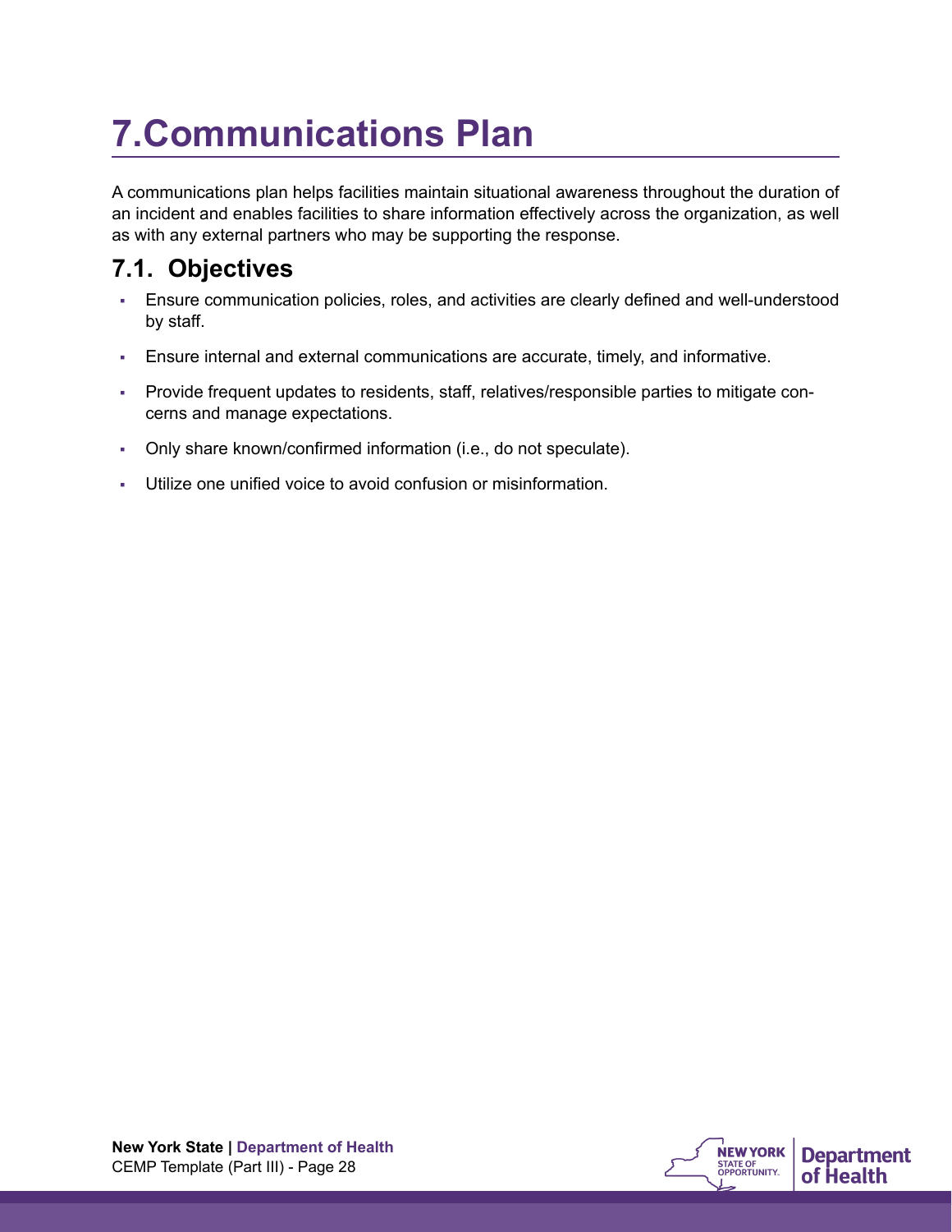# 7. Communications Plan

A communications plan helps facilities maintain situational awareness throughout the duration of an incident and enables facilities to share information effectively across the organization, as well as with any external partners who may be supporting the response.

## 7.1. Objectives

- Ensure communication policies, roles, and activities are clearly defined and well-understood by staff.
- Ensure internal and external communications are accurate, timely, and informative.
- Provide frequent updates to residents, staff, relatives/responsible parties to mitigate concerns and manage expectations.
- Only share known/confirmed information (i.e., do not speculate).
- Utilize one unified voice to avoid confusion or misinformation.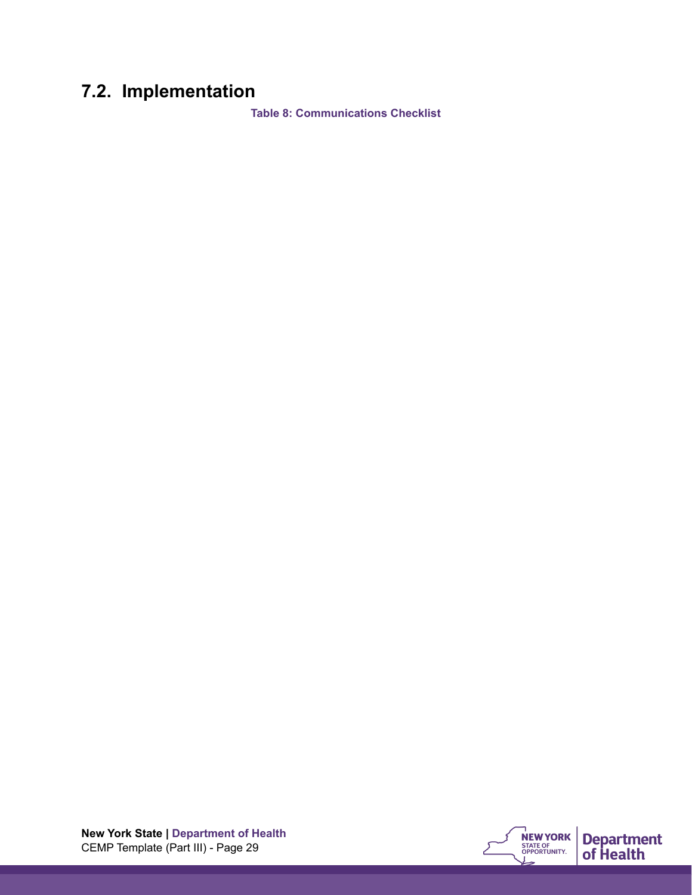## 7.2. Implementation

**Table 8: Communications Checklist**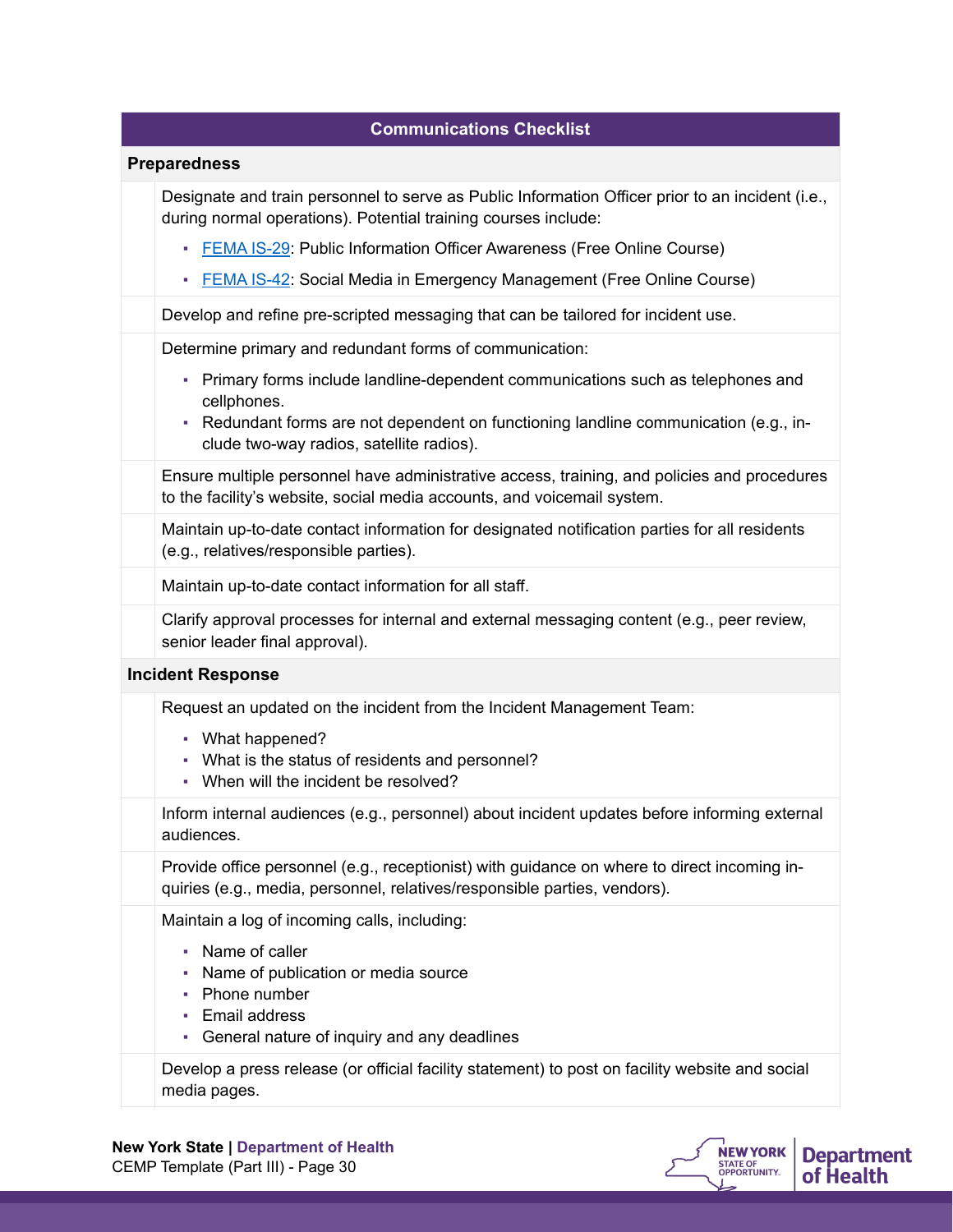| Communications Checklist | |
|---|---|
| **Preparedness** | |
| | Designate and train personnel to serve as Public Information Officer prior to an incident (i.e., during normal operations). Potential training courses include:<br>▪ FEMA IS-29: Public Information Officer Awareness (Free Online Course)<br>▪ FEMA IS-42: Social Media in Emergency Management (Free Online Course) |
| | Develop and refine pre-scripted messaging that can be tailored for incident use. |
| | Determine primary and redundant forms of communication:<br>▪ Primary forms include landline-dependent communications such as telephones and cellphones.<br>▪ Redundant forms are not dependent on functioning landline communication (e.g., include two-way radios, satellite radios). |
| | Ensure multiple personnel have administrative access, training, and policies and procedures to the facility's website, social media accounts, and voicemail system. |
| | Maintain up-to-date contact information for designated notification parties for all residents (e.g., relatives/responsible parties). |
| | Maintain up-to-date contact information for all staff. |
| | Clarify approval processes for internal and external messaging content (e.g., peer review, senior leader final approval). |
| **Incident Response** | |
| | Request an updated on the incident from the Incident Management Team:<br>▪ What happened?<br>▪ What is the status of residents and personnel?<br>▪ When will the incident be resolved? |
| | Inform internal audiences (e.g., personnel) about incident updates before informing external audiences. |
| | Provide office personnel (e.g., receptionist) with guidance on where to direct incoming inquiries (e.g., media, personnel, relatives/responsible parties, vendors). |
| | Maintain a log of incoming calls, including:<br>▪ Name of caller<br>▪ Name of publication or media source<br>▪ Phone number<br>▪ Email address<br>▪ General nature of inquiry and any deadlines |
| | Develop a press release (or official facility statement) to post on facility website and social media pages. |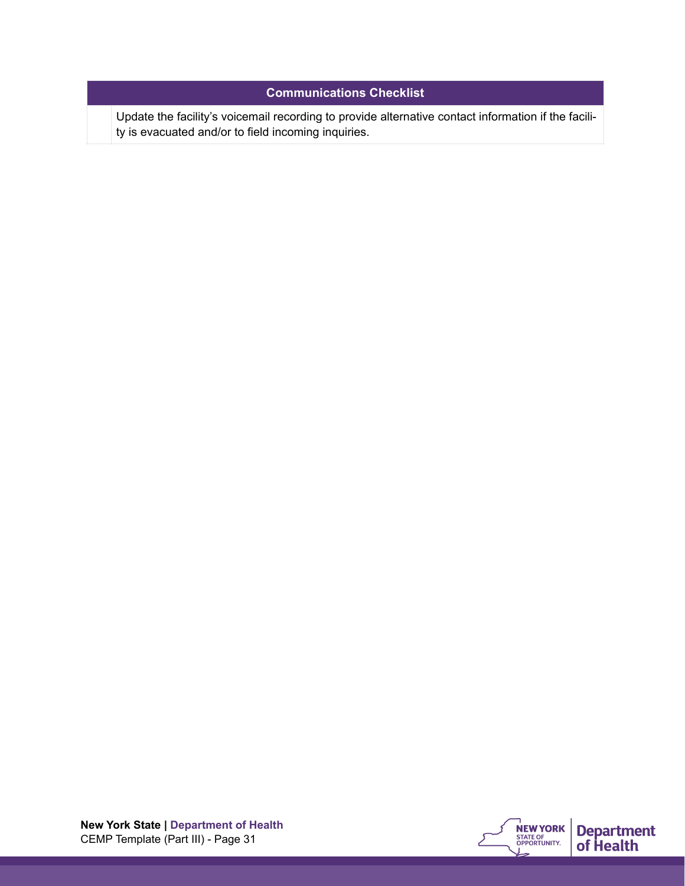| | Communications Checklist |
|---|---|
| | Update the facility's voicemail recording to provide alternative contact information if the facility is evacuated and/or to field incoming inquiries. |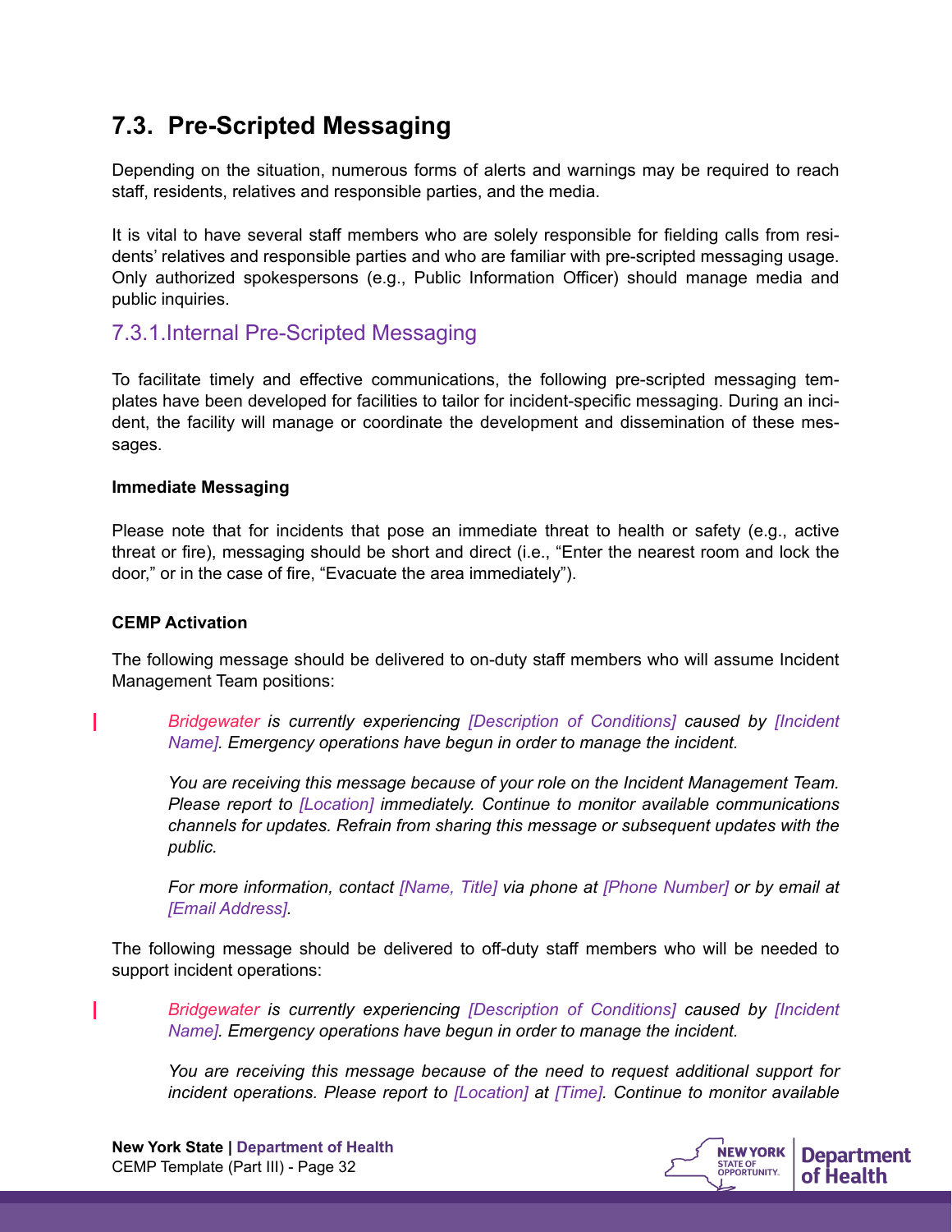## 7.3. Pre-Scripted Messaging

Depending on the situation, numerous forms of alerts and warnings may be required to reach staff, residents, relatives and responsible parties, and the media.

It is vital to have several staff members who are solely responsible for fielding calls from residents' relatives and responsible parties and who are familiar with pre-scripted messaging usage. Only authorized spokespersons (e.g., Public Information Officer) should manage media and public inquiries.

### 7.3.1. Internal Pre-Scripted Messaging

To facilitate timely and effective communications, the following pre-scripted messaging templates have been developed for facilities to tailor for incident-specific messaging. During an incident, the facility will manage or coordinate the development and dissemination of these messages.

**Immediate Messaging**

Please note that for incidents that pose an immediate threat to health or safety (e.g., active threat or fire), messaging should be short and direct (i.e., "Enter the nearest room and lock the door," or in the case of fire, "Evacuate the area immediately").

**CEMP Activation**

The following message should be delivered to on-duty staff members who will assume Incident Management Team positions:

> *Bridgewater is currently experiencing [Description of Conditions] caused by [Incident Name]. Emergency operations have begun in order to manage the incident.*
>
> *You are receiving this message because of your role on the Incident Management Team. Please report to [Location] immediately. Continue to monitor available communications channels for updates. Refrain from sharing this message or subsequent updates with the public.*
>
> *For more information, contact [Name, Title] via phone at [Phone Number] or by email at [Email Address].*

The following message should be delivered to off-duty staff members who will be needed to support incident operations:

> *Bridgewater is currently experiencing [Description of Conditions] caused by [Incident Name]. Emergency operations have begun in order to manage the incident.*
>
> *You are receiving this message because of the need to request additional support for incident operations. Please report to [Location] at [Time]. Continue to monitor available*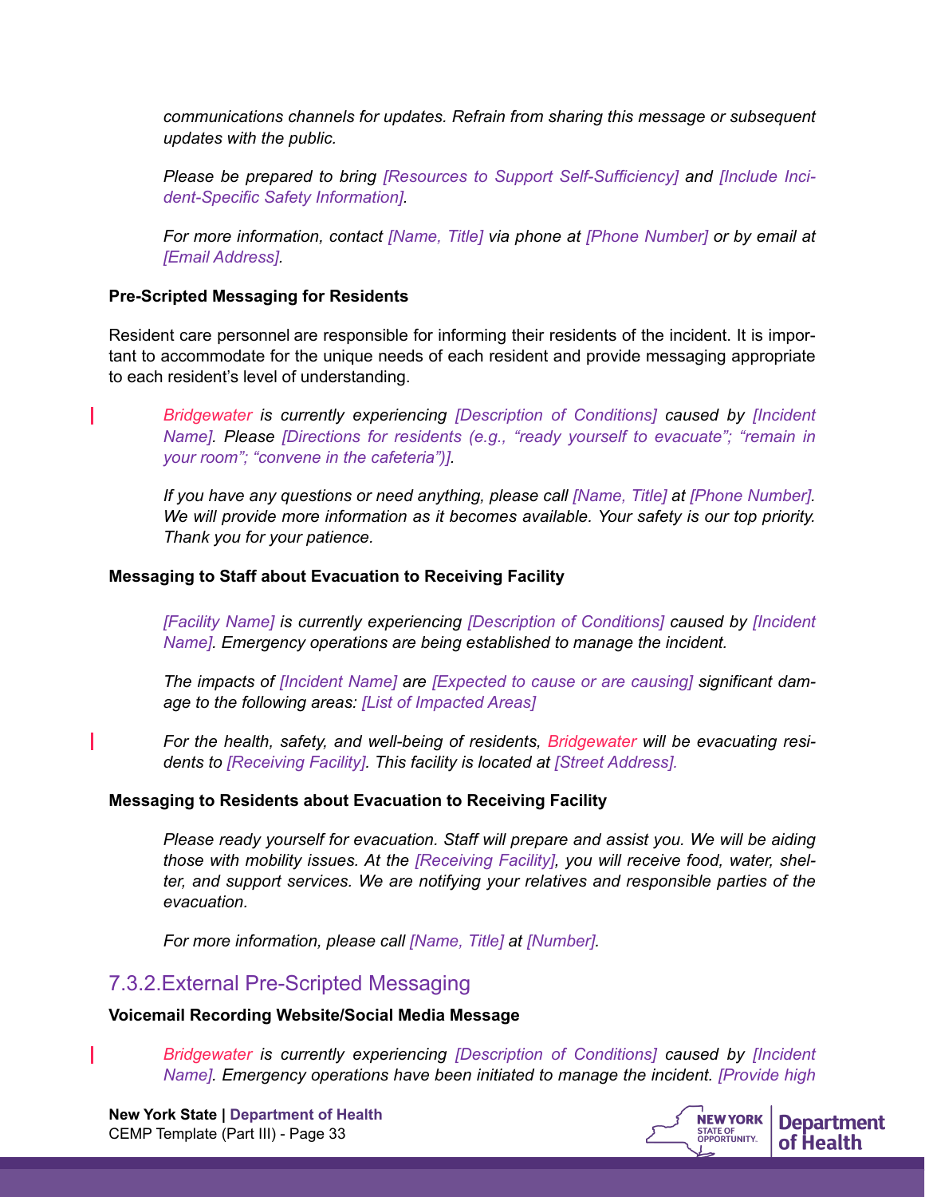*communications channels for updates. Refrain from sharing this message or subsequent updates with the public.*

*Please be prepared to bring [Resources to Support Self-Sufficiency] and [Include Incident-Specific Safety Information].*

*For more information, contact [Name, Title] via phone at [Phone Number] or by email at [Email Address].*

**Pre-Scripted Messaging for Residents**

Resident care personnel are responsible for informing their residents of the incident. It is important to accommodate for the unique needs of each resident and provide messaging appropriate to each resident's level of understanding.

*Bridgewater is currently experiencing [Description of Conditions] caused by [Incident Name]. Please [Directions for residents (e.g., "ready yourself to evacuate"; "remain in your room"; "convene in the cafeteria")].*

*If you have any questions or need anything, please call [Name, Title] at [Phone Number]. We will provide more information as it becomes available. Your safety is our top priority. Thank you for your patience.*

**Messaging to Staff about Evacuation to Receiving Facility**

*[Facility Name] is currently experiencing [Description of Conditions] caused by [Incident Name]. Emergency operations are being established to manage the incident.*

*The impacts of [Incident Name] are [Expected to cause or are causing] significant damage to the following areas: [List of Impacted Areas]*

*For the health, safety, and well-being of residents, Bridgewater will be evacuating residents to [Receiving Facility]. This facility is located at [Street Address].*

**Messaging to Residents about Evacuation to Receiving Facility**

*Please ready yourself for evacuation. Staff will prepare and assist you. We will be aiding those with mobility issues. At the [Receiving Facility], you will receive food, water, shelter, and support services. We are notifying your relatives and responsible parties of the evacuation.*

*For more information, please call [Name, Title] at [Number].*

### 7.3.2. External Pre-Scripted Messaging

**Voicemail Recording Website/Social Media Message**

*Bridgewater is currently experiencing [Description of Conditions] caused by [Incident Name]. Emergency operations have been initiated to manage the incident. [Provide high*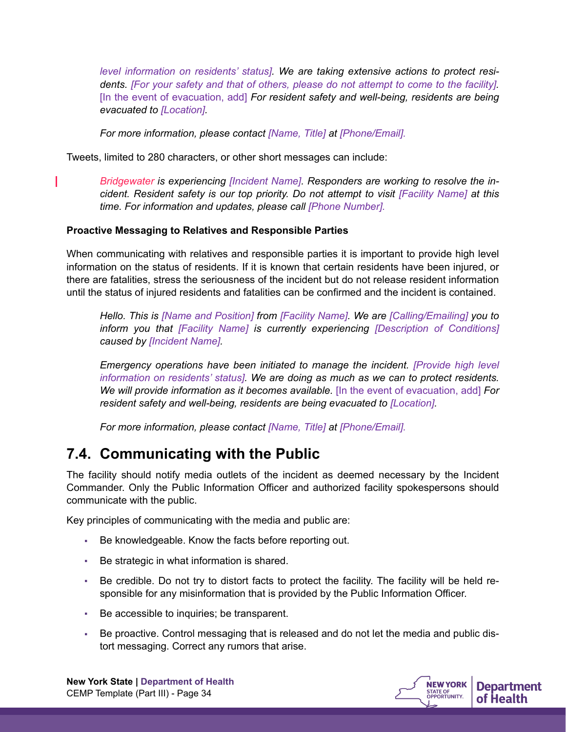*[Provide high level information on residents' status]. We are taking extensive actions to protect residents. [For your safety and that of others, please do not attempt to come to the facility].* [In the event of evacuation, add] *For resident safety and well-being, residents are being evacuated to [Location].*

*For more information, please contact [Name, Title] at [Phone/Email].*

Tweets, limited to 280 characters, or other short messages can include:

*Bridgewater is experiencing [Incident Name]. Responders are working to resolve the incident. Resident safety is our top priority. Do not attempt to visit [Facility Name] at this time. For information and updates, please call [Phone Number].*

**Proactive Messaging to Relatives and Responsible Parties**

When communicating with relatives and responsible parties it is important to provide high level information on the status of residents. If it is known that certain residents have been injured, or there are fatalities, stress the seriousness of the incident but do not release resident information until the status of injured residents and fatalities can be confirmed and the incident is contained.

*Hello. This is [Name and Position] from [Facility Name]. We are [Calling/Emailing] you to inform you that [Facility Name] is currently experiencing [Description of Conditions] caused by [Incident Name].*

*Emergency operations have been initiated to manage the incident. [Provide high level information on residents' status]. We are doing as much as we can to protect residents. We will provide information as it becomes available.* [In the event of evacuation, add] *For resident safety and well-being, residents are being evacuated to [Location].*

*For more information, please contact [Name, Title] at [Phone/Email].*

## 7.4. Communicating with the Public

The facility should notify media outlets of the incident as deemed necessary by the Incident Commander. Only the Public Information Officer and authorized facility spokespersons should communicate with the public.

Key principles of communicating with the media and public are:

- Be knowledgeable. Know the facts before reporting out.
- Be strategic in what information is shared.
- Be credible. Do not try to distort facts to protect the facility. The facility will be held responsible for any misinformation that is provided by the Public Information Officer.
- Be accessible to inquiries; be transparent.
- Be proactive. Control messaging that is released and do not let the media and public distort messaging. Correct any rumors that arise.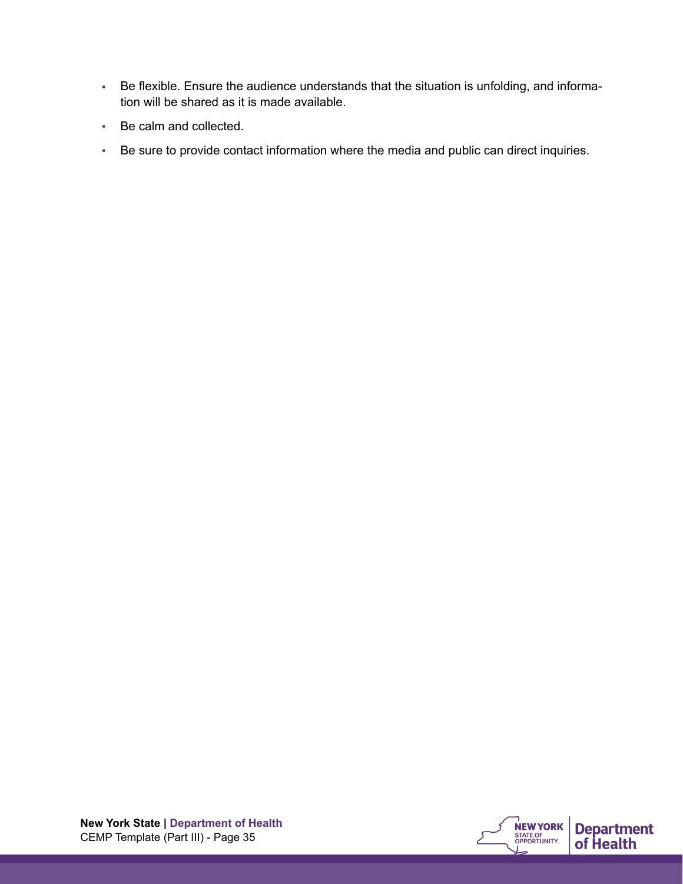- Be flexible. Ensure the audience understands that the situation is unfolding, and information will be shared as it is made available.
- Be calm and collected.
- Be sure to provide contact information where the media and public can direct inquiries.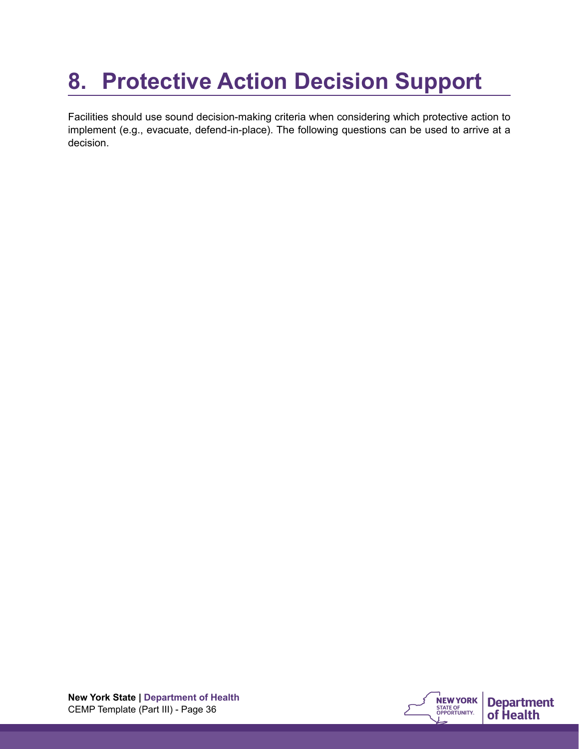# 8. Protective Action Decision Support

Facilities should use sound decision-making criteria when considering which protective action to implement (e.g., evacuate, defend-in-place). The following questions can be used to arrive at a decision.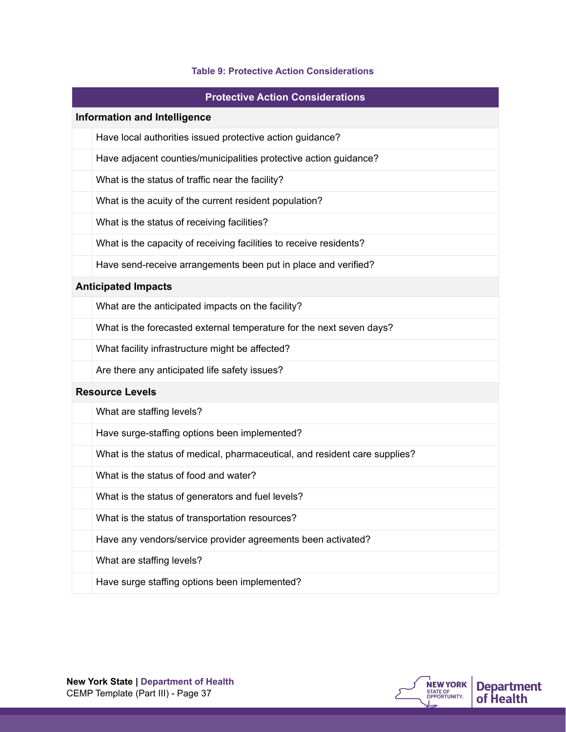**Table 9: Protective Action Considerations**

| Protective Action Considerations | |
|---|---|
| **Information and Intelligence** | |
| | Have local authorities issued protective action guidance? |
| | Have adjacent counties/municipalities protective action guidance? |
| | What is the status of traffic near the facility? |
| | What is the acuity of the current resident population? |
| | What is the status of receiving facilities? |
| | What is the capacity of receiving facilities to receive residents? |
| | Have send-receive arrangements been put in place and verified? |
| **Anticipated Impacts** | |
| | What are the anticipated impacts on the facility? |
| | What is the forecasted external temperature for the next seven days? |
| | What facility infrastructure might be affected? |
| | Are there any anticipated life safety issues? |
| **Resource Levels** | |
| | What are staffing levels? |
| | Have surge-staffing options been implemented? |
| | What is the status of medical, pharmaceutical, and resident care supplies? |
| | What is the status of food and water? |
| | What is the status of generators and fuel levels? |
| | What is the status of transportation resources? |
| | Have any vendors/service provider agreements been activated? |
| | What are staffing levels? |
| | Have surge staffing options been implemented? |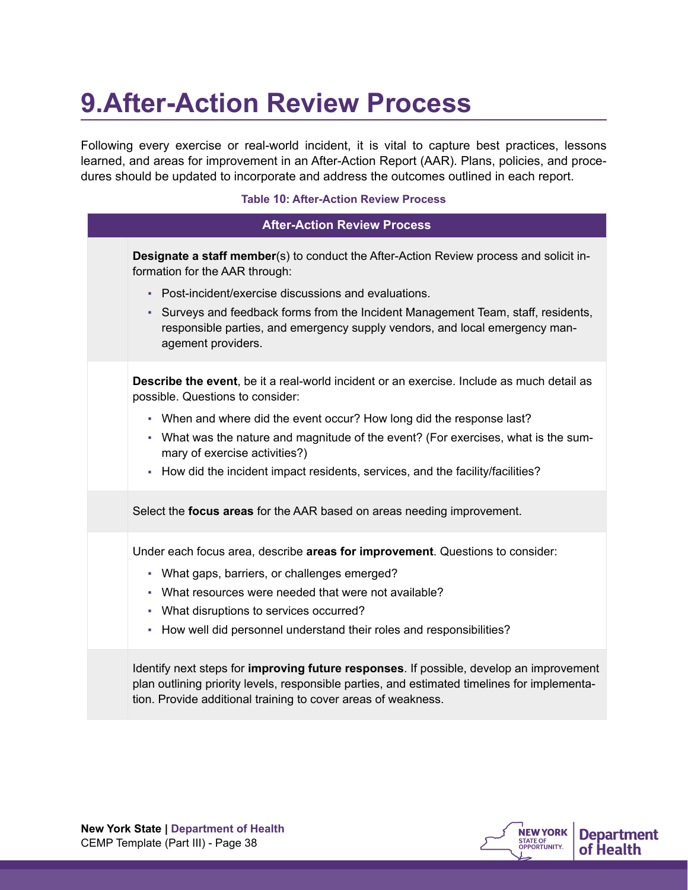# 9.After-Action Review Process

Following every exercise or real-world incident, it is vital to capture best practices, lessons learned, and areas for improvement in an After-Action Report (AAR). Plans, policies, and procedures should be updated to incorporate and address the outcomes outlined in each report.

**Table 10: After-Action Review Process**

| | After-Action Review Process |
|---|---|
| | **Designate a staff member**(s) to conduct the After-Action Review process and solicit information for the AAR through:<br>▪ Post-incident/exercise discussions and evaluations.<br>▪ Surveys and feedback forms from the Incident Management Team, staff, residents, responsible parties, and emergency supply vendors, and local emergency management providers. |
| | **Describe the event**, be it a real-world incident or an exercise. Include as much detail as possible. Questions to consider:<br>▪ When and where did the event occur? How long did the response last?<br>▪ What was the nature and magnitude of the event? (For exercises, what is the summary of exercise activities?)<br>▪ How did the incident impact residents, services, and the facility/facilities? |
| | Select the **focus areas** for the AAR based on areas needing improvement. |
| | Under each focus area, describe **areas for improvement**. Questions to consider:<br>▪ What gaps, barriers, or challenges emerged?<br>▪ What resources were needed that were not available?<br>▪ What disruptions to services occurred?<br>▪ How well did personnel understand their roles and responsibilities? |
| | Identify next steps for **improving future responses**. If possible, develop an improvement plan outlining priority levels, responsible parties, and estimated timelines for implementation. Provide additional training to cover areas of weakness. |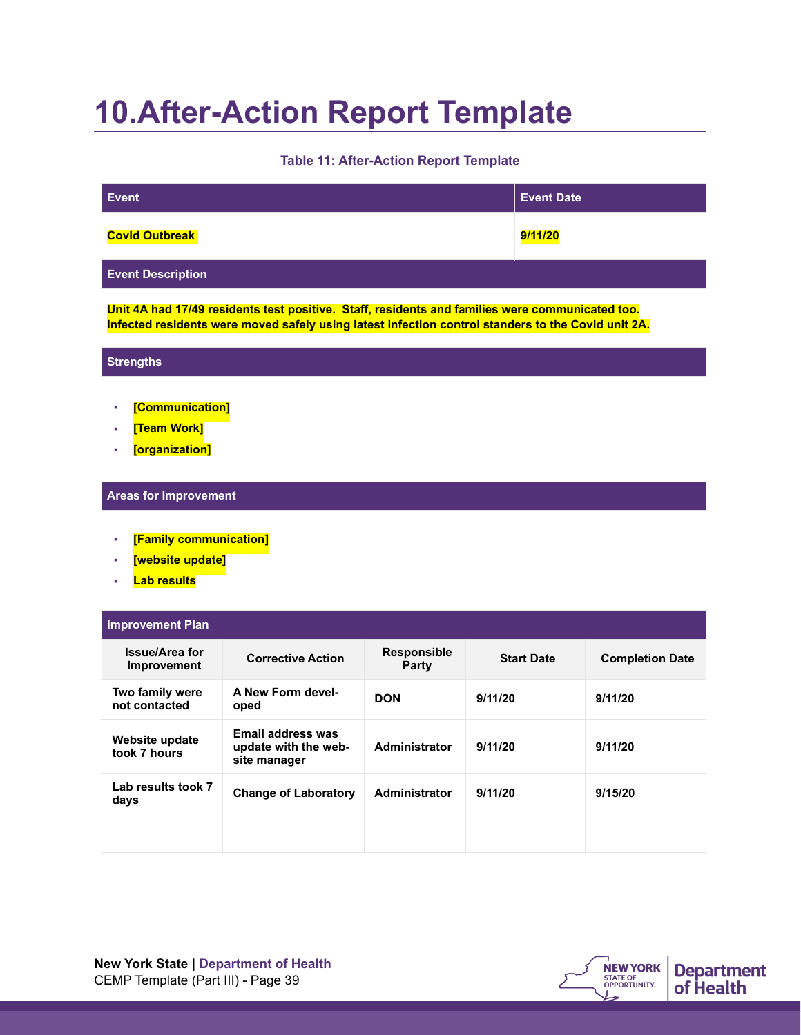# 10. After-Action Report Template

**Table 11: After-Action Report Template**

| Event | Event Date |
|---|---|
| **Covid Outbreak** | **9/11/20** |

**Event Description**

**Unit 4A had 17/49 residents test positive. Staff, residents and families were communicated too. Infected residents were moved safely using latest infection control standers to the Covid unit 2A.**

**Strengths**

- **[Communication]**
- **[Team Work]**
- **[organization]**

**Areas for Improvement**

- **[Family communication]**
- **[website update]**
- **Lab results**

**Improvement Plan**

| Issue/Area for Improvement | Corrective Action | Responsible Party | Start Date | Completion Date |
|---|---|---|---|---|
| Two family were not contacted | A New Form developed | DON | 9/11/20 | 9/11/20 |
| Website update took 7 hours | Email address was update with the website manager | Administrator | 9/11/20 | 9/11/20 |
| Lab results took 7 days | Change of Laboratory | Administrator | 9/11/20 | 9/15/20 |
| | | | | |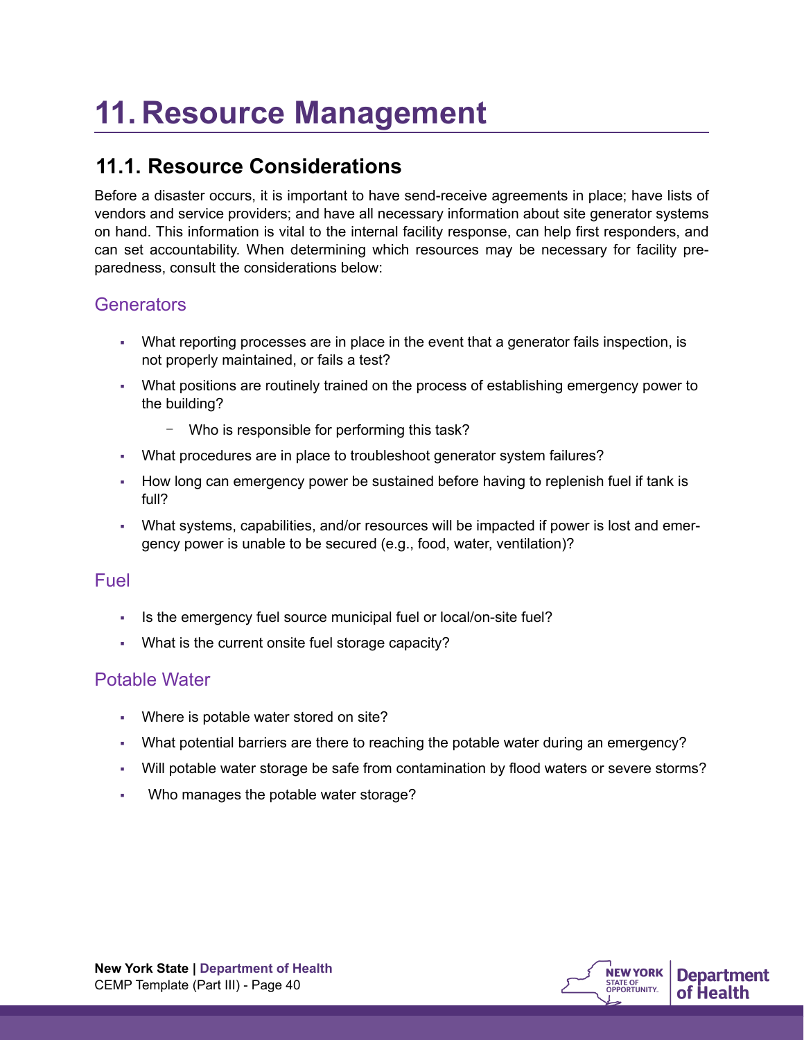# 11. Resource Management

## 11.1. Resource Considerations

Before a disaster occurs, it is important to have send-receive agreements in place; have lists of vendors and service providers; and have all necessary information about site generator systems on hand. This information is vital to the internal facility response, can help first responders, and can set accountability. When determining which resources may be necessary for facility preparedness, consult the considerations below:

### Generators

- What reporting processes are in place in the event that a generator fails inspection, is not properly maintained, or fails a test?
- What positions are routinely trained on the process of establishing emergency power to the building?
  - Who is responsible for performing this task?
- What procedures are in place to troubleshoot generator system failures?
- How long can emergency power be sustained before having to replenish fuel if tank is full?
- What systems, capabilities, and/or resources will be impacted if power is lost and emergency power is unable to be secured (e.g., food, water, ventilation)?

### Fuel

- Is the emergency fuel source municipal fuel or local/on-site fuel?
- What is the current onsite fuel storage capacity?

### Potable Water

- Where is potable water stored on site?
- What potential barriers are there to reaching the potable water during an emergency?
- Will potable water storage be safe from contamination by flood waters or severe storms?
- Who manages the potable water storage?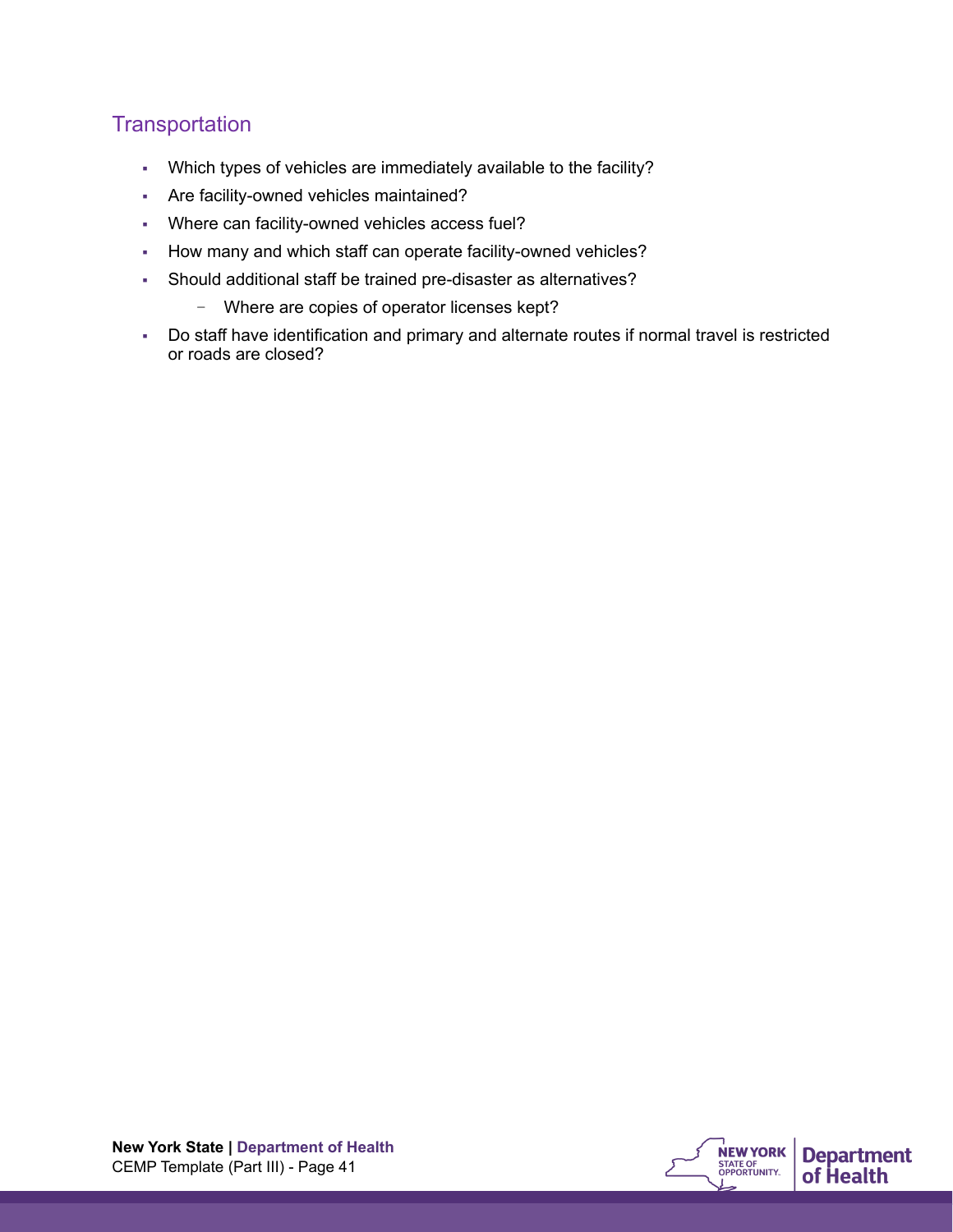## Transportation

- Which types of vehicles are immediately available to the facility?
- Are facility-owned vehicles maintained?
- Where can facility-owned vehicles access fuel?
- How many and which staff can operate facility-owned vehicles?
- Should additional staff be trained pre-disaster as alternatives?
  - Where are copies of operator licenses kept?
- Do staff have identification and primary and alternate routes if normal travel is restricted or roads are closed?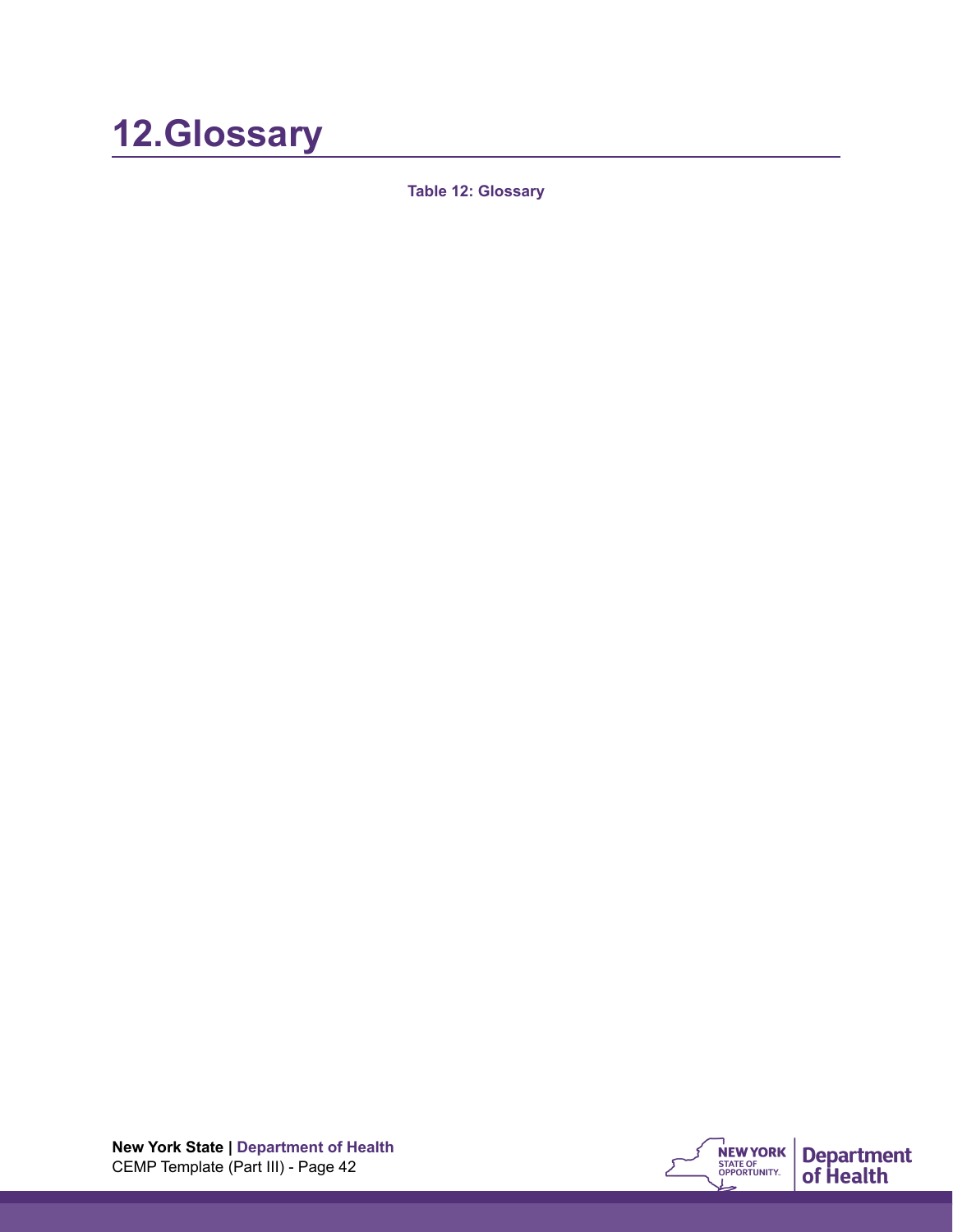# 12.Glossary

**Table 12: Glossary**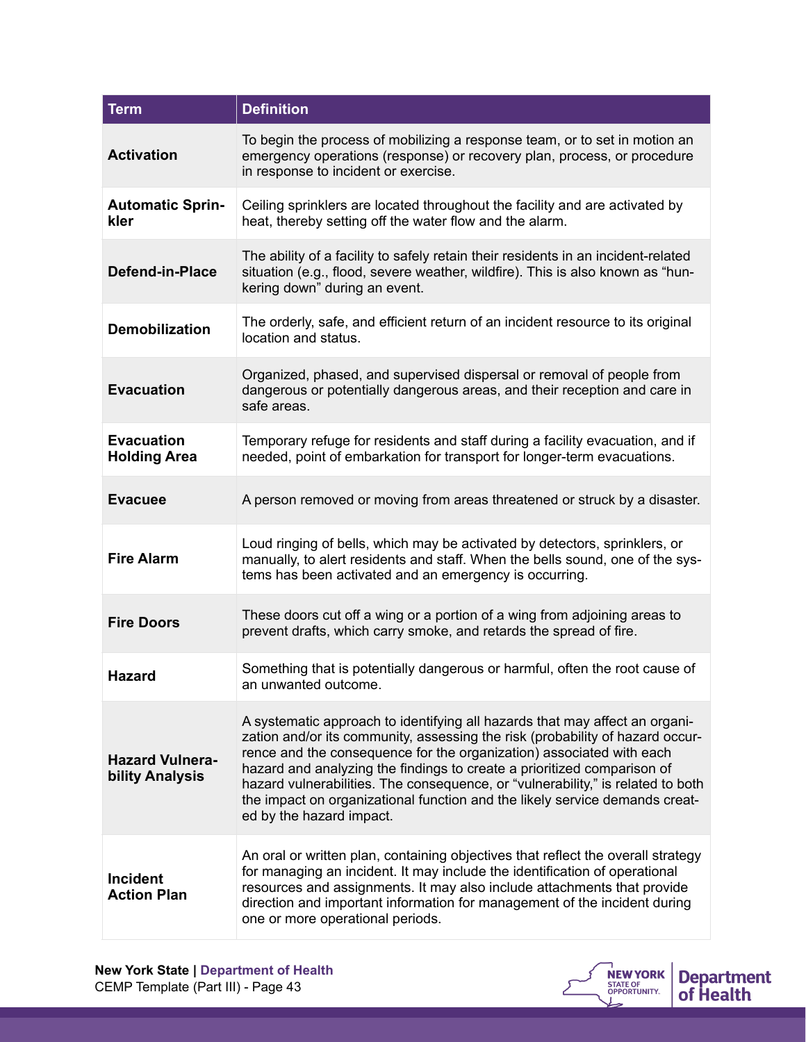| Term | Definition |
|---|---|
| **Activation** | To begin the process of mobilizing a response team, or to set in motion an emergency operations (response) or recovery plan, process, or procedure in response to incident or exercise. |
| **Automatic Sprinkler** | Ceiling sprinklers are located throughout the facility and are activated by heat, thereby setting off the water flow and the alarm. |
| **Defend-in-Place** | The ability of a facility to safely retain their residents in an incident-related situation (e.g., flood, severe weather, wildfire). This is also known as "hunkering down" during an event. |
| **Demobilization** | The orderly, safe, and efficient return of an incident resource to its original location and status. |
| **Evacuation** | Organized, phased, and supervised dispersal or removal of people from dangerous or potentially dangerous areas, and their reception and care in safe areas. |
| **Evacuation Holding Area** | Temporary refuge for residents and staff during a facility evacuation, and if needed, point of embarkation for transport for longer-term evacuations. |
| **Evacuee** | A person removed or moving from areas threatened or struck by a disaster. |
| **Fire Alarm** | Loud ringing of bells, which may be activated by detectors, sprinklers, or manually, to alert residents and staff. When the bells sound, one of the systems has been activated and an emergency is occurring. |
| **Fire Doors** | These doors cut off a wing or a portion of a wing from adjoining areas to prevent drafts, which carry smoke, and retards the spread of fire. |
| **Hazard** | Something that is potentially dangerous or harmful, often the root cause of an unwanted outcome. |
| **Hazard Vulnerability Analysis** | A systematic approach to identifying all hazards that may affect an organization and/or its community, assessing the risk (probability of hazard occurrence and the consequence for the organization) associated with each hazard and analyzing the findings to create a prioritized comparison of hazard vulnerabilities. The consequence, or "vulnerability," is related to both the impact on organizational function and the likely service demands created by the hazard impact. |
| **Incident Action Plan** | An oral or written plan, containing objectives that reflect the overall strategy for managing an incident. It may include the identification of operational resources and assignments. It may also include attachments that provide direction and important information for management of the incident during one or more operational periods. |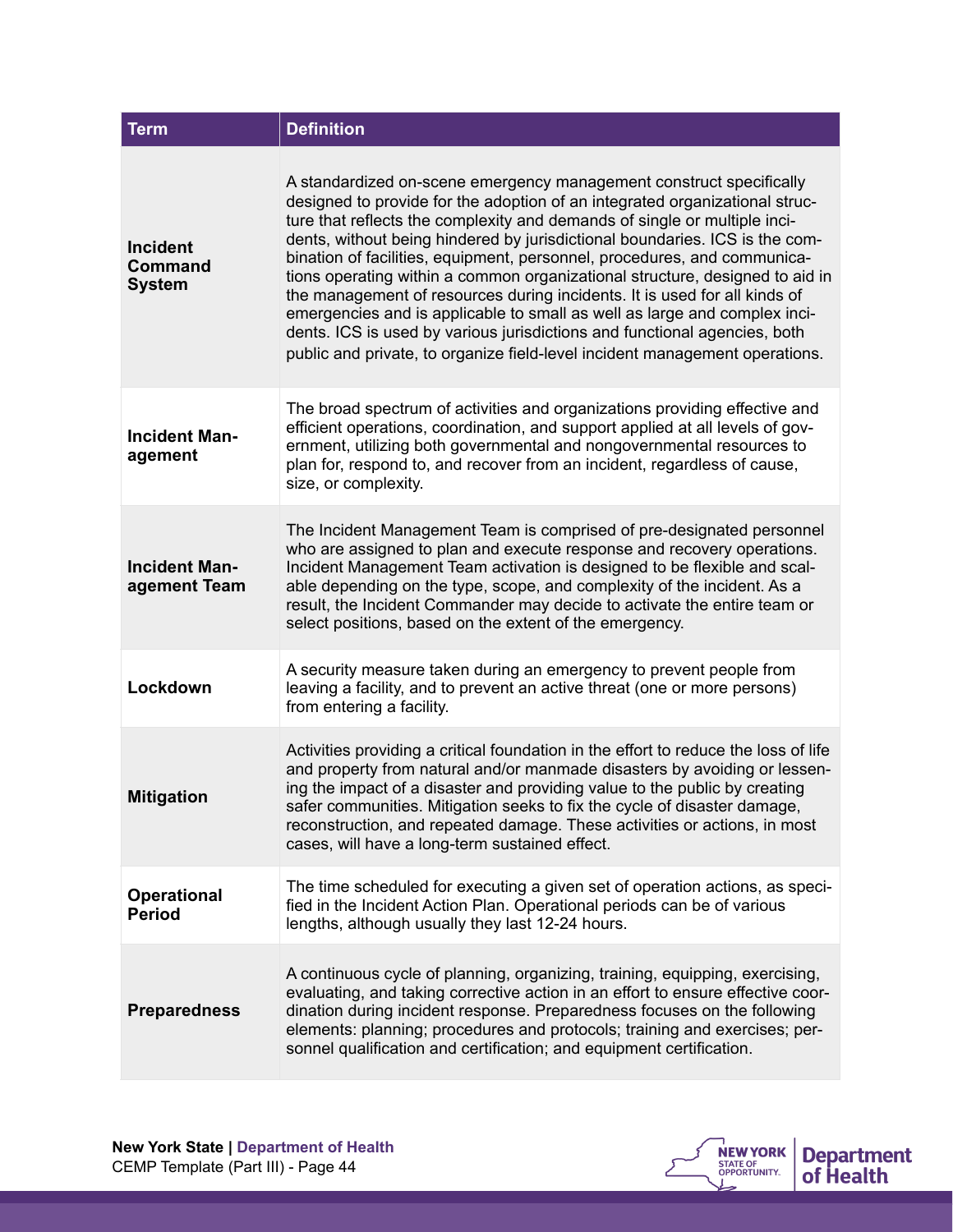| Term | Definition |
|---|---|
| **Incident Command System** | A standardized on-scene emergency management construct specifically designed to provide for the adoption of an integrated organizational structure that reflects the complexity and demands of single or multiple incidents, without being hindered by jurisdictional boundaries. ICS is the combination of facilities, equipment, personnel, procedures, and communications operating within a common organizational structure, designed to aid in the management of resources during incidents. It is used for all kinds of emergencies and is applicable to small as well as large and complex incidents. ICS is used by various jurisdictions and functional agencies, both public and private, to organize field-level incident management operations. |
| **Incident Management** | The broad spectrum of activities and organizations providing effective and efficient operations, coordination, and support applied at all levels of government, utilizing both governmental and nongovernmental resources to plan for, respond to, and recover from an incident, regardless of cause, size, or complexity. |
| **Incident Management Team** | The Incident Management Team is comprised of pre-designated personnel who are assigned to plan and execute response and recovery operations. Incident Management Team activation is designed to be flexible and scalable depending on the type, scope, and complexity of the incident. As a result, the Incident Commander may decide to activate the entire team or select positions, based on the extent of the emergency. |
| **Lockdown** | A security measure taken during an emergency to prevent people from leaving a facility, and to prevent an active threat (one or more persons) from entering a facility. |
| **Mitigation** | Activities providing a critical foundation in the effort to reduce the loss of life and property from natural and/or manmade disasters by avoiding or lessening the impact of a disaster and providing value to the public by creating safer communities. Mitigation seeks to fix the cycle of disaster damage, reconstruction, and repeated damage. These activities or actions, in most cases, will have a long-term sustained effect. |
| **Operational Period** | The time scheduled for executing a given set of operation actions, as specified in the Incident Action Plan. Operational periods can be of various lengths, although usually they last 12-24 hours. |
| **Preparedness** | A continuous cycle of planning, organizing, training, equipping, exercising, evaluating, and taking corrective action in an effort to ensure effective coordination during incident response. Preparedness focuses on the following elements: planning; procedures and protocols; training and exercises; personnel qualification and certification; and equipment certification. |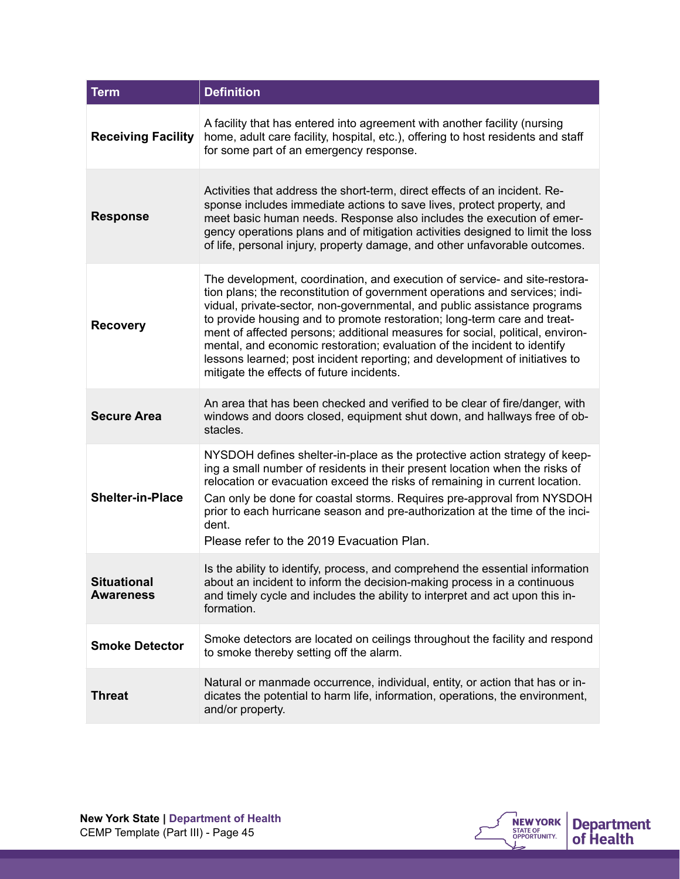| Term | Definition |
|---|---|
| **Receiving Facility** | A facility that has entered into agreement with another facility (nursing home, adult care facility, hospital, etc.), offering to host residents and staff for some part of an emergency response. |
| **Response** | Activities that address the short-term, direct effects of an incident. Response includes immediate actions to save lives, protect property, and meet basic human needs. Response also includes the execution of emergency operations plans and of mitigation activities designed to limit the loss of life, personal injury, property damage, and other unfavorable outcomes. |
| **Recovery** | The development, coordination, and execution of service- and site-restoration plans; the reconstitution of government operations and services; individual, private-sector, non-governmental, and public assistance programs to provide housing and to promote restoration; long-term care and treatment of affected persons; additional measures for social, political, environmental, and economic restoration; evaluation of the incident to identify lessons learned; post incident reporting; and development of initiatives to mitigate the effects of future incidents. |
| **Secure Area** | An area that has been checked and verified to be clear of fire/danger, with windows and doors closed, equipment shut down, and hallways free of obstacles. |
| **Shelter-in-Place** | NYSDOH defines shelter-in-place as the protective action strategy of keeping a small number of residents in their present location when the risks of relocation or evacuation exceed the risks of remaining in current location. Can only be done for coastal storms. Requires pre-approval from NYSDOH prior to each hurricane season and pre-authorization at the time of the incident. Please refer to the 2019 Evacuation Plan. |
| **Situational Awareness** | Is the ability to identify, process, and comprehend the essential information about an incident to inform the decision-making process in a continuous and timely cycle and includes the ability to interpret and act upon this information. |
| **Smoke Detector** | Smoke detectors are located on ceilings throughout the facility and respond to smoke thereby setting off the alarm. |
| **Threat** | Natural or manmade occurrence, individual, entity, or action that has or indicates the potential to harm life, information, operations, the environment, and/or property. |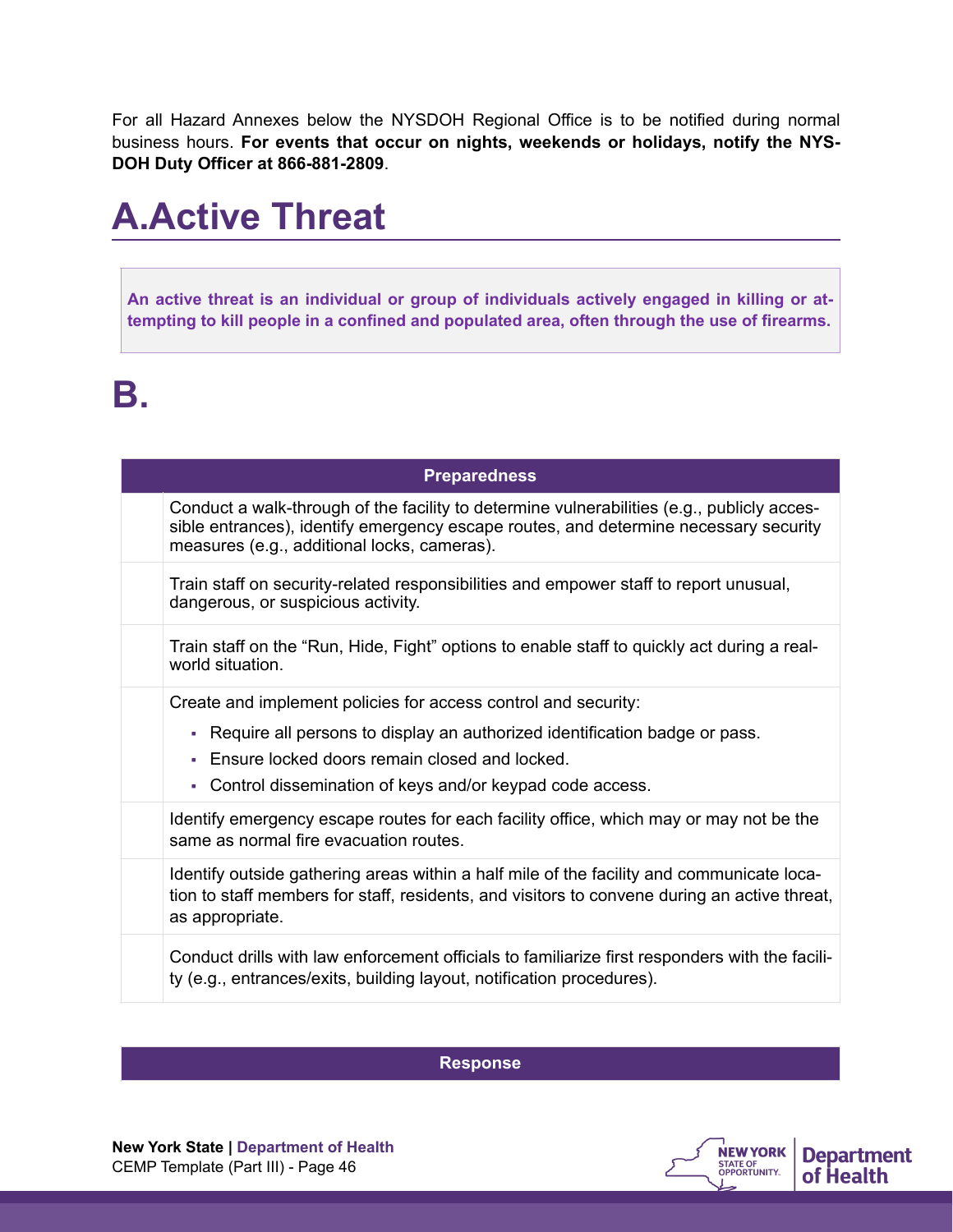For all Hazard Annexes below the NYSDOH Regional Office is to be notified during normal business hours. **For events that occur on nights, weekends or holidays, notify the NYSDOH Duty Officer at 866-881-2809**.

# A.Active Threat

**An active threat is an individual or group of individuals actively engaged in killing or attempting to kill people in a confined and populated area, often through the use of firearms.**

# B.

| | Preparedness |
|---|---|
| | Conduct a walk-through of the facility to determine vulnerabilities (e.g., publicly accessible entrances), identify emergency escape routes, and determine necessary security measures (e.g., additional locks, cameras). |
| | Train staff on security-related responsibilities and empower staff to report unusual, dangerous, or suspicious activity. |
| | Train staff on the “Run, Hide, Fight” options to enable staff to quickly act during a real-world situation. |
| | Create and implement policies for access control and security:<br>▪ Require all persons to display an authorized identification badge or pass.<br>▪ Ensure locked doors remain closed and locked.<br>▪ Control dissemination of keys and/or keypad code access. |
| | Identify emergency escape routes for each facility office, which may or may not be the same as normal fire evacuation routes. |
| | Identify outside gathering areas within a half mile of the facility and communicate location to staff members for staff, residents, and visitors to convene during an active threat, as appropriate. |
| | Conduct drills with law enforcement officials to familiarize first responders with the facility (e.g., entrances/exits, building layout, notification procedures). |

| | Response |
|---|---|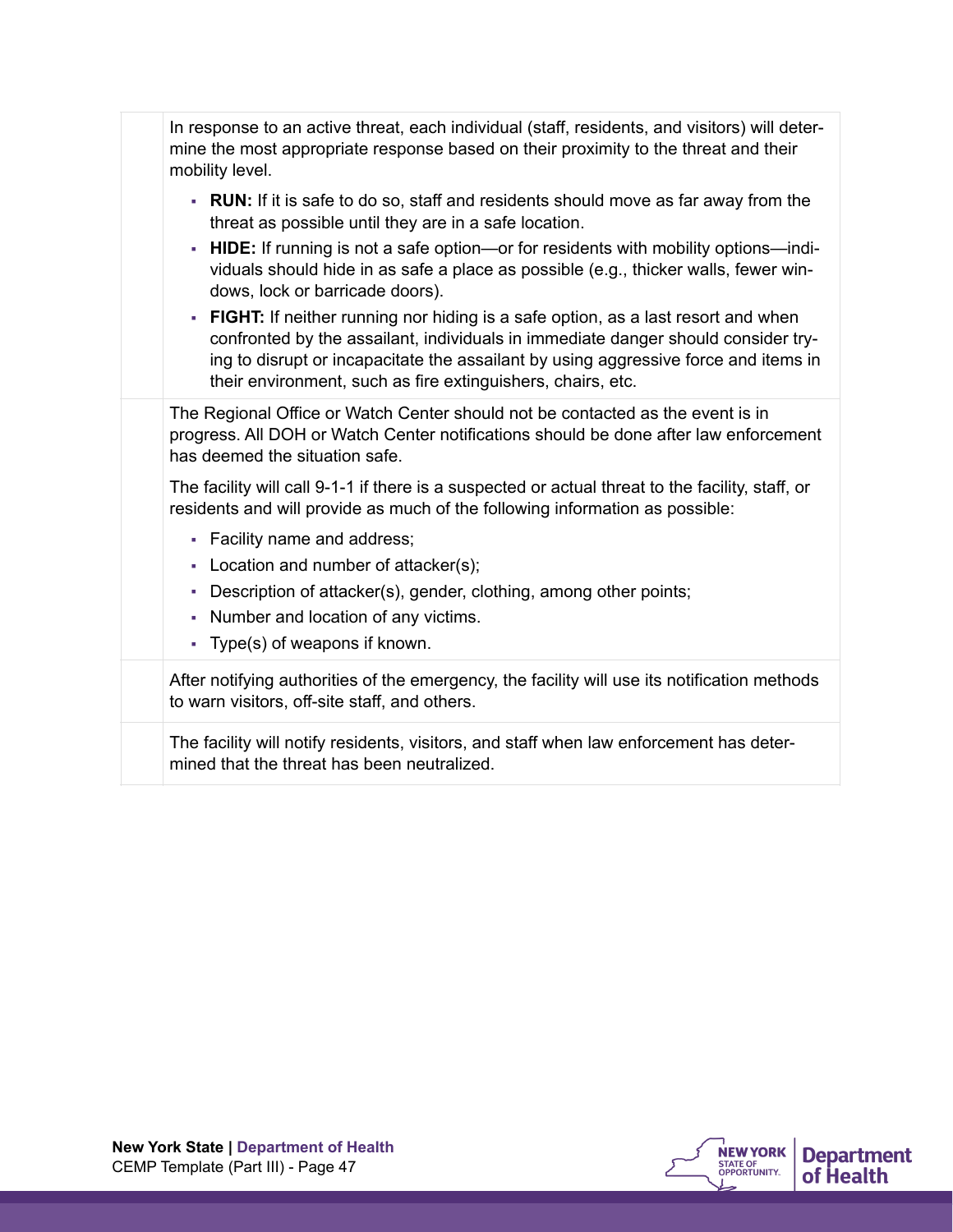| | |
|---|---|
| | In response to an active threat, each individual (staff, residents, and visitors) will determine the most appropriate response based on their proximity to the threat and their mobility level.<br><br>- **RUN:** If it is safe to do so, staff and residents should move as far away from the threat as possible until they are in a safe location.<br>- **HIDE:** If running is not a safe option—or for residents with mobility options—individuals should hide in as safe a place as possible (e.g., thicker walls, fewer windows, lock or barricade doors).<br>- **FIGHT:** If neither running nor hiding is a safe option, as a last resort and when confronted by the assailant, individuals in immediate danger should consider trying to disrupt or incapacitate the assailant by using aggressive force and items in their environment, such as fire extinguishers, chairs, etc. |
| | The Regional Office or Watch Center should not be contacted as the event is in progress. All DOH or Watch Center notifications should be done after law enforcement has deemed the situation safe.<br><br>The facility will call 9-1-1 if there is a suspected or actual threat to the facility, staff, or residents and will provide as much of the following information as possible:<br><br>- Facility name and address;<br>- Location and number of attacker(s);<br>- Description of attacker(s), gender, clothing, among other points;<br>- Number and location of any victims.<br>- Type(s) of weapons if known. |
| | After notifying authorities of the emergency, the facility will use its notification methods to warn visitors, off-site staff, and others. |
| | The facility will notify residents, visitors, and staff when law enforcement has determined that the threat has been neutralized. |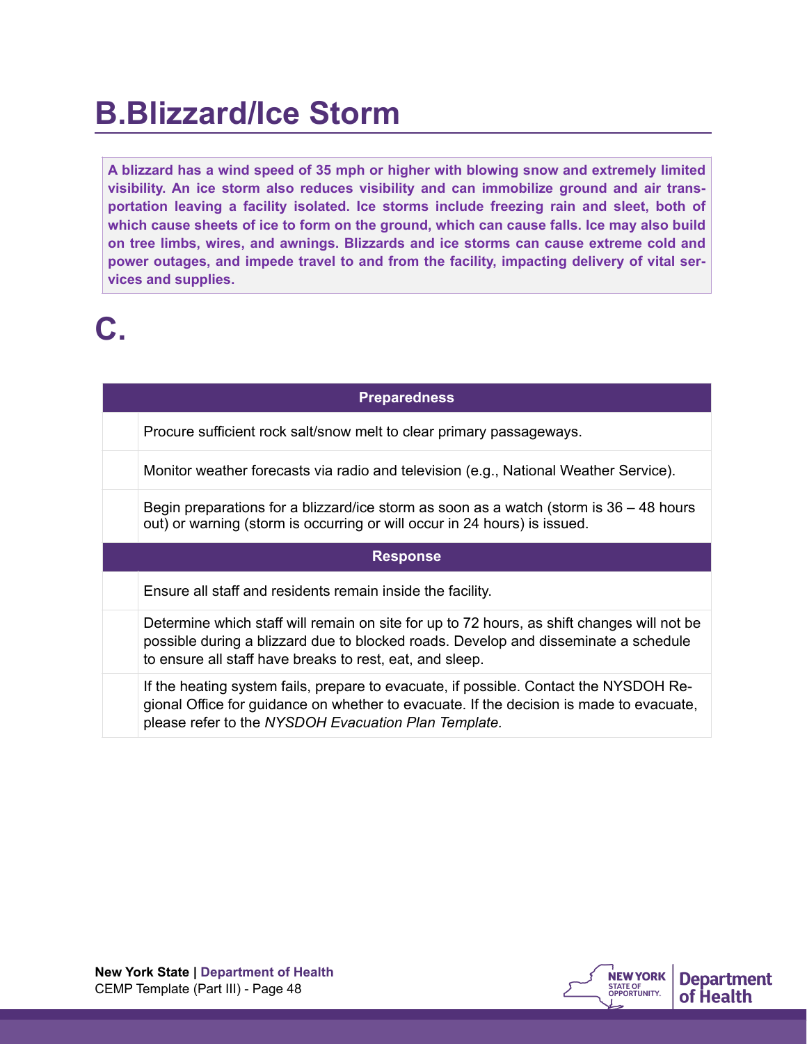# B.Blizzard/Ice Storm

**A blizzard has a wind speed of 35 mph or higher with blowing snow and extremely limited visibility. An ice storm also reduces visibility and can immobilize ground and air transportation leaving a facility isolated. Ice storms include freezing rain and sleet, both of which cause sheets of ice to form on the ground, which can cause falls. Ice may also build on tree limbs, wires, and awnings. Blizzards and ice storms can cause extreme cold and power outages, and impede travel to and from the facility, impacting delivery of vital services and supplies.**

# C.

| | Preparedness |
|---|---|
| | Procure sufficient rock salt/snow melt to clear primary passageways. |
| | Monitor weather forecasts via radio and television (e.g., National Weather Service). |
| | Begin preparations for a blizzard/ice storm as soon as a watch (storm is 36 – 48 hours out) or warning (storm is occurring or will occur in 24 hours) is issued. |
| | **Response** |
| | Ensure all staff and residents remain inside the facility. |
| | Determine which staff will remain on site for up to 72 hours, as shift changes will not be possible during a blizzard due to blocked roads. Develop and disseminate a schedule to ensure all staff have breaks to rest, eat, and sleep. |
| | If the heating system fails, prepare to evacuate, if possible. Contact the NYSDOH Regional Office for guidance on whether to evacuate. If the decision is made to evacuate, please refer to the *NYSDOH Evacuation Plan Template.* |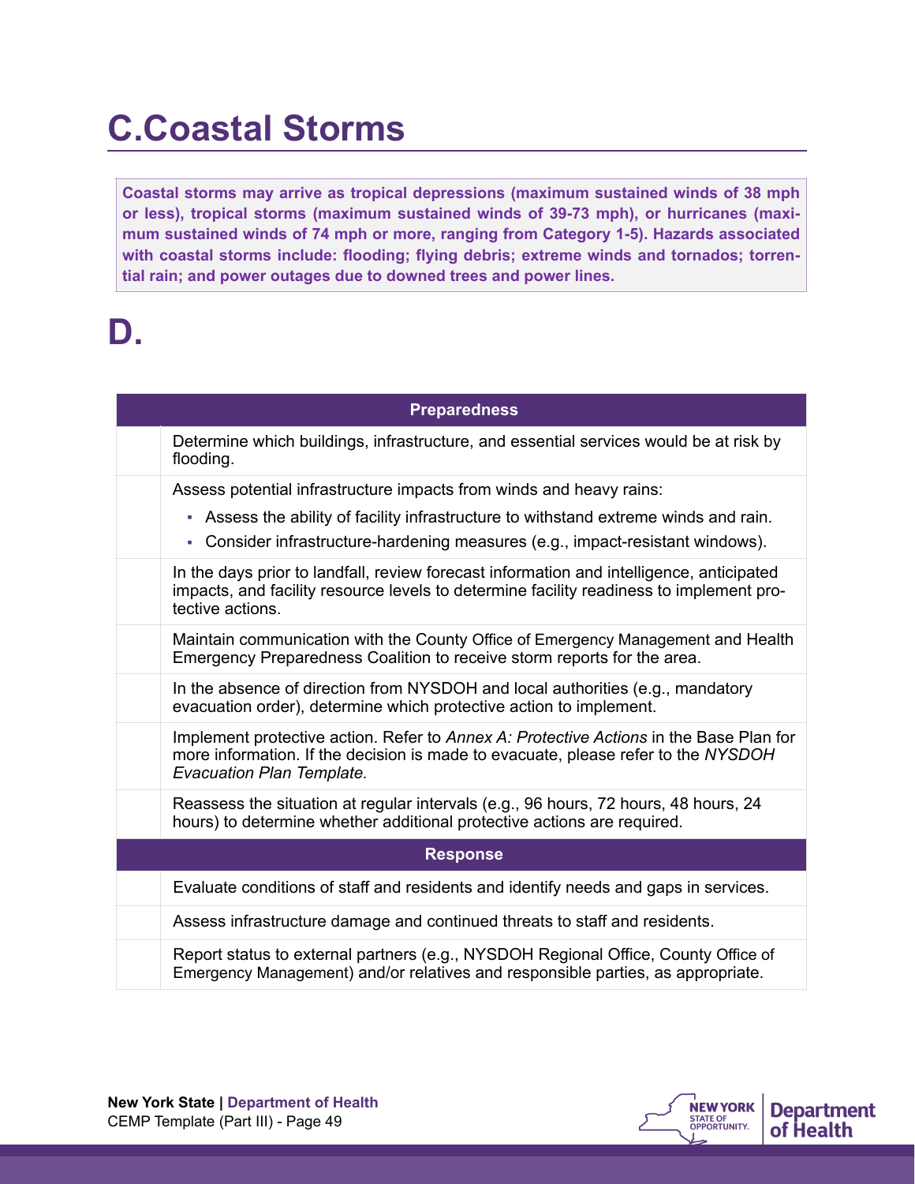# C.Coastal Storms

**Coastal storms may arrive as tropical depressions (maximum sustained winds of 38 mph or less), tropical storms (maximum sustained winds of 39-73 mph), or hurricanes (maximum sustained winds of 74 mph or more, ranging from Category 1-5). Hazards associated with coastal storms include: flooding; flying debris; extreme winds and tornados; torrential rain; and power outages due to downed trees and power lines.**

# D.

| | Preparedness |
|---|---|
| | Determine which buildings, infrastructure, and essential services would be at risk by flooding. |
| | Assess potential infrastructure impacts from winds and heavy rains:<br>▪ Assess the ability of facility infrastructure to withstand extreme winds and rain.<br>▪ Consider infrastructure-hardening measures (e.g., impact-resistant windows). |
| | In the days prior to landfall, review forecast information and intelligence, anticipated impacts, and facility resource levels to determine facility readiness to implement protective actions. |
| | Maintain communication with the County Office of Emergency Management and Health Emergency Preparedness Coalition to receive storm reports for the area. |
| | In the absence of direction from NYSDOH and local authorities (e.g., mandatory evacuation order), determine which protective action to implement. |
| | Implement protective action. Refer to *Annex A: Protective Actions* in the Base Plan for more information. If the decision is made to evacuate, please refer to the *NYSDOH Evacuation Plan Template.* |
| | Reassess the situation at regular intervals (e.g., 96 hours, 72 hours, 48 hours, 24 hours) to determine whether additional protective actions are required. |
| | **Response** |
| | Evaluate conditions of staff and residents and identify needs and gaps in services. |
| | Assess infrastructure damage and continued threats to staff and residents. |
| | Report status to external partners (e.g., NYSDOH Regional Office, County Office of Emergency Management) and/or relatives and responsible parties, as appropriate. |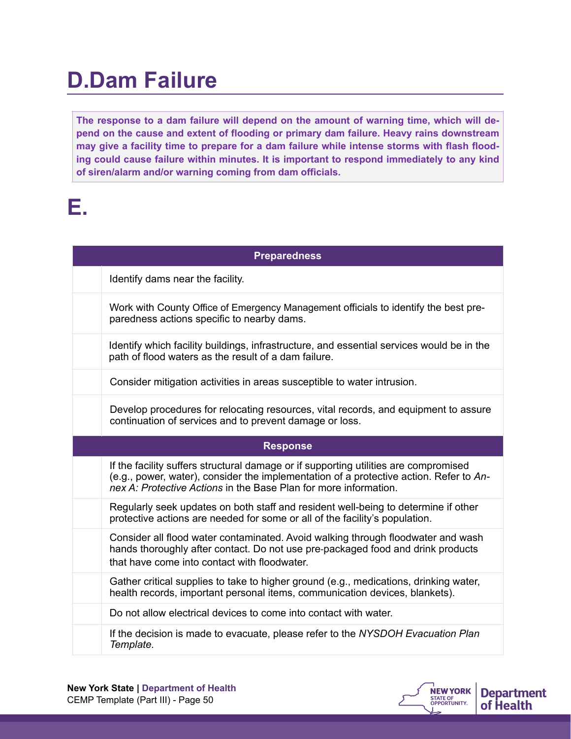# D.Dam Failure

**The response to a dam failure will depend on the amount of warning time, which will depend on the cause and extent of flooding or primary dam failure. Heavy rains downstream may give a facility time to prepare for a dam failure while intense storms with flash flooding could cause failure within minutes. It is important to respond immediately to any kind of siren/alarm and/or warning coming from dam officials.**

# E.

| | Preparedness |
|---|---|
| | Identify dams near the facility. |
| | Work with County Office of Emergency Management officials to identify the best preparedness actions specific to nearby dams. |
| | Identify which facility buildings, infrastructure, and essential services would be in the path of flood waters as the result of a dam failure. |
| | Consider mitigation activities in areas susceptible to water intrusion. |
| | Develop procedures for relocating resources, vital records, and equipment to assure continuation of services and to prevent damage or loss. |
| | **Response** |
| | If the facility suffers structural damage or if supporting utilities are compromised (e.g., power, water), consider the implementation of a protective action. Refer to *Annex A: Protective Actions* in the Base Plan for more information. |
| | Regularly seek updates on both staff and resident well-being to determine if other protective actions are needed for some or all of the facility's population. |
| | Consider all flood water contaminated. Avoid walking through floodwater and wash hands thoroughly after contact. Do not use pre-packaged food and drink products that have come into contact with floodwater. |
| | Gather critical supplies to take to higher ground (e.g., medications, drinking water, health records, important personal items, communication devices, blankets). |
| | Do not allow electrical devices to come into contact with water. |
| | If the decision is made to evacuate, please refer to the *NYSDOH Evacuation Plan Template.* |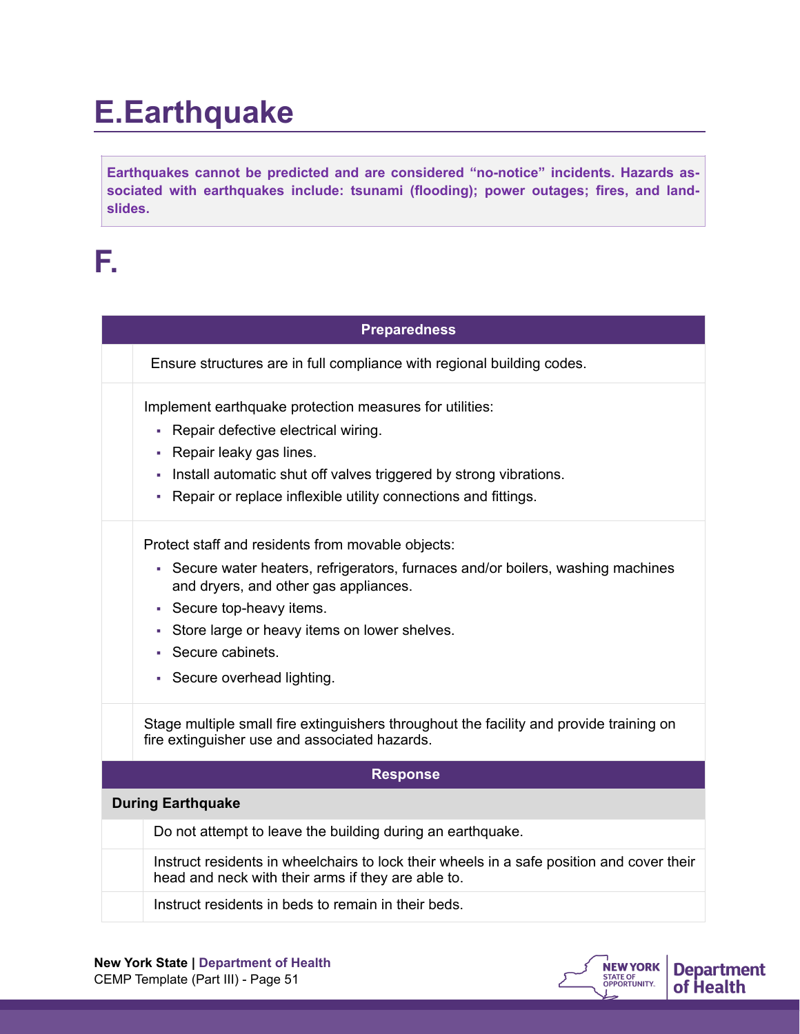# E.Earthquake

**Earthquakes cannot be predicted and are considered "no-notice" incidents. Hazards associated with earthquakes include: tsunami (flooding); power outages; fires, and landslides.**

# F.

| | Preparedness |
|---|---|
| | Ensure structures are in full compliance with regional building codes. |
| | Implement earthquake protection measures for utilities:<br>▪ Repair defective electrical wiring.<br>▪ Repair leaky gas lines.<br>▪ Install automatic shut off valves triggered by strong vibrations.<br>▪ Repair or replace inflexible utility connections and fittings. |
| | Protect staff and residents from movable objects:<br>▪ Secure water heaters, refrigerators, furnaces and/or boilers, washing machines and dryers, and other gas appliances.<br>▪ Secure top-heavy items.<br>▪ Store large or heavy items on lower shelves.<br>▪ Secure cabinets.<br>▪ Secure overhead lighting. |
| | Stage multiple small fire extinguishers throughout the facility and provide training on fire extinguisher use and associated hazards. |

| | Response |
|---|---|
| **During Earthquake** | |
| | Do not attempt to leave the building during an earthquake. |
| | Instruct residents in wheelchairs to lock their wheels in a safe position and cover their head and neck with their arms if they are able to. |
| | Instruct residents in beds to remain in their beds. |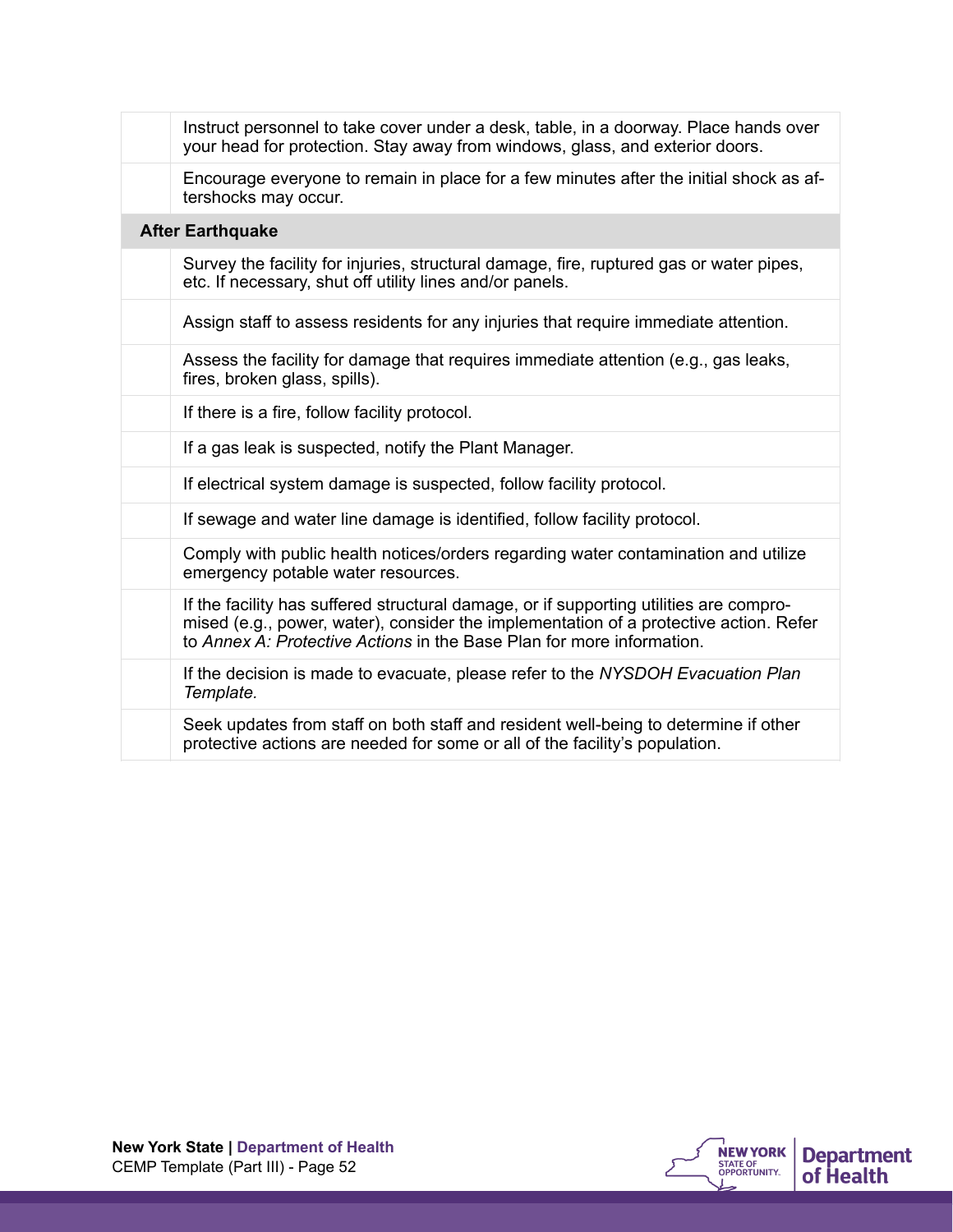| | |
|---|---|
| | Instruct personnel to take cover under a desk, table, in a doorway. Place hands over your head for protection. Stay away from windows, glass, and exterior doors. |
| | Encourage everyone to remain in place for a few minutes after the initial shock as aftershocks may occur. |
| **After Earthquake** | |
| | Survey the facility for injuries, structural damage, fire, ruptured gas or water pipes, etc. If necessary, shut off utility lines and/or panels. |
| | Assign staff to assess residents for any injuries that require immediate attention. |
| | Assess the facility for damage that requires immediate attention (e.g., gas leaks, fires, broken glass, spills). |
| | If there is a fire, follow facility protocol. |
| | If a gas leak is suspected, notify the Plant Manager. |
| | If electrical system damage is suspected, follow facility protocol. |
| | If sewage and water line damage is identified, follow facility protocol. |
| | Comply with public health notices/orders regarding water contamination and utilize emergency potable water resources. |
| | If the facility has suffered structural damage, or if supporting utilities are compromised (e.g., power, water), consider the implementation of a protective action. Refer to *Annex A: Protective Actions* in the Base Plan for more information. |
| | If the decision is made to evacuate, please refer to the *NYSDOH Evacuation Plan Template.* |
| | Seek updates from staff on both staff and resident well-being to determine if other protective actions are needed for some or all of the facility's population. |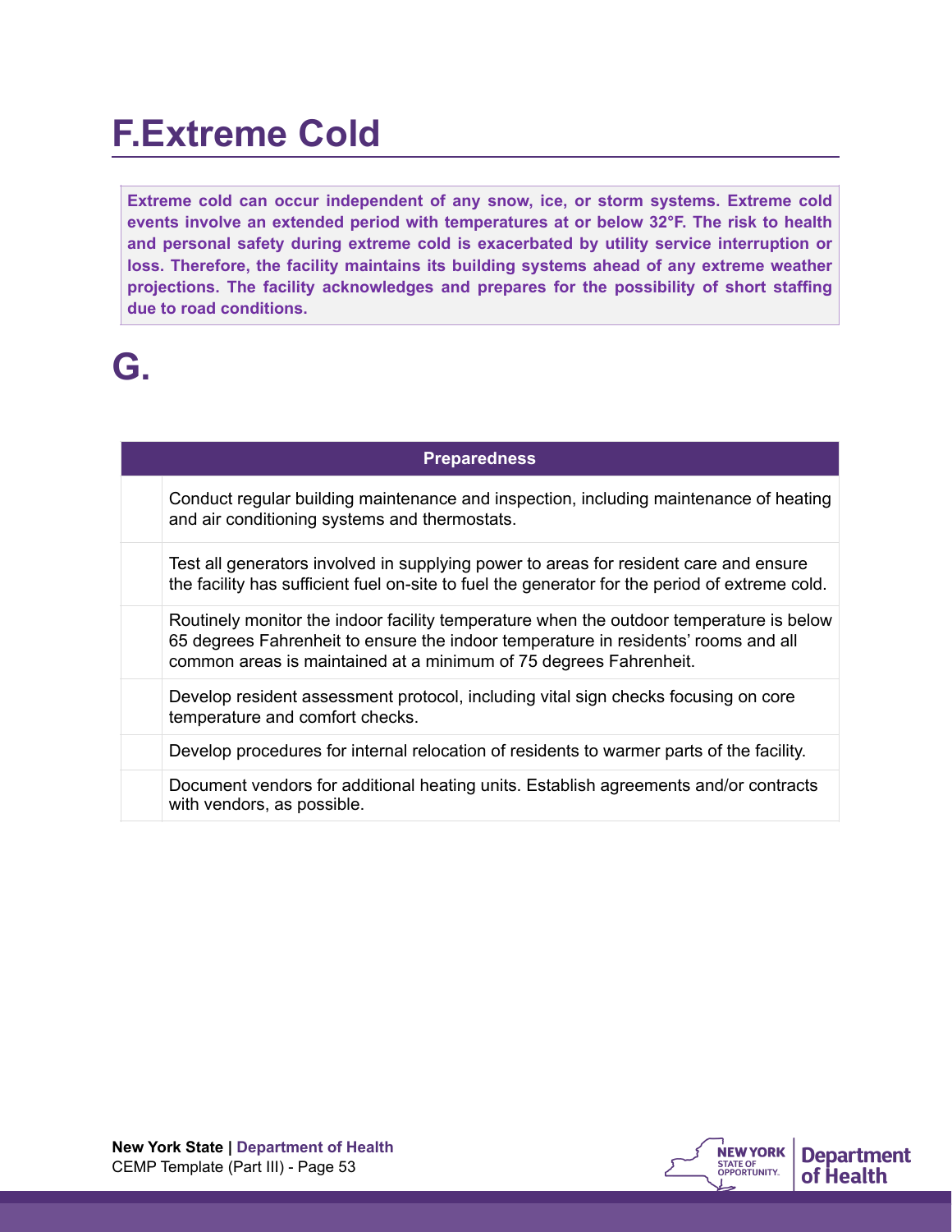# F.Extreme Cold

**Extreme cold can occur independent of any snow, ice, or storm systems. Extreme cold events involve an extended period with temperatures at or below 32°F. The risk to health and personal safety during extreme cold is exacerbated by utility service interruption or loss. Therefore, the facility maintains its building systems ahead of any extreme weather projections. The facility acknowledges and prepares for the possibility of short staffing due to road conditions.**

# G.

| | Preparedness |
|---|---|
| | Conduct regular building maintenance and inspection, including maintenance of heating and air conditioning systems and thermostats. |
| | Test all generators involved in supplying power to areas for resident care and ensure the facility has sufficient fuel on-site to fuel the generator for the period of extreme cold. |
| | Routinely monitor the indoor facility temperature when the outdoor temperature is below 65 degrees Fahrenheit to ensure the indoor temperature in residents' rooms and all common areas is maintained at a minimum of 75 degrees Fahrenheit. |
| | Develop resident assessment protocol, including vital sign checks focusing on core temperature and comfort checks. |
| | Develop procedures for internal relocation of residents to warmer parts of the facility. |
| | Document vendors for additional heating units. Establish agreements and/or contracts with vendors, as possible. |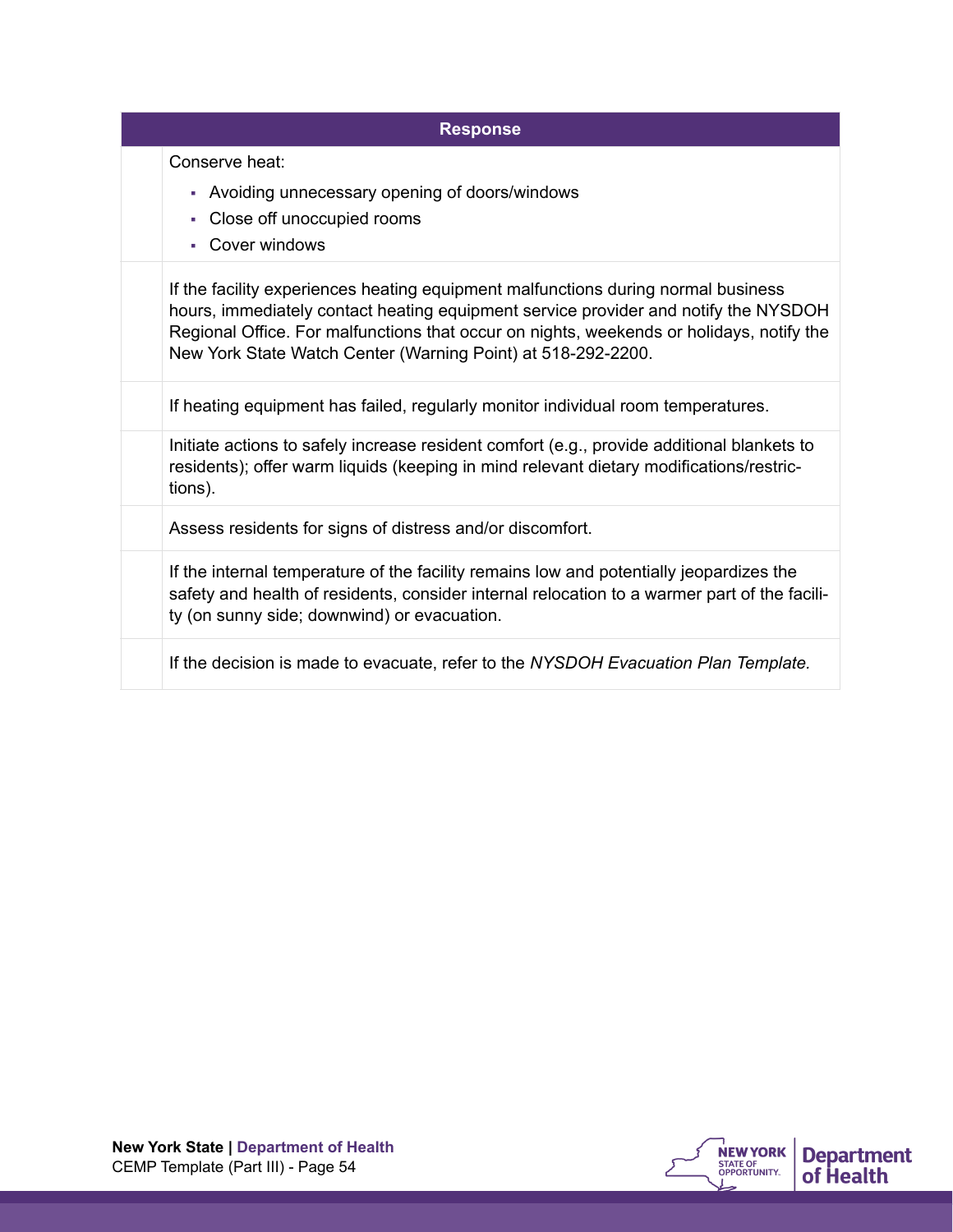| | Response |
|---|---|
| | Conserve heat: <br>▪ Avoiding unnecessary opening of doors/windows<br>▪ Close off unoccupied rooms<br>▪ Cover windows |
| | If the facility experiences heating equipment malfunctions during normal business hours, immediately contact heating equipment service provider and notify the NYSDOH Regional Office. For malfunctions that occur on nights, weekends or holidays, notify the New York State Watch Center (Warning Point) at 518-292-2200. |
| | If heating equipment has failed, regularly monitor individual room temperatures. |
| | Initiate actions to safely increase resident comfort (e.g., provide additional blankets to residents); offer warm liquids (keeping in mind relevant dietary modifications/restrictions). |
| | Assess residents for signs of distress and/or discomfort. |
| | If the internal temperature of the facility remains low and potentially jeopardizes the safety and health of residents, consider internal relocation to a warmer part of the facility (on sunny side; downwind) or evacuation. |
| | If the decision is made to evacuate, refer to the *NYSDOH Evacuation Plan Template.* |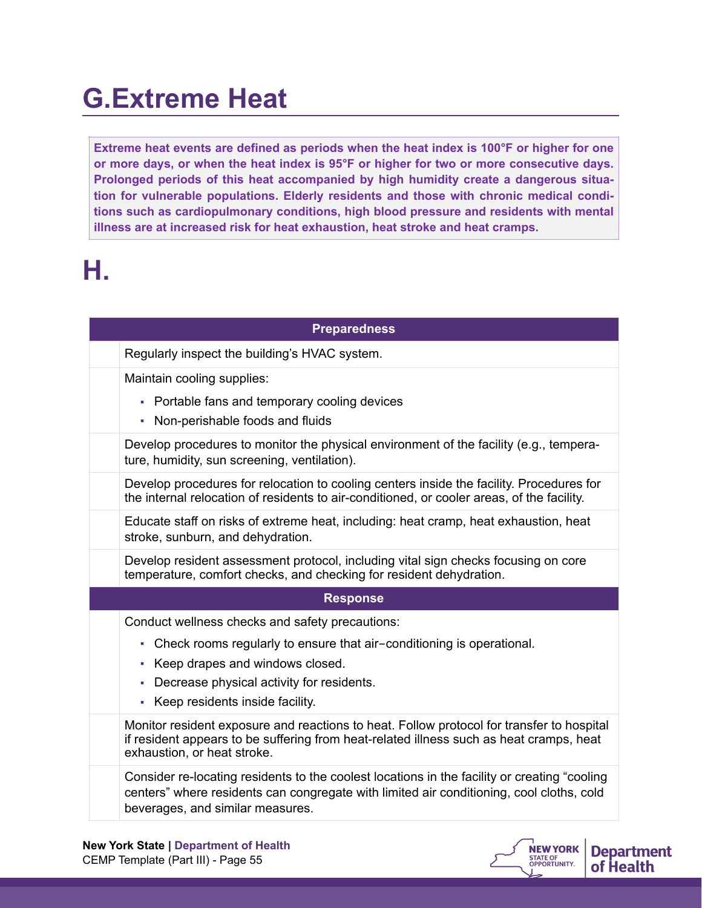# G.Extreme Heat

**Extreme heat events are defined as periods when the heat index is 100°F or higher for one or more days, or when the heat index is 95°F or higher for two or more consecutive days. Prolonged periods of this heat accompanied by high humidity create a dangerous situation for vulnerable populations. Elderly residents and those with chronic medical conditions such as cardiopulmonary conditions, high blood pressure and residents with mental illness are at increased risk for heat exhaustion, heat stroke and heat cramps.**

# H.

| | Preparedness |
|---|---|
| | Regularly inspect the building's HVAC system. |
| | Maintain cooling supplies:<br>▪ Portable fans and temporary cooling devices<br>▪ Non-perishable foods and fluids |
| | Develop procedures to monitor the physical environment of the facility (e.g., temperature, humidity, sun screening, ventilation). |
| | Develop procedures for relocation to cooling centers inside the facility. Procedures for the internal relocation of residents to air-conditioned, or cooler areas, of the facility. |
| | Educate staff on risks of extreme heat, including: heat cramp, heat exhaustion, heat stroke, sunburn, and dehydration. |
| | Develop resident assessment protocol, including vital sign checks focusing on core temperature, comfort checks, and checking for resident dehydration. |
| | **Response** |
| | Conduct wellness checks and safety precautions:<br>▪ Check rooms regularly to ensure that air-conditioning is operational.<br>▪ Keep drapes and windows closed.<br>▪ Decrease physical activity for residents.<br>▪ Keep residents inside facility. |
| | Monitor resident exposure and reactions to heat. Follow protocol for transfer to hospital if resident appears to be suffering from heat-related illness such as heat cramps, heat exhaustion, or heat stroke. |
| | Consider re-locating residents to the coolest locations in the facility or creating "cooling centers" where residents can congregate with limited air conditioning, cool cloths, cold beverages, and similar measures. |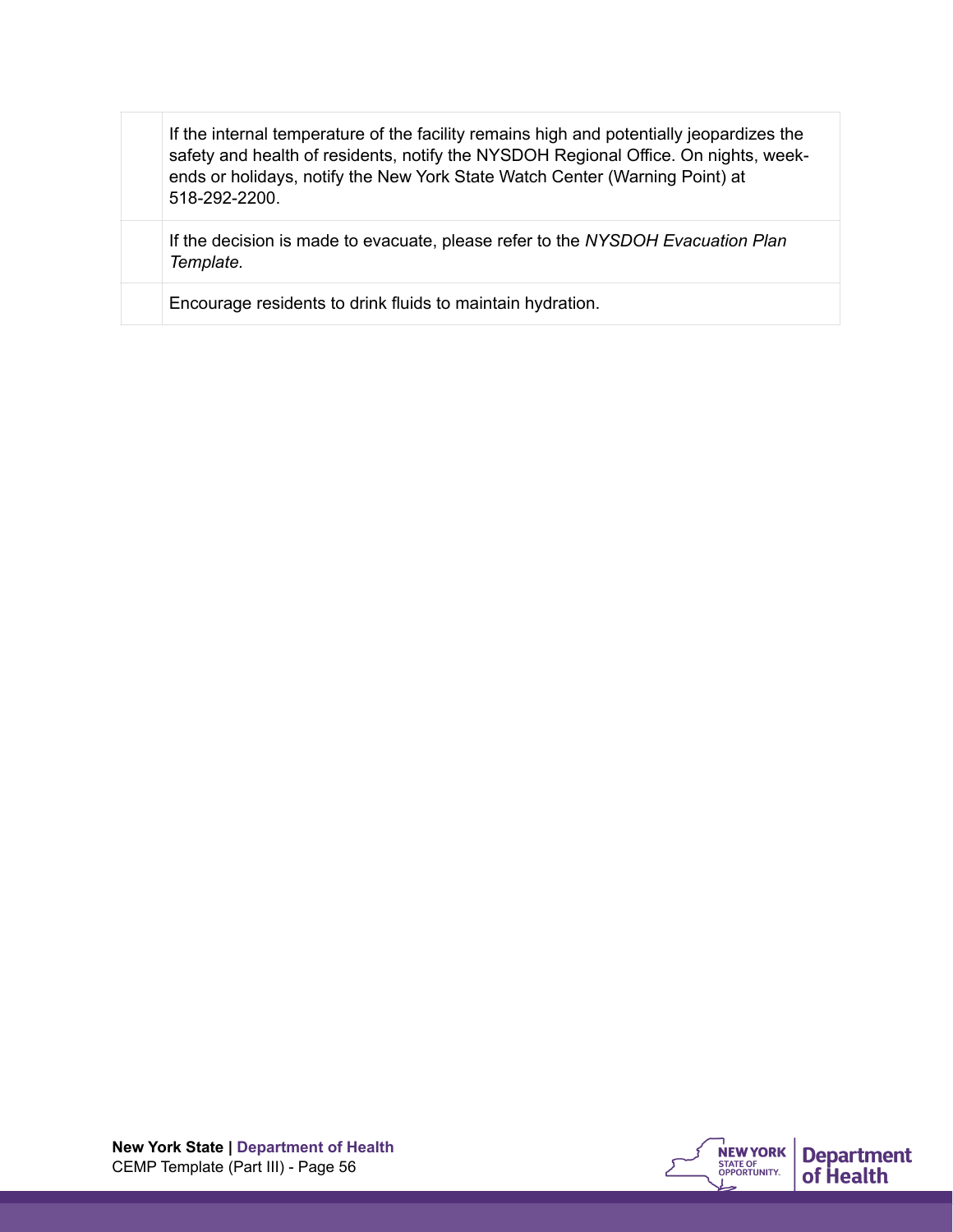|  |  |
| --- | --- |
|  | If the internal temperature of the facility remains high and potentially jeopardizes the safety and health of residents, notify the NYSDOH Regional Office. On nights, week-ends or holidays, notify the New York State Watch Center (Warning Point) at 518-292-2200. |
|  | If the decision is made to evacuate, please refer to the *NYSDOH Evacuation Plan Template.* |
|  | Encourage residents to drink fluids to maintain hydration. |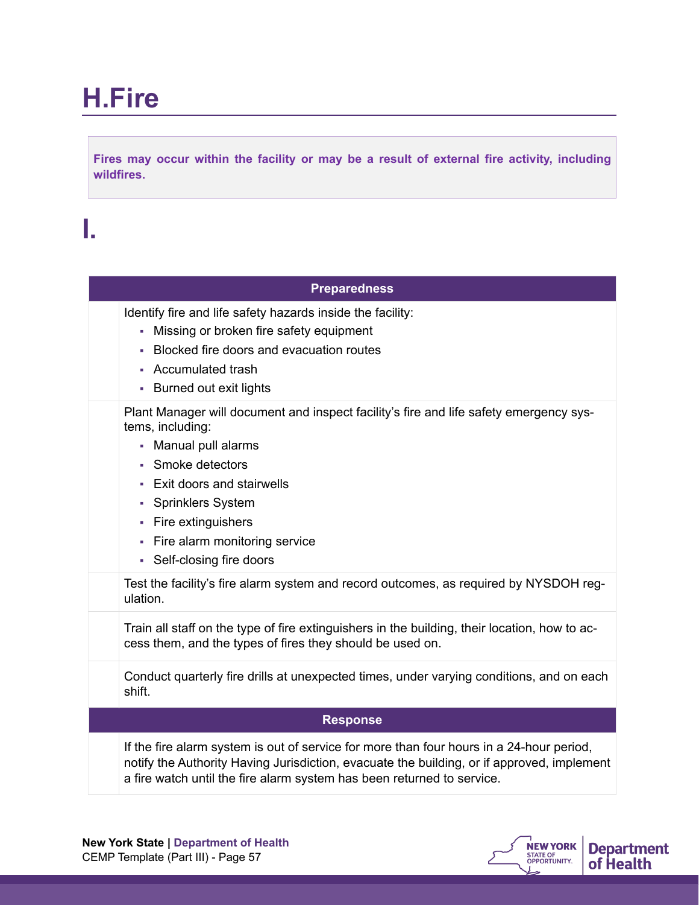# H.Fire

**Fires may occur within the facility or may be a result of external fire activity, including wildfires.**

# I.

| | Preparedness |
|---|---|
| | Identify fire and life safety hazards inside the facility:<br>▪ Missing or broken fire safety equipment<br>▪ Blocked fire doors and evacuation routes<br>▪ Accumulated trash<br>▪ Burned out exit lights |
| | Plant Manager will document and inspect facility's fire and life safety emergency systems, including:<br>▪ Manual pull alarms<br>▪ Smoke detectors<br>▪ Exit doors and stairwells<br>▪ Sprinklers System<br>▪ Fire extinguishers<br>▪ Fire alarm monitoring service<br>▪ Self-closing fire doors |
| | Test the facility's fire alarm system and record outcomes, as required by NYSDOH regulation. |
| | Train all staff on the type of fire extinguishers in the building, their location, how to access them, and the types of fires they should be used on. |
| | Conduct quarterly fire drills at unexpected times, under varying conditions, and on each shift. |
| | **Response** |
| | If the fire alarm system is out of service for more than four hours in a 24-hour period, notify the Authority Having Jurisdiction, evacuate the building, or if approved, implement a fire watch until the fire alarm system has been returned to service. |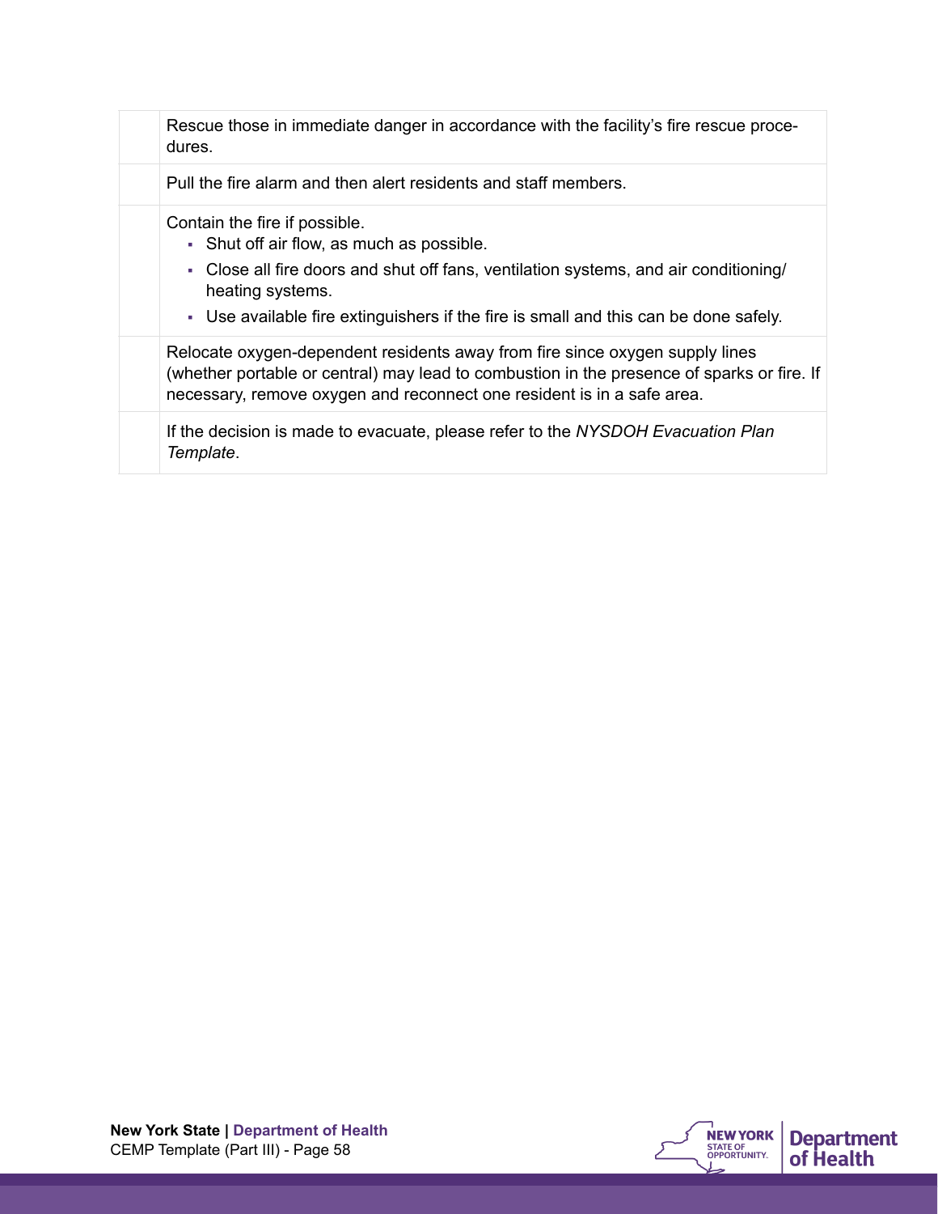| | |
|---|---|
| | Rescue those in immediate danger in accordance with the facility's fire rescue procedures. |
| | Pull the fire alarm and then alert residents and staff members. |
| | Contain the fire if possible.<br>▪ Shut off air flow, as much as possible.<br>▪ Close all fire doors and shut off fans, ventilation systems, and air conditioning/heating systems.<br>▪ Use available fire extinguishers if the fire is small and this can be done safely. |
| | Relocate oxygen-dependent residents away from fire since oxygen supply lines (whether portable or central) may lead to combustion in the presence of sparks or fire. If necessary, remove oxygen and reconnect one resident is in a safe area. |
| | If the decision is made to evacuate, please refer to the *NYSDOH Evacuation Plan Template*. |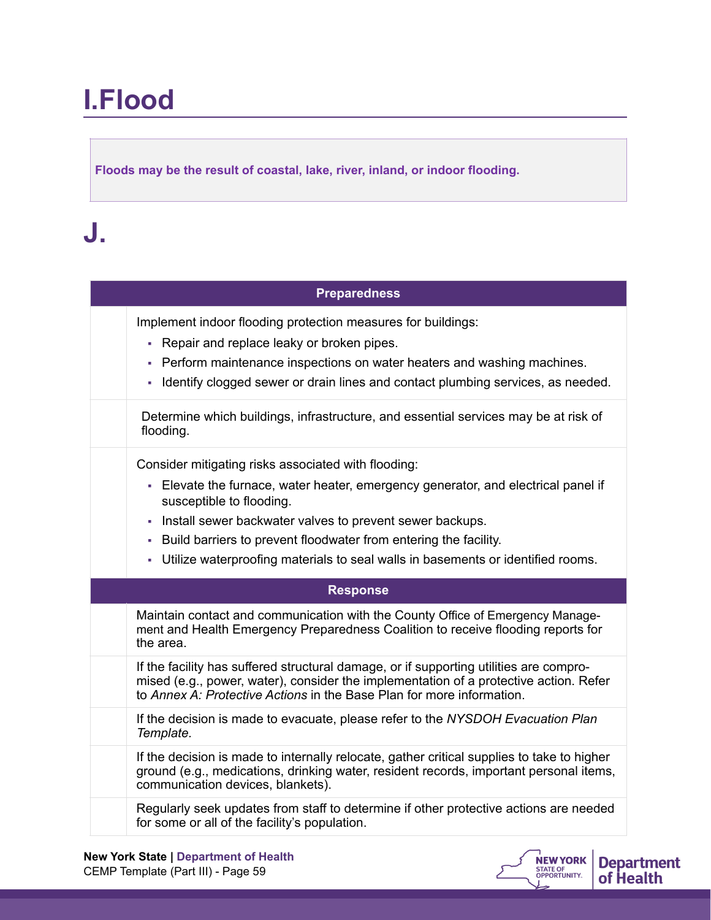# I.Flood

**Floods may be the result of coastal, lake, river, inland, or indoor flooding.**

# J.

| | Preparedness |
|---|---|
| | Implement indoor flooding protection measures for buildings:<br>▪ Repair and replace leaky or broken pipes.<br>▪ Perform maintenance inspections on water heaters and washing machines.<br>▪ Identify clogged sewer or drain lines and contact plumbing services, as needed. |
| | Determine which buildings, infrastructure, and essential services may be at risk of flooding. |
| | Consider mitigating risks associated with flooding:<br>▪ Elevate the furnace, water heater, emergency generator, and electrical panel if susceptible to flooding.<br>▪ Install sewer backwater valves to prevent sewer backups.<br>▪ Build barriers to prevent floodwater from entering the facility.<br>▪ Utilize waterproofing materials to seal walls in basements or identified rooms. |
| | **Response** |
| | Maintain contact and communication with the County Office of Emergency Management and Health Emergency Preparedness Coalition to receive flooding reports for the area. |
| | If the facility has suffered structural damage, or if supporting utilities are compromised (e.g., power, water), consider the implementation of a protective action. Refer to *Annex A: Protective Actions* in the Base Plan for more information. |
| | If the decision is made to evacuate, please refer to the *NYSDOH Evacuation Plan Template.* |
| | If the decision is made to internally relocate, gather critical supplies to take to higher ground (e.g., medications, drinking water, resident records, important personal items, communication devices, blankets). |
| | Regularly seek updates from staff to determine if other protective actions are needed for some or all of the facility's population. |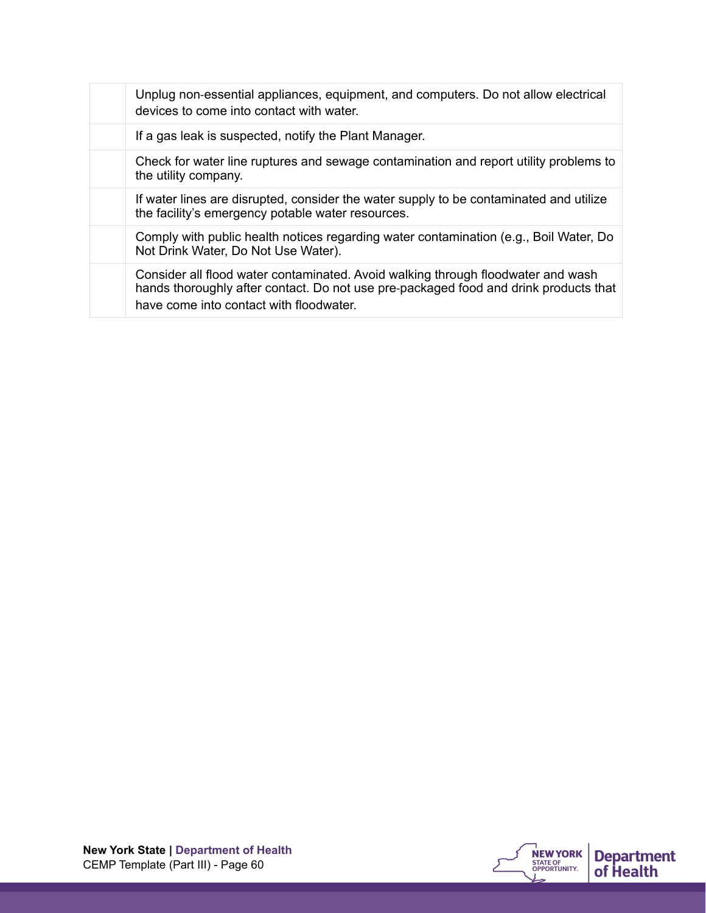| | |
|---|---|
| | Unplug non-essential appliances, equipment, and computers. Do not allow electrical devices to come into contact with water. |
| | If a gas leak is suspected, notify the Plant Manager. |
| | Check for water line ruptures and sewage contamination and report utility problems to the utility company. |
| | If water lines are disrupted, consider the water supply to be contaminated and utilize the facility's emergency potable water resources. |
| | Comply with public health notices regarding water contamination (e.g., Boil Water, Do Not Drink Water, Do Not Use Water). |
| | Consider all flood water contaminated. Avoid walking through floodwater and wash hands thoroughly after contact. Do not use pre-packaged food and drink products that have come into contact with floodwater. |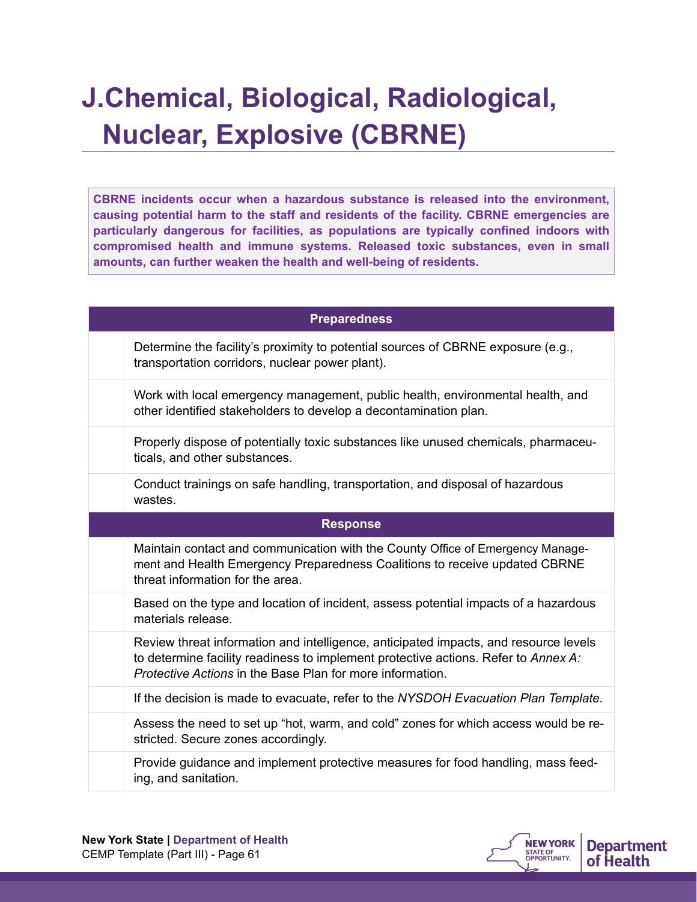# J.Chemical, Biological, Radiological, Nuclear, Explosive (CBRNE)

**CBRNE incidents occur when a hazardous substance is released into the environment, causing potential harm to the staff and residents of the facility. CBRNE emergencies are particularly dangerous for facilities, as populations are typically confined indoors with compromised health and immune systems. Released toxic substances, even in small amounts, can further weaken the health and well-being of residents.**

| | Preparedness |
|---|---|
| | Determine the facility's proximity to potential sources of CBRNE exposure (e.g., transportation corridors, nuclear power plant). |
| | Work with local emergency management, public health, environmental health, and other identified stakeholders to develop a decontamination plan. |
| | Properly dispose of potentially toxic substances like unused chemicals, pharmaceuticals, and other substances. |
| | Conduct trainings on safe handling, transportation, and disposal of hazardous wastes. |
| | **Response** |
| | Maintain contact and communication with the County Office of Emergency Management and Health Emergency Preparedness Coalitions to receive updated CBRNE threat information for the area. |
| | Based on the type and location of incident, assess potential impacts of a hazardous materials release. |
| | Review threat information and intelligence, anticipated impacts, and resource levels to determine facility readiness to implement protective actions. Refer to *Annex A: Protective Actions* in the Base Plan for more information. |
| | If the decision is made to evacuate, refer to the *NYSDOH Evacuation Plan Template*. |
| | Assess the need to set up "hot, warm, and cold" zones for which access would be restricted. Secure zones accordingly. |
| | Provide guidance and implement protective measures for food handling, mass feeding, and sanitation. |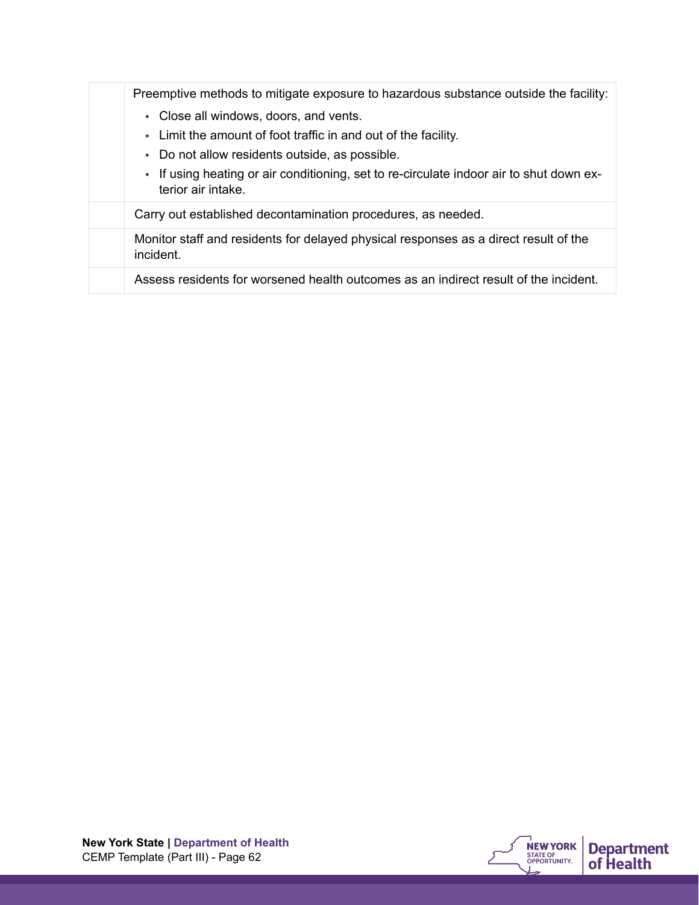| | |
|---|---|
| | Preemptive methods to mitigate exposure to hazardous substance outside the facility: <br>▪ Close all windows, doors, and vents. <br>▪ Limit the amount of foot traffic in and out of the facility. <br>▪ Do not allow residents outside, as possible. <br>▪ If using heating or air conditioning, set to re-circulate indoor air to shut down exterior air intake. |
| | Carry out established decontamination procedures, as needed. |
| | Monitor staff and residents for delayed physical responses as a direct result of the incident. |
| | Assess residents for worsened health outcomes as an indirect result of the incident. |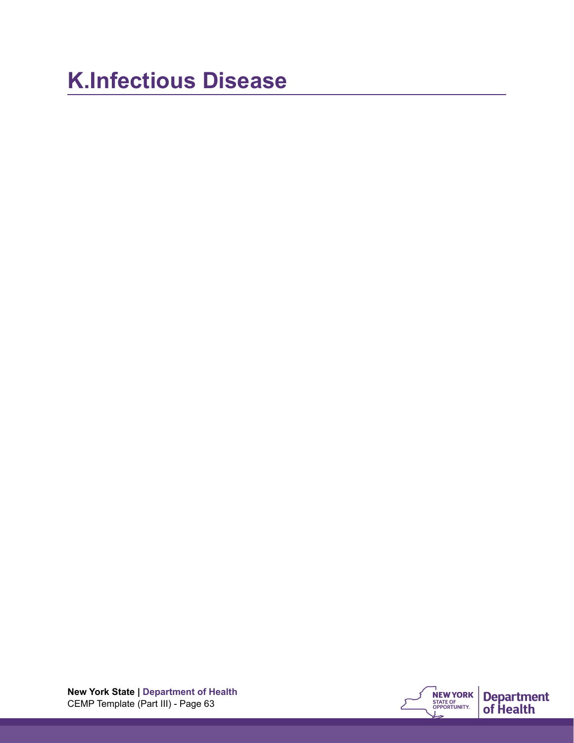# K.Infectious Disease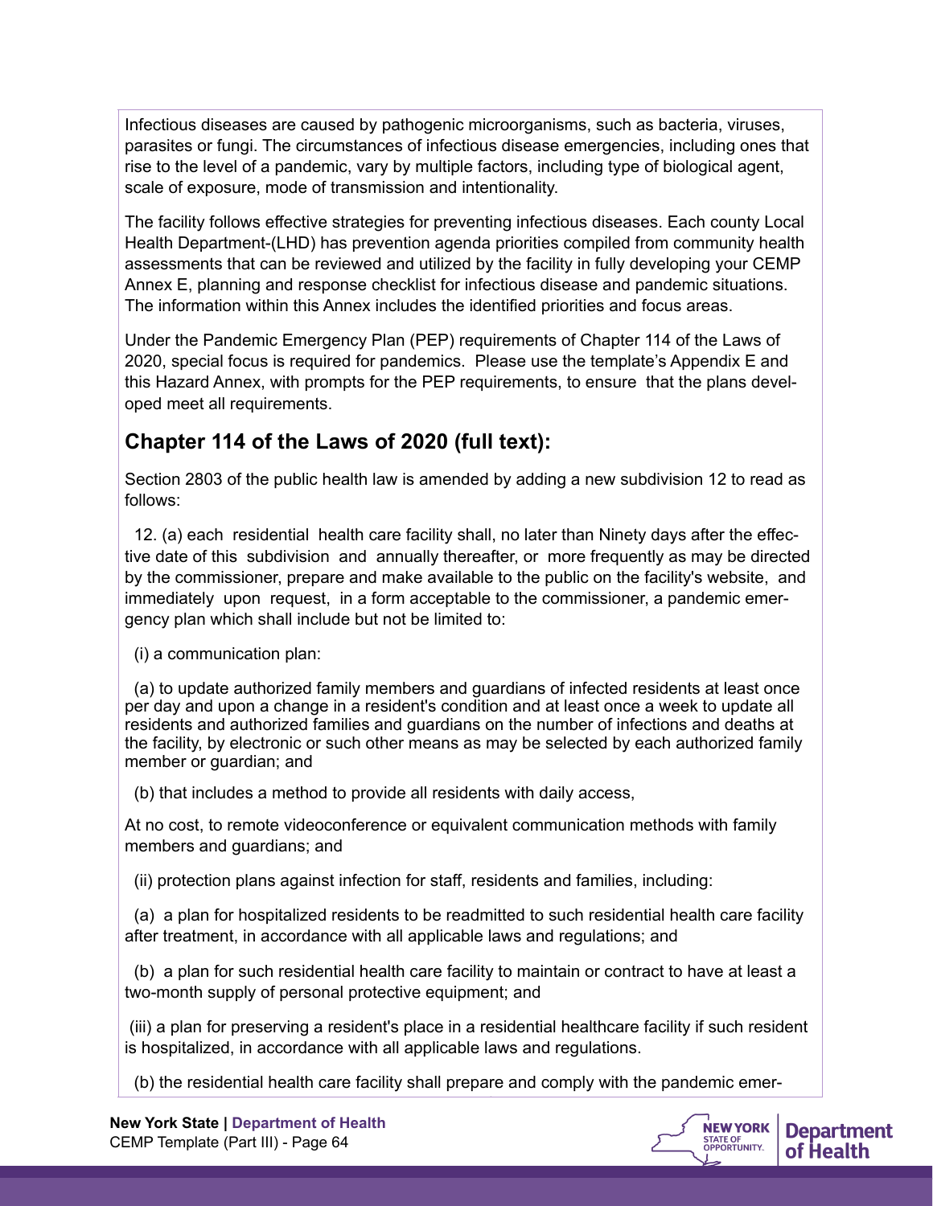Infectious diseases are caused by pathogenic microorganisms, such as bacteria, viruses, parasites or fungi. The circumstances of infectious disease emergencies, including ones that rise to the level of a pandemic, vary by multiple factors, including type of biological agent, scale of exposure, mode of transmission and intentionality.

The facility follows effective strategies for preventing infectious diseases. Each county Local Health Department-(LHD) has prevention agenda priorities compiled from community health assessments that can be reviewed and utilized by the facility in fully developing your CEMP Annex E, planning and response checklist for infectious disease and pandemic situations. The information within this Annex includes the identified priorities and focus areas.

Under the Pandemic Emergency Plan (PEP) requirements of Chapter 114 of the Laws of 2020, special focus is required for pandemics. Please use the template's Appendix E and this Hazard Annex, with prompts for the PEP requirements, to ensure that the plans developed meet all requirements.

## Chapter 114 of the Laws of 2020 (full text):

Section 2803 of the public health law is amended by adding a new subdivision 12 to read as follows:

12. (a) each residential health care facility shall, no later than Ninety days after the effective date of this subdivision and annually thereafter, or more frequently as may be directed by the commissioner, prepare and make available to the public on the facility's website, and immediately upon request, in a form acceptable to the commissioner, a pandemic emergency plan which shall include but not be limited to:

(i) a communication plan:

(a) to update authorized family members and guardians of infected residents at least once per day and upon a change in a resident's condition and at least once a week to update all residents and authorized families and guardians on the number of infections and deaths at the facility, by electronic or such other means as may be selected by each authorized family member or guardian; and

(b) that includes a method to provide all residents with daily access,

At no cost, to remote videoconference or equivalent communication methods with family members and guardians; and

(ii) protection plans against infection for staff, residents and families, including:

(a) a plan for hospitalized residents to be readmitted to such residential health care facility after treatment, in accordance with all applicable laws and regulations; and

(b) a plan for such residential health care facility to maintain or contract to have at least a two-month supply of personal protective equipment; and

(iii) a plan for preserving a resident's place in a residential healthcare facility if such resident is hospitalized, in accordance with all applicable laws and regulations.

(b) the residential health care facility shall prepare and comply with the pandemic emer-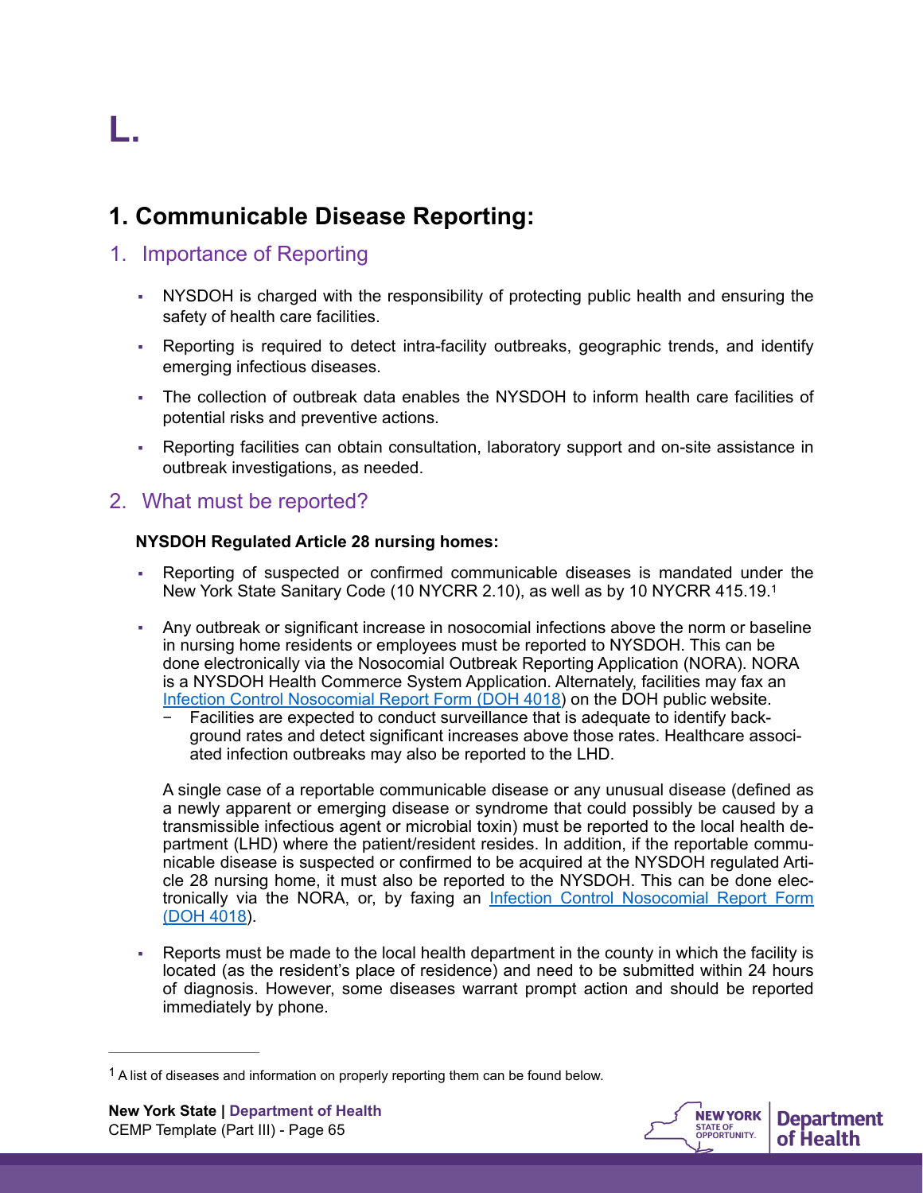# L.

## 1. Communicable Disease Reporting:

### 1. Importance of Reporting

- NYSDOH is charged with the responsibility of protecting public health and ensuring the safety of health care facilities.
- Reporting is required to detect intra-facility outbreaks, geographic trends, and identify emerging infectious diseases.
- The collection of outbreak data enables the NYSDOH to inform health care facilities of potential risks and preventive actions.
- Reporting facilities can obtain consultation, laboratory support and on-site assistance in outbreak investigations, as needed.

### 2. What must be reported?

**NYSDOH Regulated Article 28 nursing homes:**

- Reporting of suspected or confirmed communicable diseases is mandated under the New York State Sanitary Code (10 NYCRR 2.10), as well as by 10 NYCRR 415.19.[1]
- Any outbreak or significant increase in nosocomial infections above the norm or baseline in nursing home residents or employees must be reported to NYSDOH. This can be done electronically via the Nosocomial Outbreak Reporting Application (NORA). NORA is a NYSDOH Health Commerce System Application. Alternately, facilities may fax an Infection Control Nosocomial Report Form (DOH 4018) on the DOH public website.
  - Facilities are expected to conduct surveillance that is adequate to identify background rates and detect significant increases above those rates. Healthcare associated infection outbreaks may also be reported to the LHD.

  A single case of a reportable communicable disease or any unusual disease (defined as a newly apparent or emerging disease or syndrome that could possibly be caused by a transmissible infectious agent or microbial toxin) must be reported to the local health department (LHD) where the patient/resident resides. In addition, if the reportable communicable disease is suspected or confirmed to be acquired at the NYSDOH regulated Article 28 nursing home, it must also be reported to the NYSDOH. This can be done electronically via the NORA, or, by faxing an Infection Control Nosocomial Report Form (DOH 4018).

- Reports must be made to the local health department in the county in which the facility is located (as the resident's place of residence) and need to be submitted within 24 hours of diagnosis. However, some diseases warrant prompt action and should be reported immediately by phone.

---

[1] A list of diseases and information on properly reporting them can be found below.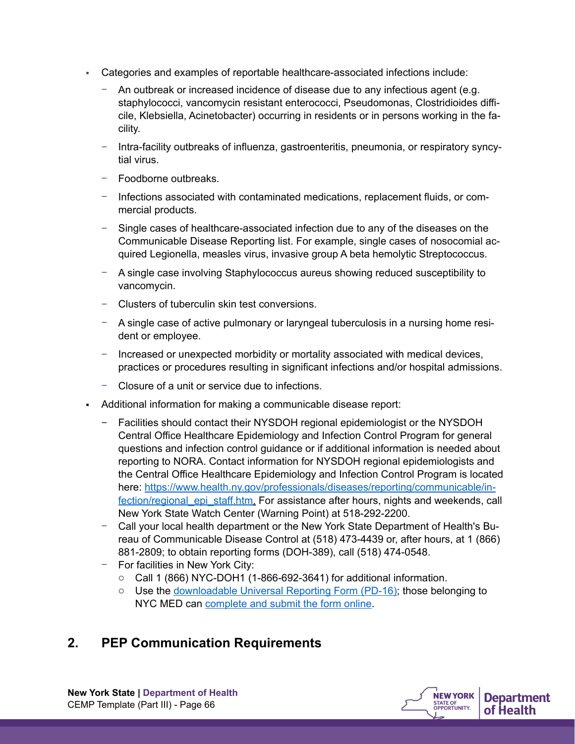- Categories and examples of reportable healthcare-associated infections include:
  - An outbreak or increased incidence of disease due to any infectious agent (e.g. staphylococci, vancomycin resistant enterococci, Pseudomonas, Clostridioides difficile, Klebsiella, Acinetobacter) occurring in residents or in persons working in the facility.
  - Intra-facility outbreaks of influenza, gastroenteritis, pneumonia, or respiratory syncytial virus.
  - Foodborne outbreaks.
  - Infections associated with contaminated medications, replacement fluids, or commercial products.
  - Single cases of healthcare-associated infection due to any of the diseases on the Communicable Disease Reporting list. For example, single cases of nosocomial acquired Legionella, measles virus, invasive group A beta hemolytic Streptococcus.
  - A single case involving Staphylococcus aureus showing reduced susceptibility to vancomycin.
  - Clusters of tuberculin skin test conversions.
  - A single case of active pulmonary or laryngeal tuberculosis in a nursing home resident or employee.
  - Increased or unexpected morbidity or mortality associated with medical devices, practices or procedures resulting in significant infections and/or hospital admissions.
  - Closure of a unit or service due to infections.
- Additional information for making a communicable disease report:
  - Facilities should contact their NYSDOH regional epidemiologist or the NYSDOH Central Office Healthcare Epidemiology and Infection Control Program for general questions and infection control guidance or if additional information is needed about reporting to NORA. Contact information for NYSDOH regional epidemiologists and the Central Office Healthcare Epidemiology and Infection Control Program is located here: [https://www.health.ny.gov/professionals/diseases/reporting/communicable/infection/regional_epi_staff.htm](https://www.health.ny.gov/professionals/diseases/reporting/communicable/infection/regional_epi_staff.htm). For assistance after hours, nights and weekends, call New York State Watch Center (Warning Point) at 518-292-2200.
  - Call your local health department or the New York State Department of Health's Bureau of Communicable Disease Control at (518) 473-4439 or, after hours, at 1 (866) 881-2809; to obtain reporting forms (DOH-389), call (518) 474-0548.
  - For facilities in New York City:
    - Call 1 (866) NYC-DOH1 (1-866-692-3641) for additional information.
    - Use the downloadable Universal Reporting Form (PD-16); those belonging to NYC MED can complete and submit the form online.

## 2. PEP Communication Requirements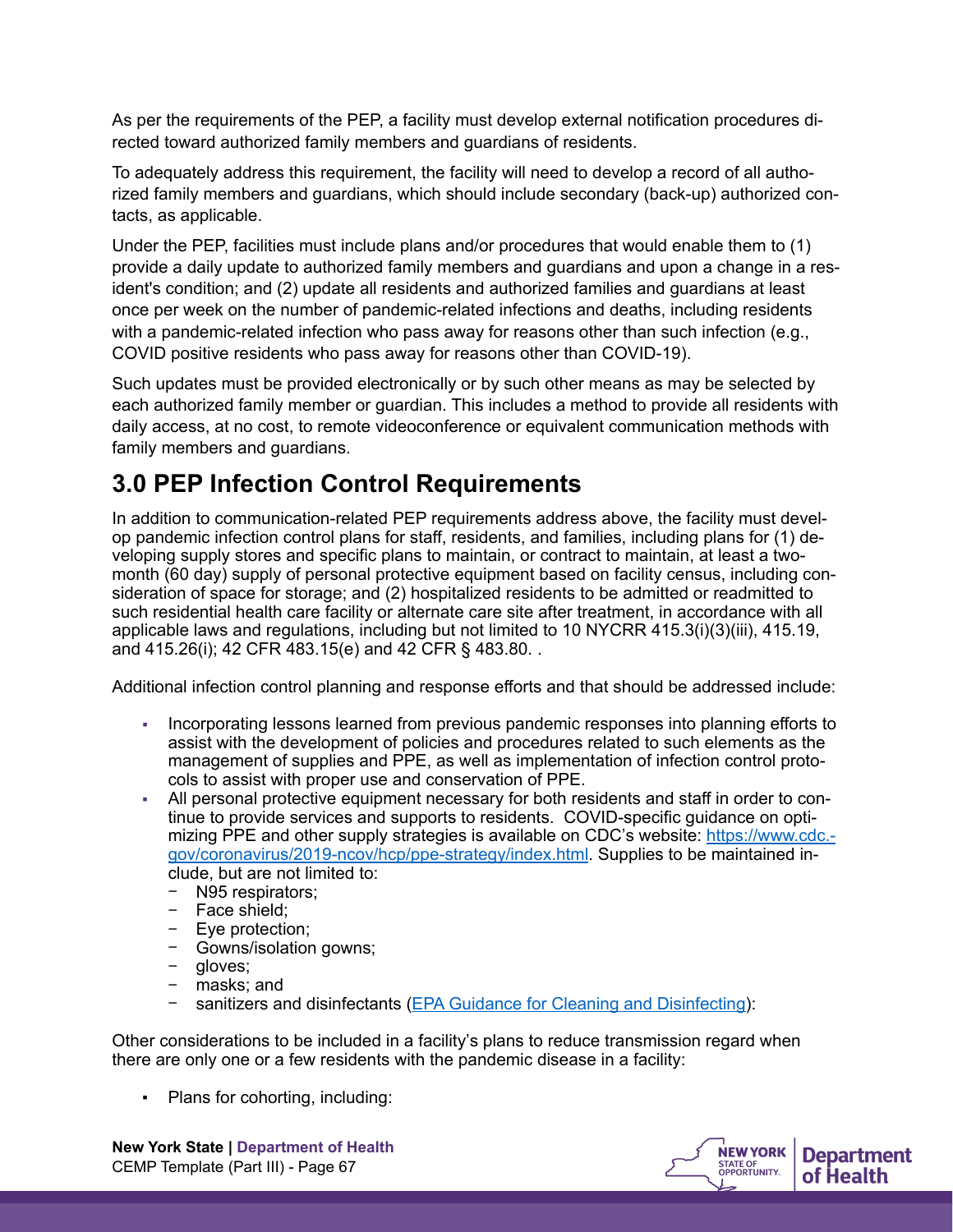As per the requirements of the PEP, a facility must develop external notification procedures directed toward authorized family members and guardians of residents.

To adequately address this requirement, the facility will need to develop a record of all authorized family members and guardians, which should include secondary (back-up) authorized contacts, as applicable.

Under the PEP, facilities must include plans and/or procedures that would enable them to (1) provide a daily update to authorized family members and guardians and upon a change in a resident's condition; and (2) update all residents and authorized families and guardians at least once per week on the number of pandemic-related infections and deaths, including residents with a pandemic-related infection who pass away for reasons other than such infection (e.g., COVID positive residents who pass away for reasons other than COVID-19).

Such updates must be provided electronically or by such other means as may be selected by each authorized family member or guardian. This includes a method to provide all residents with daily access, at no cost, to remote videoconference or equivalent communication methods with family members and guardians.

## 3.0 PEP Infection Control Requirements

In addition to communication-related PEP requirements address above, the facility must develop pandemic infection control plans for staff, residents, and families, including plans for (1) developing supply stores and specific plans to maintain, or contract to maintain, at least a two-month (60 day) supply of personal protective equipment based on facility census, including consideration of space for storage; and (2) hospitalized residents to be admitted or readmitted to such residential health care facility or alternate care site after treatment, in accordance with all applicable laws and regulations, including but not limited to 10 NYCRR 415.3(i)(3)(iii), 415.19, and 415.26(i); 42 CFR 483.15(e) and 42 CFR § 483.80. .

Additional infection control planning and response efforts and that should be addressed include:

- Incorporating lessons learned from previous pandemic responses into planning efforts to assist with the development of policies and procedures related to such elements as the management of supplies and PPE, as well as implementation of infection control protocols to assist with proper use and conservation of PPE.
- All personal protective equipment necessary for both residents and staff in order to continue to provide services and supports to residents. COVID-specific guidance on optimizing PPE and other supply strategies is available on CDC's website: [https://www.cdc.gov/coronavirus/2019-ncov/hcp/ppe-strategy/index.html](https://www.cdc.gov/coronavirus/2019-ncov/hcp/ppe-strategy/index.html). Supplies to be maintained include, but are not limited to:
  - N95 respirators;
  - Face shield;
  - Eye protection;
  - Gowns/isolation gowns;
  - gloves;
  - masks; and
  - sanitizers and disinfectants (EPA Guidance for Cleaning and Disinfecting):

Other considerations to be included in a facility's plans to reduce transmission regard when there are only one or a few residents with the pandemic disease in a facility:

- Plans for cohorting, including: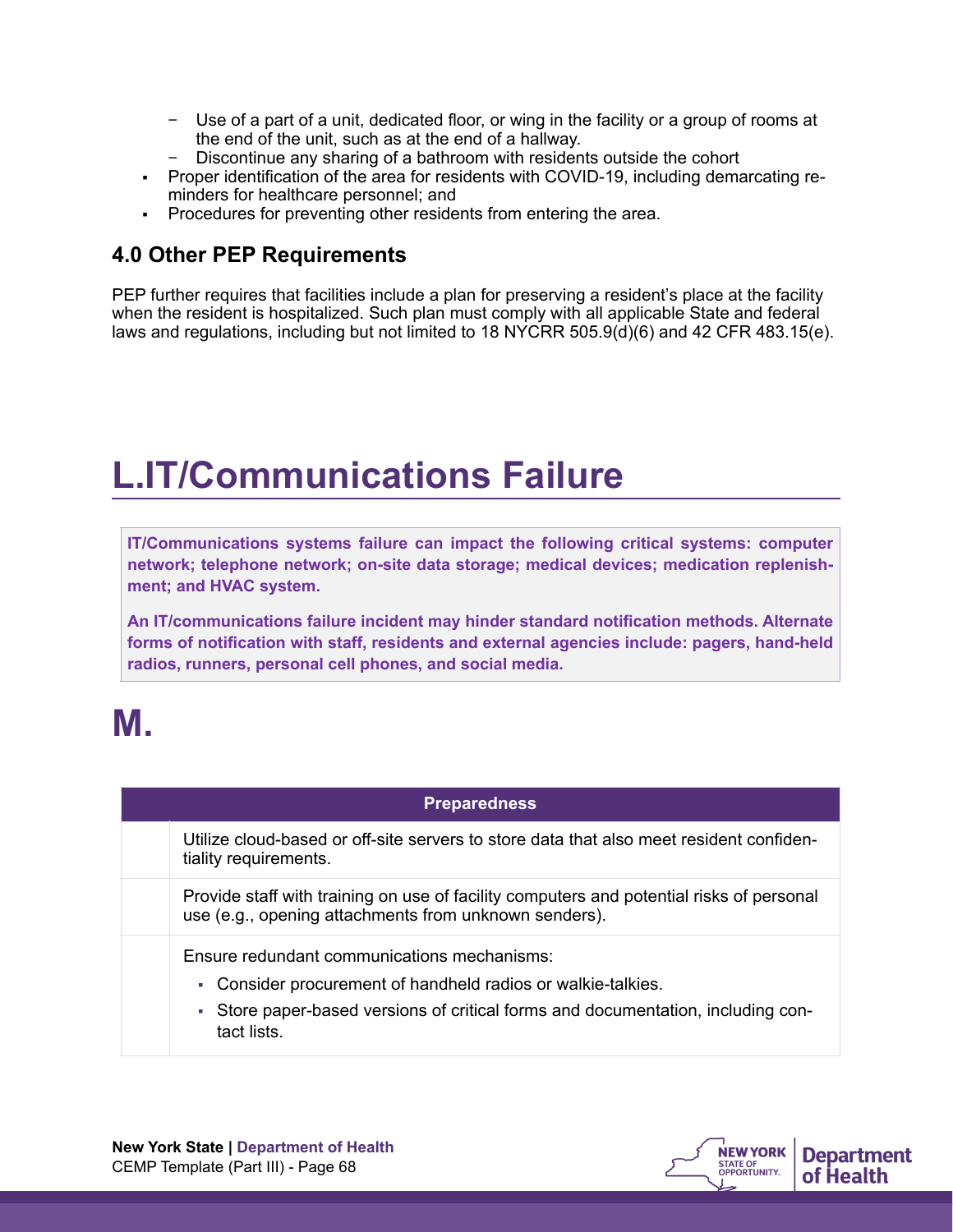- Use of a part of a unit, dedicated floor, or wing in the facility or a group of rooms at the end of the unit, such as at the end of a hallway.
  - Discontinue any sharing of a bathroom with residents outside the cohort
- Proper identification of the area for residents with COVID-19, including demarcating reminders for healthcare personnel; and
- Procedures for preventing other residents from entering the area.

### 4.0 Other PEP Requirements

PEP further requires that facilities include a plan for preserving a resident's place at the facility when the resident is hospitalized. Such plan must comply with all applicable State and federal laws and regulations, including but not limited to 18 NYCRR 505.9(d)(6) and 42 CFR 483.15(e).

# L.IT/Communications Failure

**IT/Communications systems failure can impact the following critical systems: computer network; telephone network; on-site data storage; medical devices; medication replenishment; and HVAC system.**

**An IT/communications failure incident may hinder standard notification methods. Alternate forms of notification with staff, residents and external agencies include: pagers, hand-held radios, runners, personal cell phones, and social media.**

# M.

| | Preparedness |
|---|---|
| | Utilize cloud-based or off-site servers to store data that also meet resident confidentiality requirements. |
| | Provide staff with training on use of facility computers and potential risks of personal use (e.g., opening attachments from unknown senders). |
| | Ensure redundant communications mechanisms:<br>▪ Consider procurement of handheld radios or walkie-talkies.<br>▪ Store paper-based versions of critical forms and documentation, including contact lists. |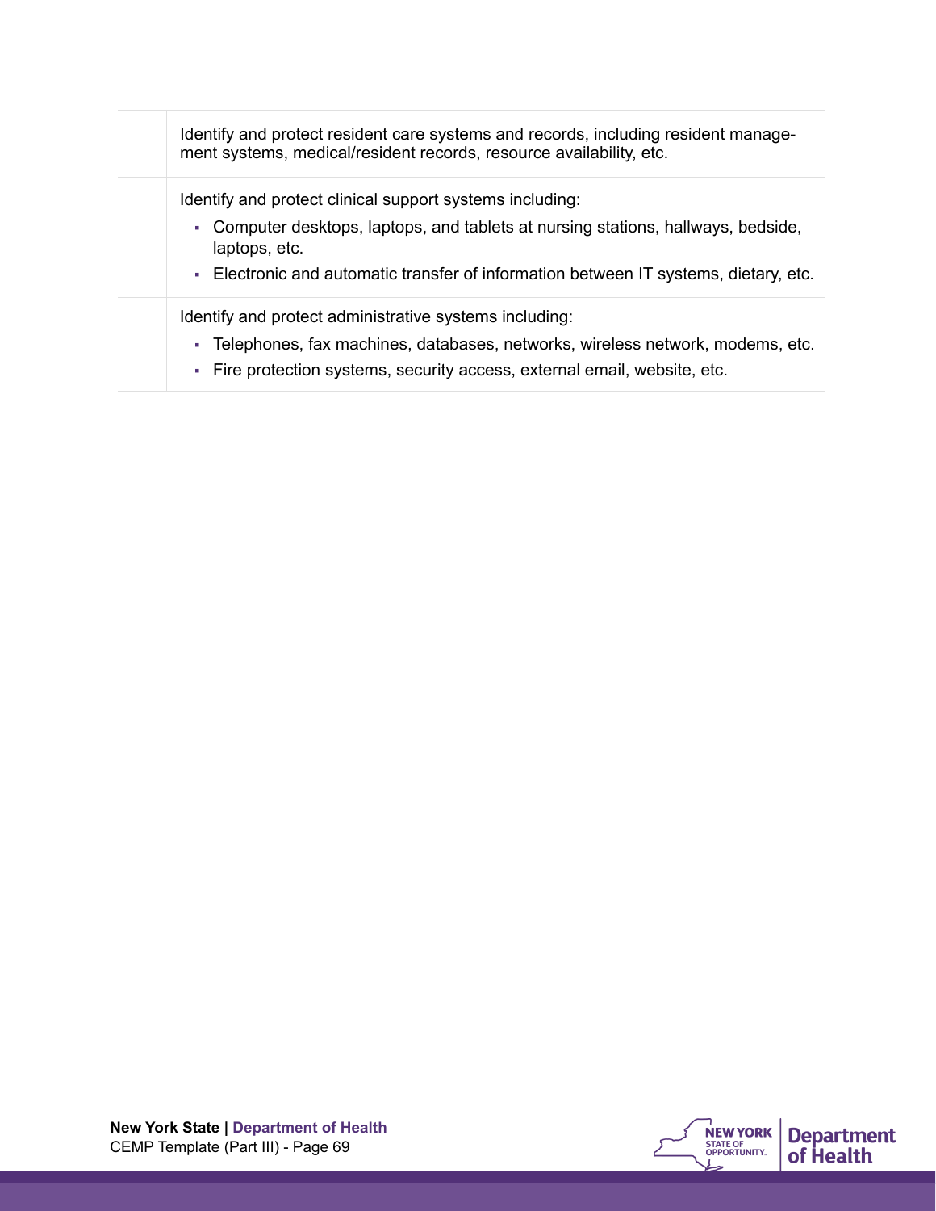| | |
|---|---|
| | Identify and protect resident care systems and records, including resident management systems, medical/resident records, resource availability, etc. |
| | Identify and protect clinical support systems including:<br>▪ Computer desktops, laptops, and tablets at nursing stations, hallways, bedside, laptops, etc.<br>▪ Electronic and automatic transfer of information between IT systems, dietary, etc. |
| | Identify and protect administrative systems including:<br>▪ Telephones, fax machines, databases, networks, wireless network, modems, etc.<br>▪ Fire protection systems, security access, external email, website, etc. |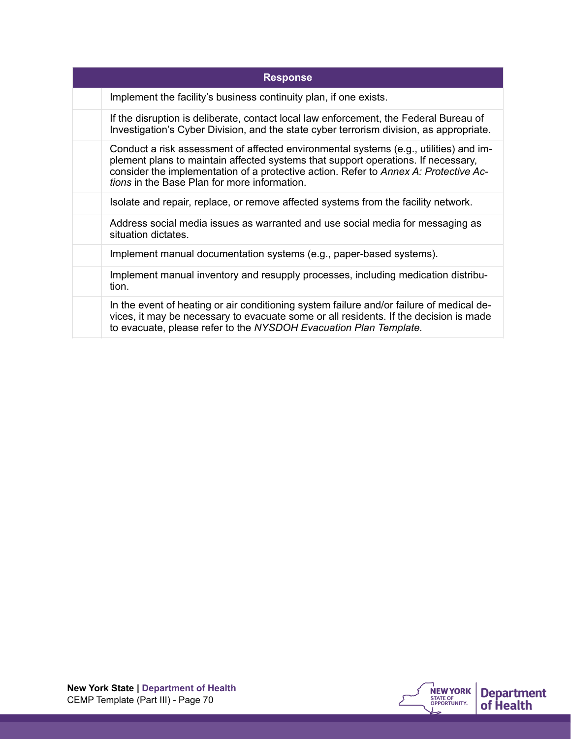| | Response |
|---|---|
| | Implement the facility's business continuity plan, if one exists. |
| | If the disruption is deliberate, contact local law enforcement, the Federal Bureau of Investigation's Cyber Division, and the state cyber terrorism division, as appropriate. |
| | Conduct a risk assessment of affected environmental systems (e.g., utilities) and implement plans to maintain affected systems that support operations. If necessary, consider the implementation of a protective action. Refer to *Annex A: Protective Actions* in the Base Plan for more information. |
| | Isolate and repair, replace, or remove affected systems from the facility network. |
| | Address social media issues as warranted and use social media for messaging as situation dictates. |
| | Implement manual documentation systems (e.g., paper-based systems). |
| | Implement manual inventory and resupply processes, including medication distribution. |
| | In the event of heating or air conditioning system failure and/or failure of medical devices, it may be necessary to evacuate some or all residents. If the decision is made to evacuate, please refer to the *NYSDOH Evacuation Plan Template.* |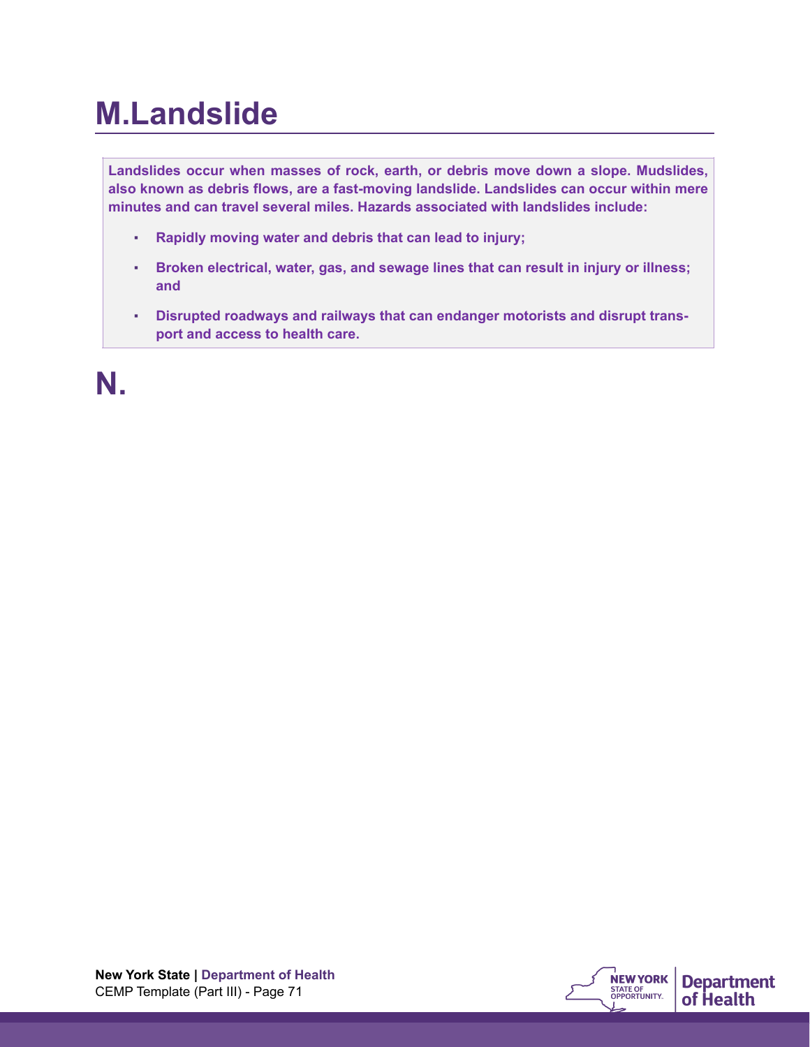# M.Landslide

**Landslides occur when masses of rock, earth, or debris move down a slope. Mudslides, also known as debris flows, are a fast-moving landslide. Landslides can occur within mere minutes and can travel several miles. Hazards associated with landslides include:**

- **Rapidly moving water and debris that can lead to injury;**
- **Broken electrical, water, gas, and sewage lines that can result in injury or illness; and**
- **Disrupted roadways and railways that can endanger motorists and disrupt transport and access to health care.**

# N.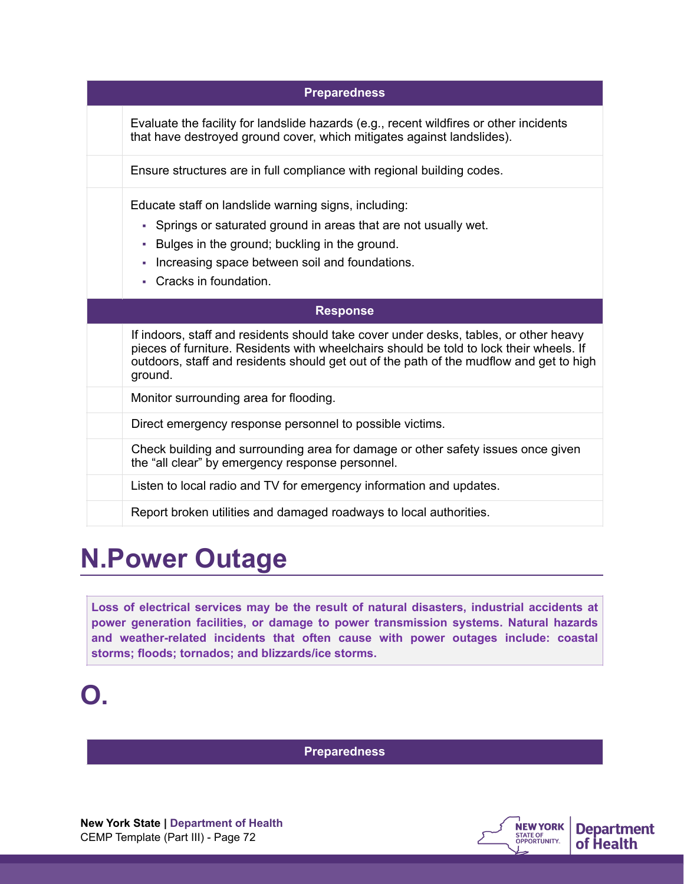| | Preparedness |
|---|---|
| | Evaluate the facility for landslide hazards (e.g., recent wildfires or other incidents that have destroyed ground cover, which mitigates against landslides). |
| | Ensure structures are in full compliance with regional building codes. |
| | Educate staff on landslide warning signs, including:<br>▪ Springs or saturated ground in areas that are not usually wet.<br>▪ Bulges in the ground; buckling in the ground.<br>▪ Increasing space between soil and foundations.<br>▪ Cracks in foundation. |
| | **Response** |
| | If indoors, staff and residents should take cover under desks, tables, or other heavy pieces of furniture. Residents with wheelchairs should be told to lock their wheels. If outdoors, staff and residents should get out of the path of the mudflow and get to high ground. |
| | Monitor surrounding area for flooding. |
| | Direct emergency response personnel to possible victims. |
| | Check building and surrounding area for damage or other safety issues once given the "all clear" by emergency response personnel. |
| | Listen to local radio and TV for emergency information and updates. |
| | Report broken utilities and damaged roadways to local authorities. |

# N.Power Outage

**Loss of electrical services may be the result of natural disasters, industrial accidents at power generation facilities, or damage to power transmission systems. Natural hazards and weather-related incidents that often cause with power outages include: coastal storms; floods; tornados; and blizzards/ice storms.**

# O.

| | Preparedness |
|---|---|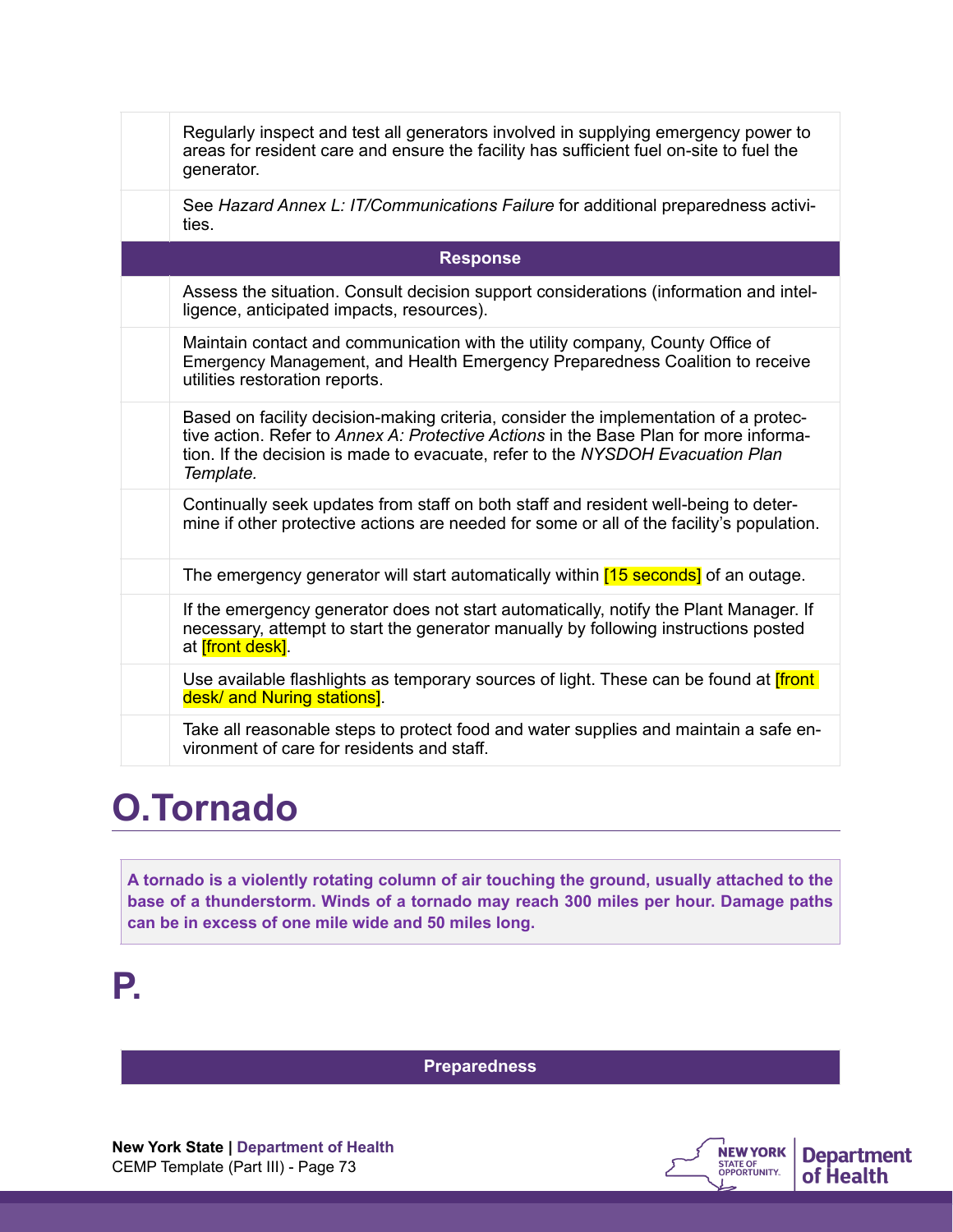| | |
|---|---|
| | Regularly inspect and test all generators involved in supplying emergency power to areas for resident care and ensure the facility has sufficient fuel on-site to fuel the generator. |
| | See *Hazard Annex L: IT/Communications Failure* for additional preparedness activities. |
| **Response** | |
| | Assess the situation. Consult decision support considerations (information and intelligence, anticipated impacts, resources). |
| | Maintain contact and communication with the utility company, County Office of Emergency Management, and Health Emergency Preparedness Coalition to receive utilities restoration reports. |
| | Based on facility decision-making criteria, consider the implementation of a protective action. Refer to *Annex A: Protective Actions* in the Base Plan for more information. If the decision is made to evacuate, refer to the *NYSDOH Evacuation Plan Template.* |
| | Continually seek updates from staff on both staff and resident well-being to determine if other protective actions are needed for some or all of the facility's population. |
| | The emergency generator will start automatically within [15 seconds] of an outage. |
| | If the emergency generator does not start automatically, notify the Plant Manager. If necessary, attempt to start the generator manually by following instructions posted at [front desk]. |
| | Use available flashlights as temporary sources of light. These can be found at [front desk/ and Nuring stations]. |
| | Take all reasonable steps to protect food and water supplies and maintain a safe environment of care for residents and staff. |

# O.Tornado

**A tornado is a violently rotating column of air touching the ground, usually attached to the base of a thunderstorm. Winds of a tornado may reach 300 miles per hour. Damage paths can be in excess of one mile wide and 50 miles long.**

# P.

| | |
|---|---|
| **Preparedness** | |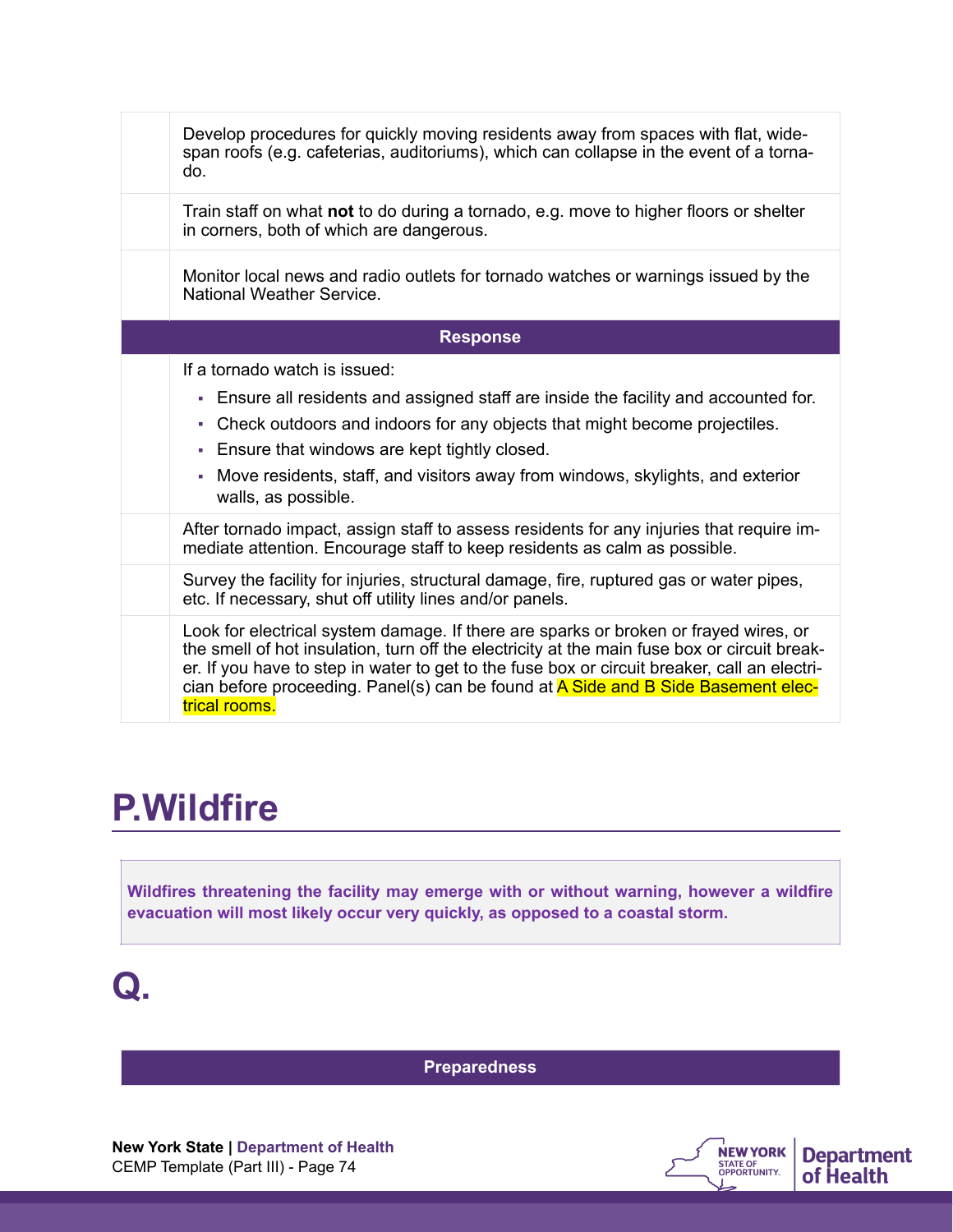| | |
|---|---|
| | Develop procedures for quickly moving residents away from spaces with flat, wide-span roofs (e.g. cafeterias, auditoriums), which can collapse in the event of a tornado. |
| | Train staff on what **not** to do during a tornado, e.g. move to higher floors or shelter in corners, both of which are dangerous. |
| | Monitor local news and radio outlets for tornado watches or warnings issued by the National Weather Service. |
| **Response** | |
| | If a tornado watch is issued:<br>▪ Ensure all residents and assigned staff are inside the facility and accounted for.<br>▪ Check outdoors and indoors for any objects that might become projectiles.<br>▪ Ensure that windows are kept tightly closed.<br>▪ Move residents, staff, and visitors away from windows, skylights, and exterior walls, as possible. |
| | After tornado impact, assign staff to assess residents for any injuries that require immediate attention. Encourage staff to keep residents as calm as possible. |
| | Survey the facility for injuries, structural damage, fire, ruptured gas or water pipes, etc. If necessary, shut off utility lines and/or panels. |
| | Look for electrical system damage. If there are sparks or broken or frayed wires, or the smell of hot insulation, turn off the electricity at the main fuse box or circuit breaker. If you have to step in water to get to the fuse box or circuit breaker, call an electrician before proceeding. Panel(s) can be found at A Side and B Side Basement electrical rooms. |

# P.Wildfire

**Wildfires threatening the facility may emerge with or without warning, however a wildfire evacuation will most likely occur very quickly, as opposed to a coastal storm.**

# Q.

| Preparedness |
|---|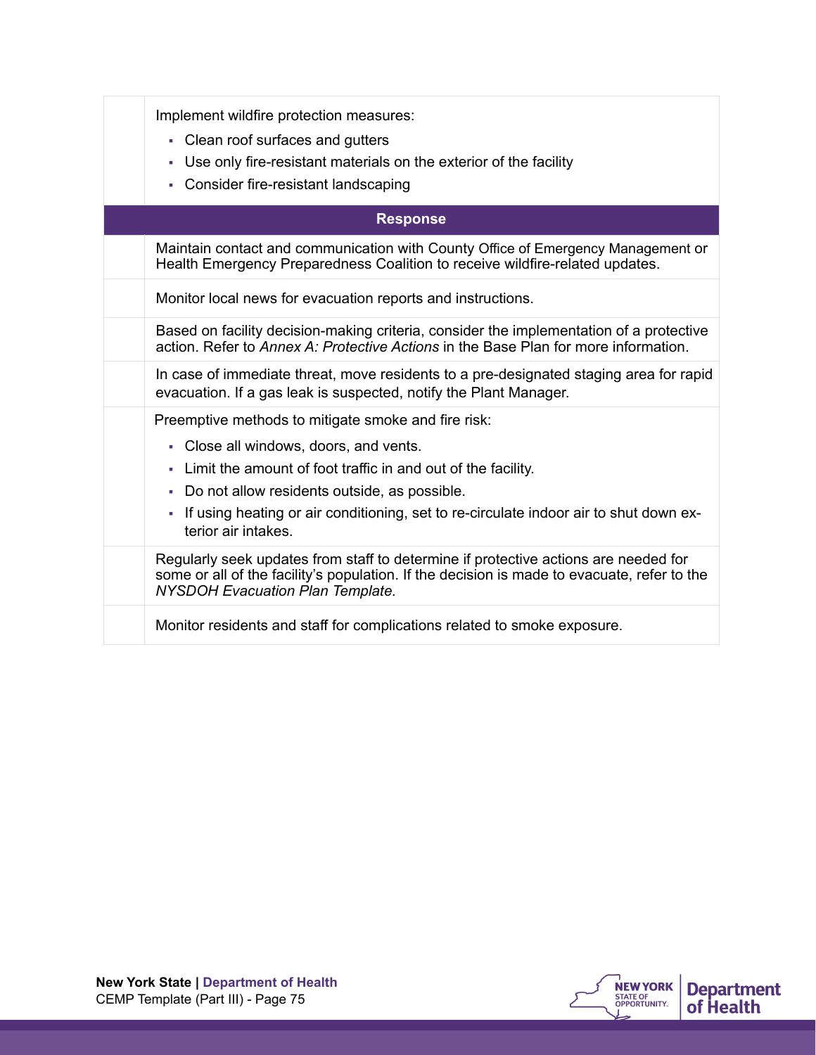| | |
|---|---|
| | Implement wildfire protection measures:<br>- Clean roof surfaces and gutters<br>- Use only fire-resistant materials on the exterior of the facility<br>- Consider fire-resistant landscaping |
| | **Response** |
| | Maintain contact and communication with County Office of Emergency Management or Health Emergency Preparedness Coalition to receive wildfire-related updates. |
| | Monitor local news for evacuation reports and instructions. |
| | Based on facility decision-making criteria, consider the implementation of a protective action. Refer to *Annex A: Protective Actions* in the Base Plan for more information. |
| | In case of immediate threat, move residents to a pre-designated staging area for rapid evacuation. If a gas leak is suspected, notify the Plant Manager. |
| | Preemptive methods to mitigate smoke and fire risk:<br>- Close all windows, doors, and vents.<br>- Limit the amount of foot traffic in and out of the facility.<br>- Do not allow residents outside, as possible.<br>- If using heating or air conditioning, set to re-circulate indoor air to shut down exterior air intakes. |
| | Regularly seek updates from staff to determine if protective actions are needed for some or all of the facility's population. If the decision is made to evacuate, refer to the *NYSDOH Evacuation Plan Template.* |
| | Monitor residents and staff for complications related to smoke exposure. |